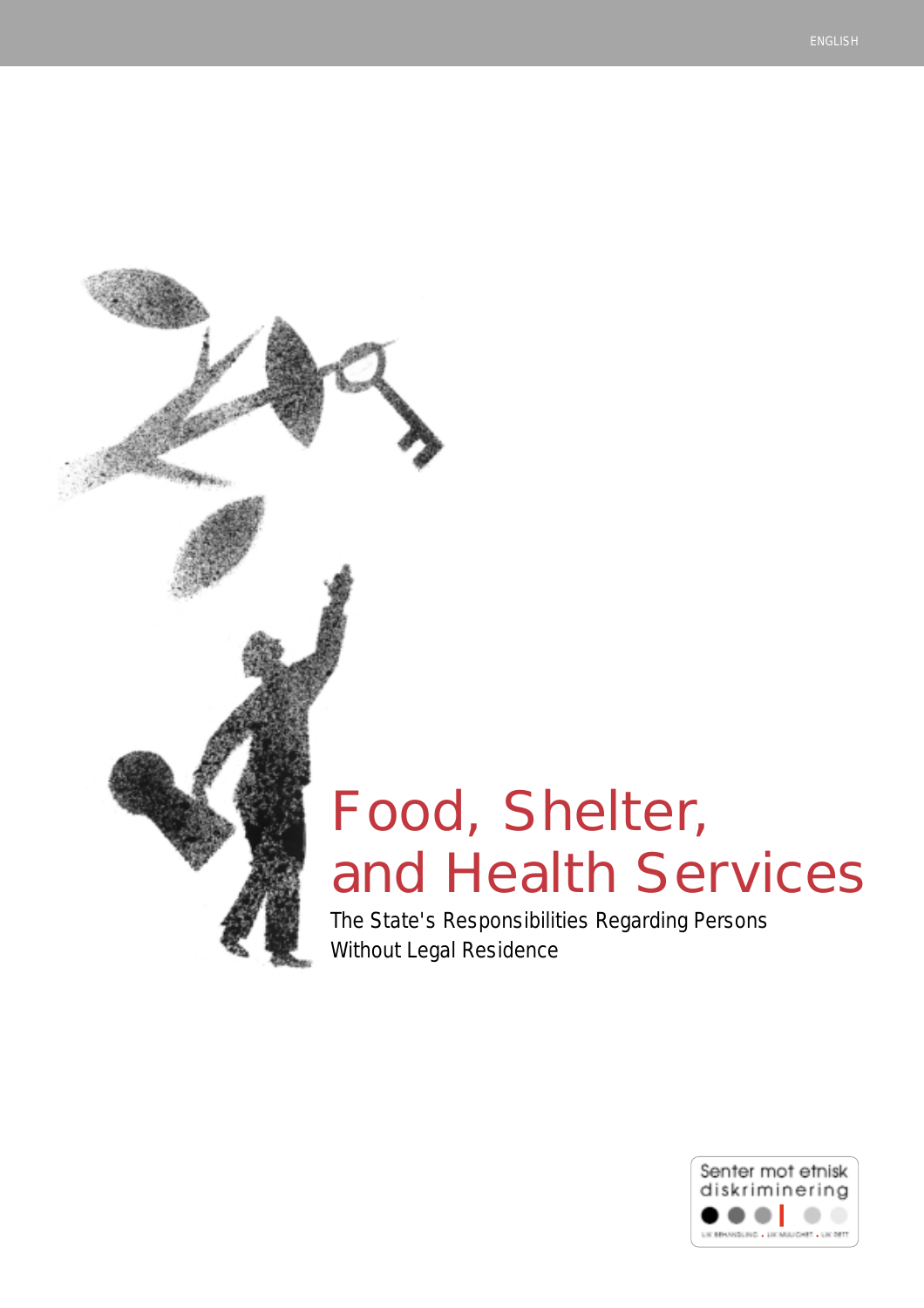ENGLISH

# Food, Shelter, and Health Services

The State's Responsibilities Regarding Persons Without Legal Residence

Senter mot etnisk diskriminering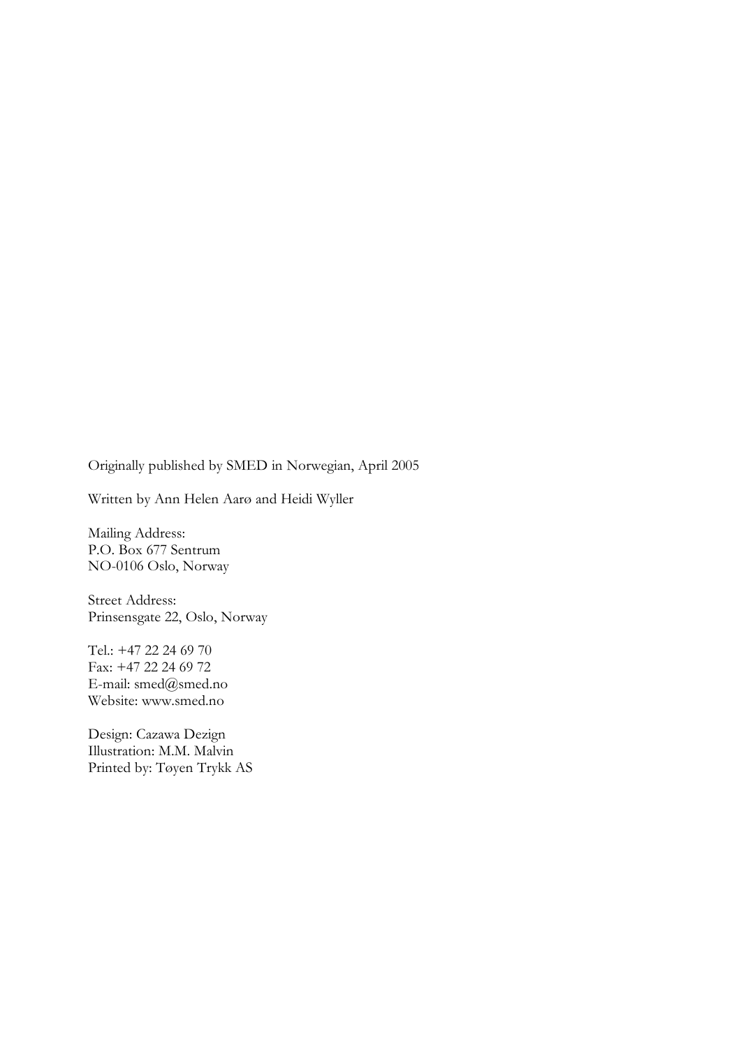Originally published by SMED in Norwegian, April 2005

Written by Ann Helen Aarø and Heidi Wyller

Mailing Address:
P.O. Box 677 Sentrum
NO-0106 Oslo, Norway

Street Address:
Prinsensgate 22, Oslo, Norway

Tel.: +47 22 24 69 70
Fax: +47 22 24 69 72
E-mail: smed@smed.no
Website: www.smed.no

Design: Cazawa Dezign
Illustration: M.M. Malvin
Printed by: Tøyen Trykk AS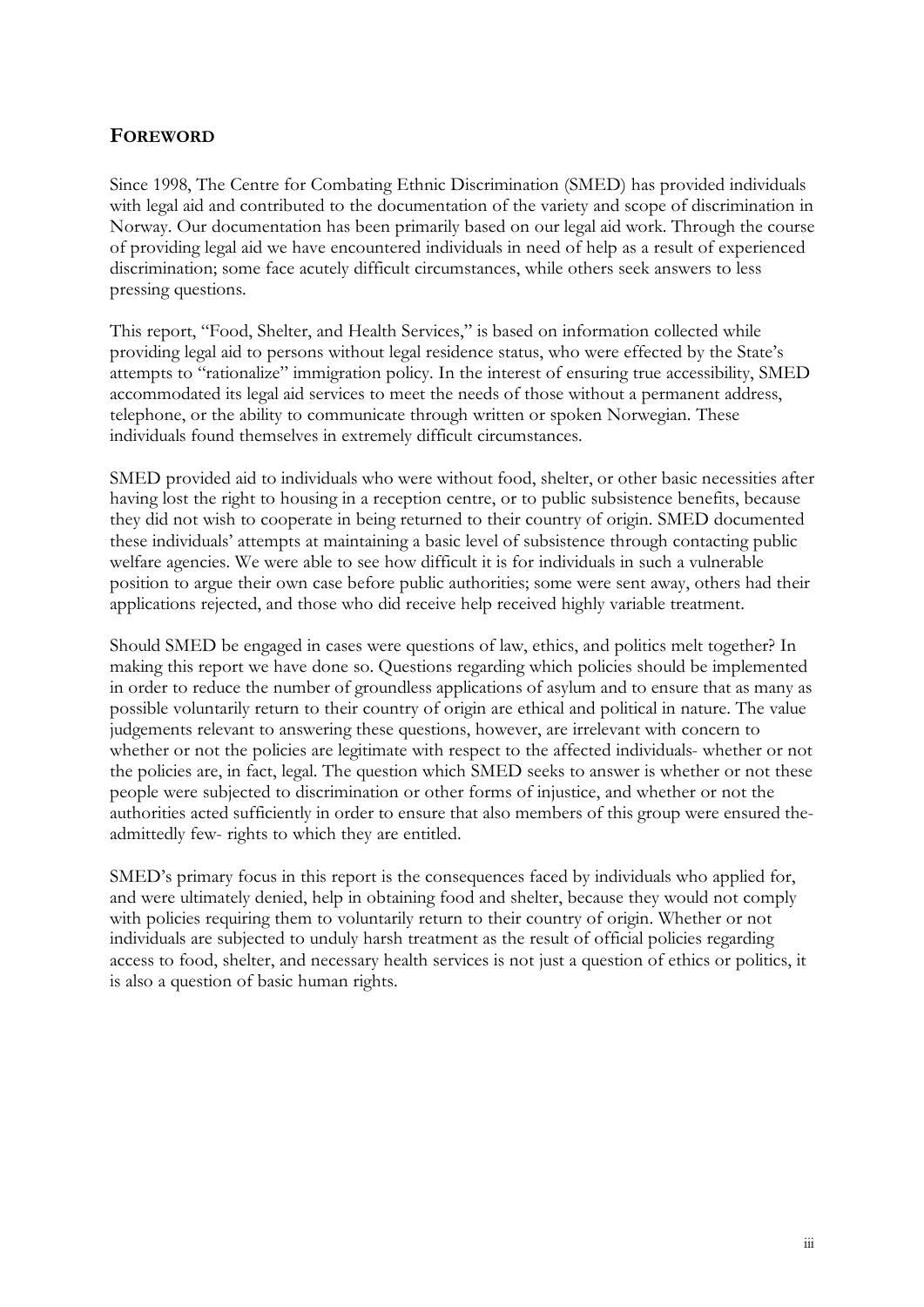## FOREWORD

Since 1998, The Centre for Combating Ethnic Discrimination (SMED) has provided individuals with legal aid and contributed to the documentation of the variety and scope of discrimination in Norway. Our documentation has been primarily based on our legal aid work. Through the course of providing legal aid we have encountered individuals in need of help as a result of experienced discrimination; some face acutely difficult circumstances, while others seek answers to less pressing questions.

This report, "Food, Shelter, and Health Services," is based on information collected while providing legal aid to persons without legal residence status, who were effected by the State's attempts to "rationalize" immigration policy. In the interest of ensuring true accessibility, SMED accommodated its legal aid services to meet the needs of those without a permanent address, telephone, or the ability to communicate through written or spoken Norwegian. These individuals found themselves in extremely difficult circumstances.

SMED provided aid to individuals who were without food, shelter, or other basic necessities after having lost the right to housing in a reception centre, or to public subsistence benefits, because they did not wish to cooperate in being returned to their country of origin. SMED documented these individuals' attempts at maintaining a basic level of subsistence through contacting public welfare agencies. We were able to see how difficult it is for individuals in such a vulnerable position to argue their own case before public authorities; some were sent away, others had their applications rejected, and those who did receive help received highly variable treatment.

Should SMED be engaged in cases were questions of law, ethics, and politics melt together? In making this report we have done so. Questions regarding which policies should be implemented in order to reduce the number of groundless applications of asylum and to ensure that as many as possible voluntarily return to their country of origin are ethical and political in nature. The value judgements relevant to answering these questions, however, are irrelevant with concern to whether or not the policies are legitimate with respect to the affected individuals- whether or not the policies are, in fact, legal. The question which SMED seeks to answer is whether or not these people were subjected to discrimination or other forms of injustice, and whether or not the authorities acted sufficiently in order to ensure that also members of this group were ensured the- admittedly few- rights to which they are entitled.

SMED's primary focus in this report is the consequences faced by individuals who applied for, and were ultimately denied, help in obtaining food and shelter, because they would not comply with policies requiring them to voluntarily return to their country of origin. Whether or not individuals are subjected to unduly harsh treatment as the result of official policies regarding access to food, shelter, and necessary health services is not just a question of ethics or politics, it is also a question of basic human rights.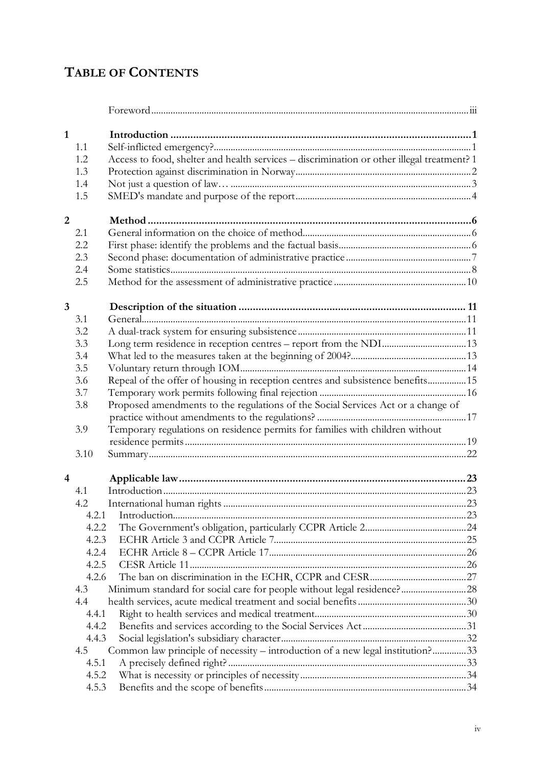# TABLE OF CONTENTS

| | | |
|---|---|---|
| | Foreword | iii |
| **1** | **Introduction** | **1** |
| 1.1 | Self-inflicted emergency? | 1 |
| 1.2 | Access to food, shelter and health services – discrimination or other illegal treatment? | 1 |
| 1.3 | Protection against discrimination in Norway | 2 |
| 1.4 | Not just a question of law… | 3 |
| 1.5 | SMED's mandate and purpose of the report | 4 |
| **2** | **Method** | **6** |
| 2.1 | General information on the choice of method | 6 |
| 2.2 | First phase: identify the problems and the factual basis | 6 |
| 2.3 | Second phase: documentation of administrative practice | 7 |
| 2.4 | Some statistics | 8 |
| 2.5 | Method for the assessment of administrative practice | 10 |
| **3** | **Description of the situation** | **11** |
| 3.1 | General | 11 |
| 3.2 | A dual-track system for ensuring subsistence | 11 |
| 3.3 | Long term residence in reception centres – report from the NDI | 13 |
| 3.4 | What led to the measures taken at the beginning of 2004? | 13 |
| 3.5 | Voluntary return through IOM | 14 |
| 3.6 | Repeal of the offer of housing in reception centres and subsistence benefits | 15 |
| 3.7 | Temporary work permits following final rejection | 16 |
| 3.8 | Proposed amendments to the regulations of the Social Services Act or a change of practice without amendments to the regulations? | 17 |
| 3.9 | Temporary regulations on residence permits for families with children without residence permits | 19 |
| 3.10 | Summary | 22 |
| **4** | **Applicable law** | **23** |
| 4.1 | Introduction | 23 |
| 4.2 | International human rights | 23 |
| 4.2.1 | Introduction | 23 |
| 4.2.2 | The Government's obligation, particularly CCPR Article 2 | 24 |
| 4.2.3 | ECHR Article 3 and CCPR Article 7 | 25 |
| 4.2.4 | ECHR Article 8 – CCPR Article 17 | 26 |
| 4.2.5 | CESR Article 11 | 26 |
| 4.2.6 | The ban on discrimination in the ECHR, CCPR and CESR | 27 |
| 4.3 | Minimum standard for social care for people without legal residence? | 28 |
| 4.4 | health services, acute medical treatment and social benefits | 30 |
| 4.4.1 | Right to health services and medical treatment | 30 |
| 4.4.2 | Benefits and services according to the Social Services Act | 31 |
| 4.4.3 | Social legislation's subsidiary character | 32 |
| 4.5 | Common law principle of necessity – introduction of a new legal institution? | 33 |
| 4.5.1 | A precisely defined right? | 33 |
| 4.5.2 | What is necessity or principles of necessity | 34 |
| 4.5.3 | Benefits and the scope of benefits | 34 |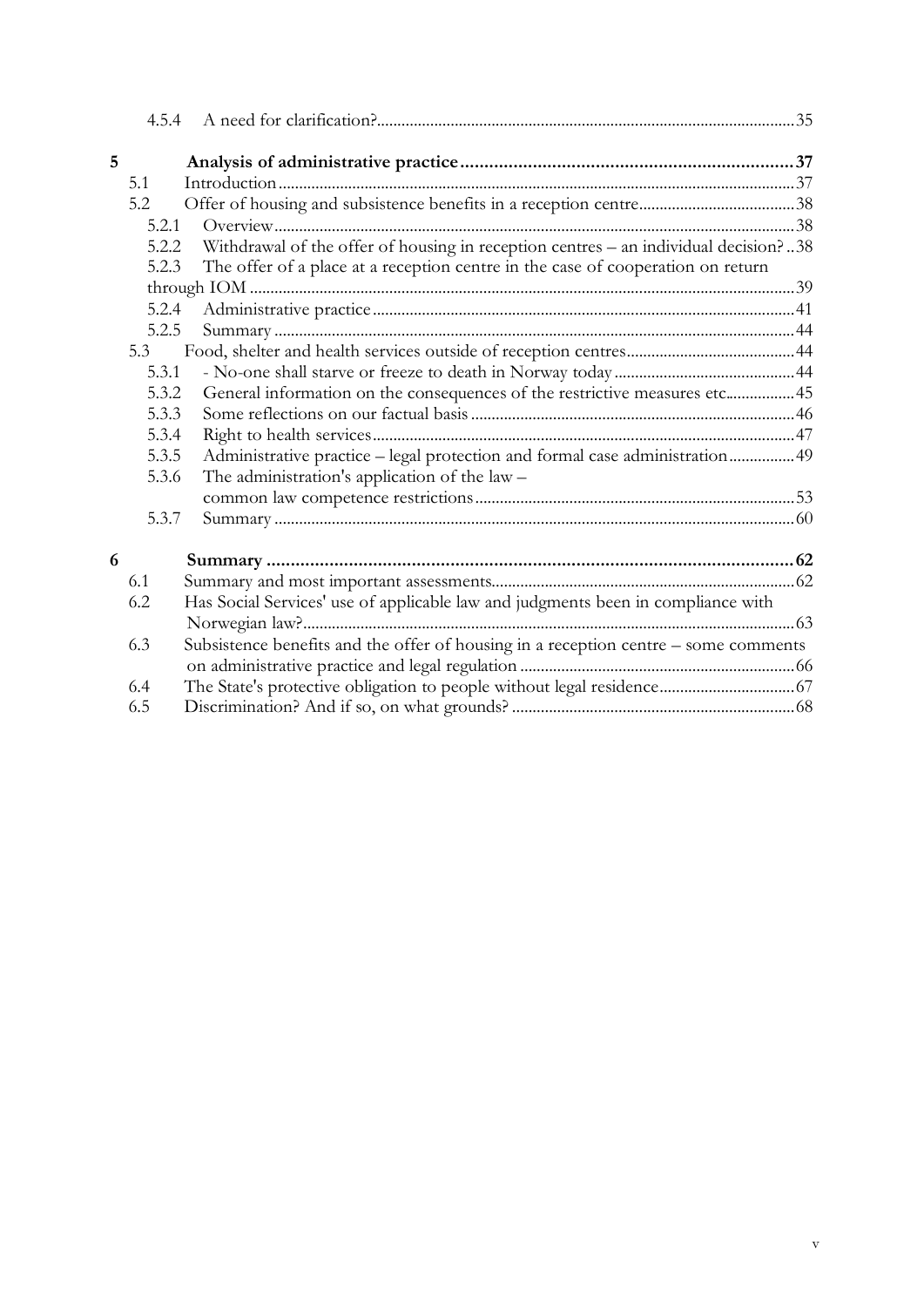4.5.4 A need for clarification? ... 35

**5 Analysis of administrative practice ... 37**

5.1 Introduction ... 37

5.2 Offer of housing and subsistence benefits in a reception centre ... 38

5.2.1 Overview ... 38

5.2.2 Withdrawal of the offer of housing in reception centres – an individual decision? ... 38

5.2.3 The offer of a place at a reception centre in the case of cooperation on return through IOM ... 39

5.2.4 Administrative practice ... 41

5.2.5 Summary ... 44

5.3 Food, shelter and health services outside of reception centres ... 44

5.3.1 - No-one shall starve or freeze to death in Norway today ... 44

5.3.2 General information on the consequences of the restrictive measures etc ... 45

5.3.3 Some reflections on our factual basis ... 46

5.3.4 Right to health services ... 47

5.3.5 Administrative practice – legal protection and formal case administration ... 49

5.3.6 The administration's application of the law – common law competence restrictions ... 53

5.3.7 Summary ... 60

**6 Summary ... 62**

6.1 Summary and most important assessments ... 62

6.2 Has Social Services' use of applicable law and judgments been in compliance with Norwegian law? ... 63

6.3 Subsistence benefits and the offer of housing in a reception centre – some comments on administrative practice and legal regulation ... 66

6.4 The State's protective obligation to people without legal residence ... 67

6.5 Discrimination? And if so, on what grounds? ... 68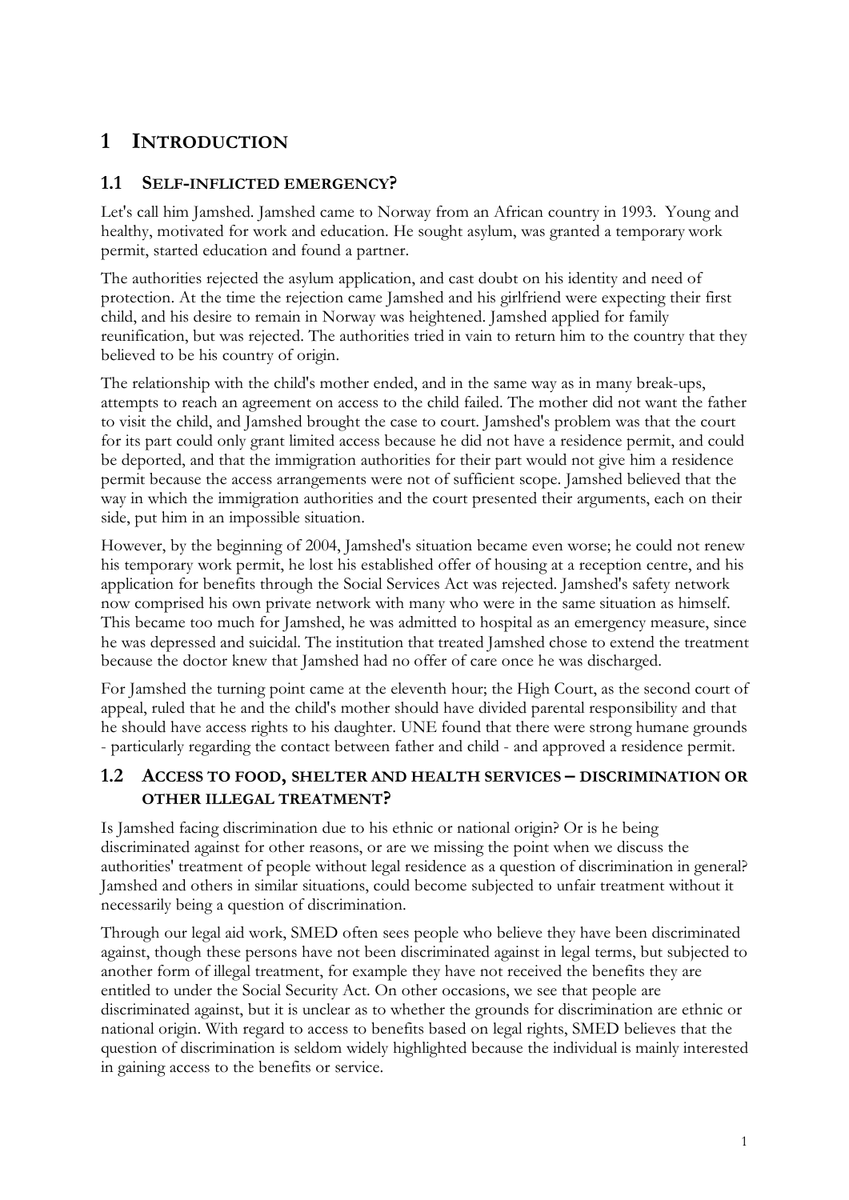# 1 INTRODUCTION

## 1.1 SELF-INFLICTED EMERGENCY?

Let's call him Jamshed. Jamshed came to Norway from an African country in 1993. Young and healthy, motivated for work and education. He sought asylum, was granted a temporary work permit, started education and found a partner.

The authorities rejected the asylum application, and cast doubt on his identity and need of protection. At the time the rejection came Jamshed and his girlfriend were expecting their first child, and his desire to remain in Norway was heightened. Jamshed applied for family reunification, but was rejected. The authorities tried in vain to return him to the country that they believed to be his country of origin.

The relationship with the child's mother ended, and in the same way as in many break-ups, attempts to reach an agreement on access to the child failed. The mother did not want the father to visit the child, and Jamshed brought the case to court. Jamshed's problem was that the court for its part could only grant limited access because he did not have a residence permit, and could be deported, and that the immigration authorities for their part would not give him a residence permit because the access arrangements were not of sufficient scope. Jamshed believed that the way in which the immigration authorities and the court presented their arguments, each on their side, put him in an impossible situation.

However, by the beginning of 2004, Jamshed's situation became even worse; he could not renew his temporary work permit, he lost his established offer of housing at a reception centre, and his application for benefits through the Social Services Act was rejected. Jamshed's safety network now comprised his own private network with many who were in the same situation as himself. This became too much for Jamshed, he was admitted to hospital as an emergency measure, since he was depressed and suicidal. The institution that treated Jamshed chose to extend the treatment because the doctor knew that Jamshed had no offer of care once he was discharged.

For Jamshed the turning point came at the eleventh hour; the High Court, as the second court of appeal, ruled that he and the child's mother should have divided parental responsibility and that he should have access rights to his daughter. UNE found that there were strong humane grounds - particularly regarding the contact between father and child - and approved a residence permit.

## 1.2 ACCESS TO FOOD, SHELTER AND HEALTH SERVICES – DISCRIMINATION OR OTHER ILLEGAL TREATMENT?

Is Jamshed facing discrimination due to his ethnic or national origin? Or is he being discriminated against for other reasons, or are we missing the point when we discuss the authorities' treatment of people without legal residence as a question of discrimination in general? Jamshed and others in similar situations, could become subjected to unfair treatment without it necessarily being a question of discrimination.

Through our legal aid work, SMED often sees people who believe they have been discriminated against, though these persons have not been discriminated against in legal terms, but subjected to another form of illegal treatment, for example they have not received the benefits they are entitled to under the Social Security Act. On other occasions, we see that people are discriminated against, but it is unclear as to whether the grounds for discrimination are ethnic or national origin. With regard to access to benefits based on legal rights, SMED believes that the question of discrimination is seldom widely highlighted because the individual is mainly interested in gaining access to the benefits or service.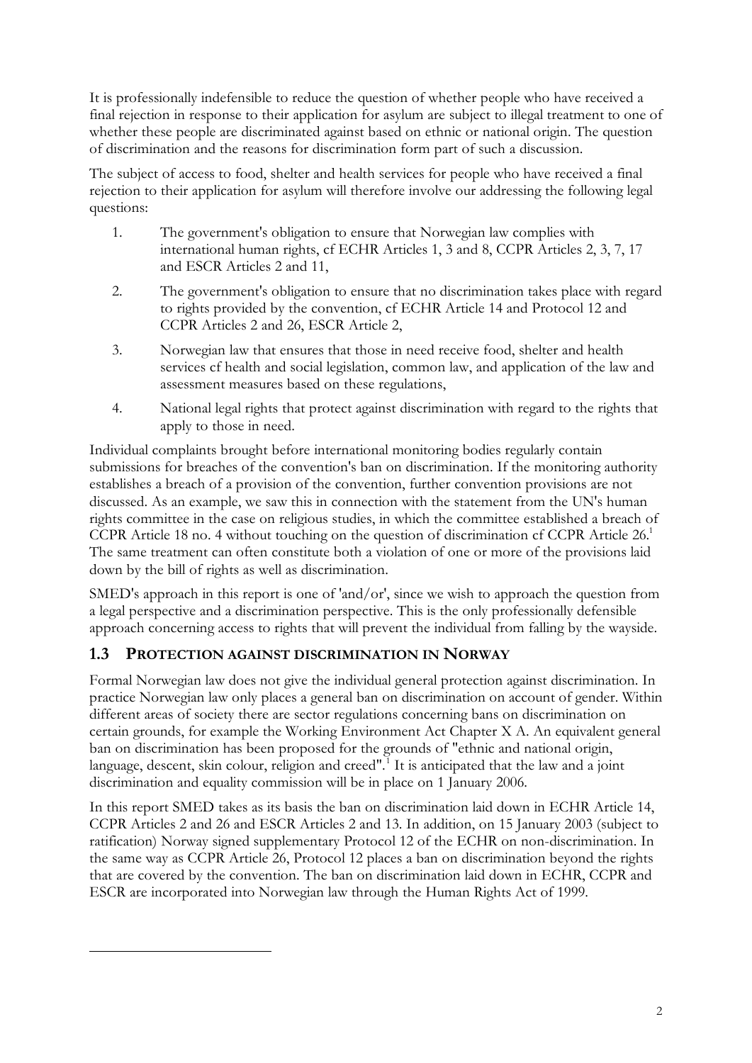It is professionally indefensible to reduce the question of whether people who have received a final rejection in response to their application for asylum are subject to illegal treatment to one of whether these people are discriminated against based on ethnic or national origin. The question of discrimination and the reasons for discrimination form part of such a discussion.

The subject of access to food, shelter and health services for people who have received a final rejection to their application for asylum will therefore involve our addressing the following legal questions:

1. The government's obligation to ensure that Norwegian law complies with international human rights, cf ECHR Articles 1, 3 and 8, CCPR Articles 2, 3, 7, 17 and ESCR Articles 2 and 11,
2. The government's obligation to ensure that no discrimination takes place with regard to rights provided by the convention, cf ECHR Article 14 and Protocol 12 and CCPR Articles 2 and 26, ESCR Article 2,
3. Norwegian law that ensures that those in need receive food, shelter and health services cf health and social legislation, common law, and application of the law and assessment measures based on these regulations,
4. National legal rights that protect against discrimination with regard to the rights that apply to those in need.

Individual complaints brought before international monitoring bodies regularly contain submissions for breaches of the convention's ban on discrimination. If the monitoring authority establishes a breach of a provision of the convention, further convention provisions are not discussed. As an example, we saw this in connection with the statement from the UN's human rights committee in the case on religious studies, in which the committee established a breach of CCPR Article 18 no. 4 without touching on the question of discrimination cf CCPR Article 26.[1] The same treatment can often constitute both a violation of one or more of the provisions laid down by the bill of rights as well as discrimination.

SMED's approach in this report is one of 'and/or', since we wish to approach the question from a legal perspective and a discrimination perspective. This is the only professionally defensible approach concerning access to rights that will prevent the individual from falling by the wayside.

## 1.3 Protection against discrimination in Norway

Formal Norwegian law does not give the individual general protection against discrimination. In practice Norwegian law only places a general ban on discrimination on account of gender. Within different areas of society there are sector regulations concerning bans on discrimination on certain grounds, for example the Working Environment Act Chapter X A. An equivalent general ban on discrimination has been proposed for the grounds of "ethnic and national origin, language, descent, skin colour, religion and creed".[1] It is anticipated that the law and a joint discrimination and equality commission will be in place on 1 January 2006.

In this report SMED takes as its basis the ban on discrimination laid down in ECHR Article 14, CCPR Articles 2 and 26 and ESCR Articles 2 and 13. In addition, on 15 January 2003 (subject to ratification) Norway signed supplementary Protocol 12 of the ECHR on non-discrimination. In the same way as CCPR Article 26, Protocol 12 places a ban on discrimination beyond the rights that are covered by the convention. The ban on discrimination laid down in ECHR, CCPR and ESCR are incorporated into Norwegian law through the Human Rights Act of 1999.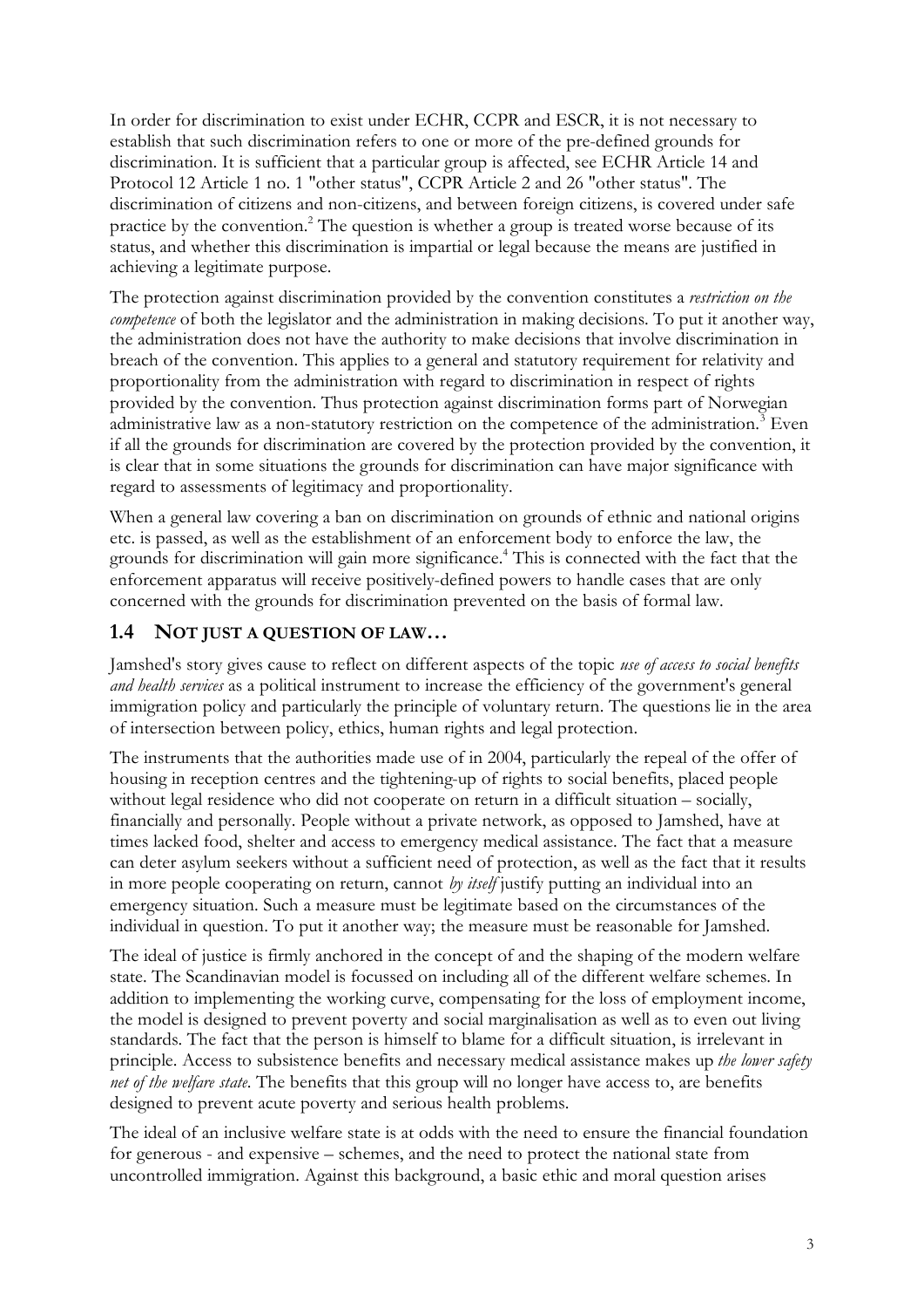In order for discrimination to exist under ECHR, CCPR and ESCR, it is not necessary to establish that such discrimination refers to one or more of the pre-defined grounds for discrimination. It is sufficient that a particular group is affected, see ECHR Article 14 and Protocol 12 Article 1 no. 1 "other status", CCPR Article 2 and 26 "other status". The discrimination of citizens and non-citizens, and between foreign citizens, is covered under safe practice by the convention.[2] The question is whether a group is treated worse because of its status, and whether this discrimination is impartial or legal because the means are justified in achieving a legitimate purpose.

The protection against discrimination provided by the convention constitutes a *restriction on the competence* of both the legislator and the administration in making decisions. To put it another way, the administration does not have the authority to make decisions that involve discrimination in breach of the convention. This applies to a general and statutory requirement for relativity and proportionality from the administration with regard to discrimination in respect of rights provided by the convention. Thus protection against discrimination forms part of Norwegian administrative law as a non-statutory restriction on the competence of the administration.[3] Even if all the grounds for discrimination are covered by the protection provided by the convention, it is clear that in some situations the grounds for discrimination can have major significance with regard to assessments of legitimacy and proportionality.

When a general law covering a ban on discrimination on grounds of ethnic and national origins etc. is passed, as well as the establishment of an enforcement body to enforce the law, the grounds for discrimination will gain more significance.[4] This is connected with the fact that the enforcement apparatus will receive positively-defined powers to handle cases that are only concerned with the grounds for discrimination prevented on the basis of formal law.

## 1.4 NOT JUST A QUESTION OF LAW…

Jamshed's story gives cause to reflect on different aspects of the topic *use of access to social benefits and health services* as a political instrument to increase the efficiency of the government's general immigration policy and particularly the principle of voluntary return. The questions lie in the area of intersection between policy, ethics, human rights and legal protection.

The instruments that the authorities made use of in 2004, particularly the repeal of the offer of housing in reception centres and the tightening-up of rights to social benefits, placed people without legal residence who did not cooperate on return in a difficult situation – socially, financially and personally. People without a private network, as opposed to Jamshed, have at times lacked food, shelter and access to emergency medical assistance. The fact that a measure can deter asylum seekers without a sufficient need of protection, as well as the fact that it results in more people cooperating on return, cannot *by itself* justify putting an individual into an emergency situation. Such a measure must be legitimate based on the circumstances of the individual in question. To put it another way; the measure must be reasonable for Jamshed.

The ideal of justice is firmly anchored in the concept of and the shaping of the modern welfare state. The Scandinavian model is focussed on including all of the different welfare schemes. In addition to implementing the working curve, compensating for the loss of employment income, the model is designed to prevent poverty and social marginalisation as well as to even out living standards. The fact that the person is himself to blame for a difficult situation, is irrelevant in principle. Access to subsistence benefits and necessary medical assistance makes up *the lower safety net of the welfare state*. The benefits that this group will no longer have access to, are benefits designed to prevent acute poverty and serious health problems.

The ideal of an inclusive welfare state is at odds with the need to ensure the financial foundation for generous - and expensive – schemes, and the need to protect the national state from uncontrolled immigration. Against this background, a basic ethic and moral question arises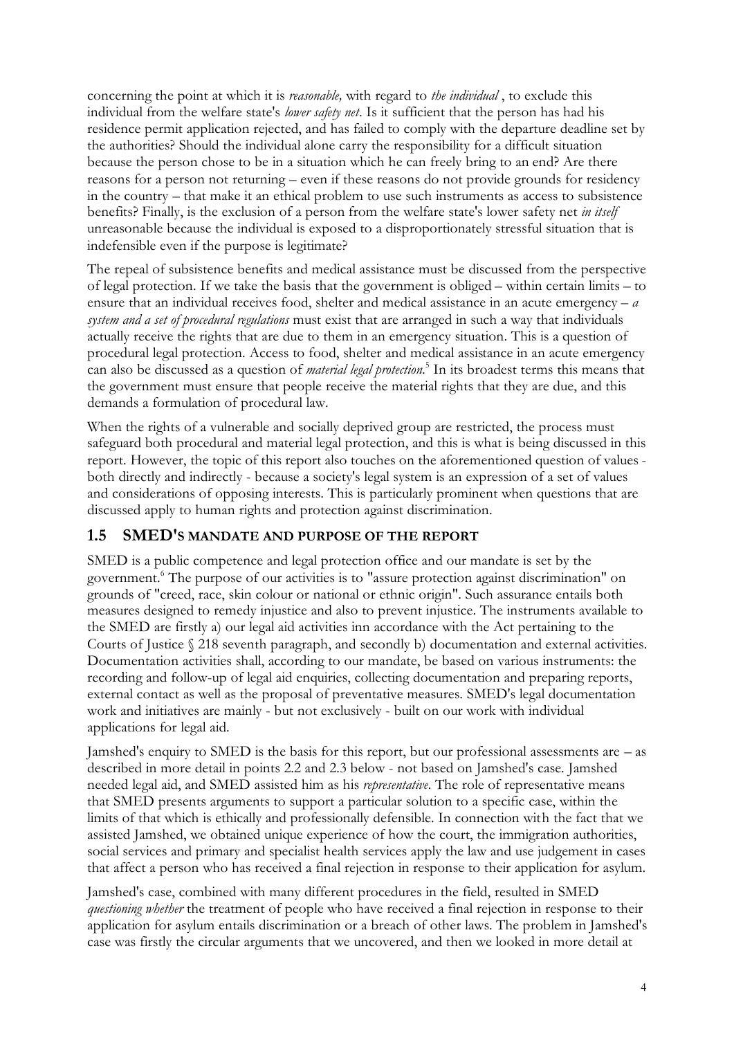concerning the point at which it is *reasonable,* with regard to *the individual* , to exclude this individual from the welfare state's *lower safety net*. Is it sufficient that the person has had his residence permit application rejected, and has failed to comply with the departure deadline set by the authorities? Should the individual alone carry the responsibility for a difficult situation because the person chose to be in a situation which he can freely bring to an end? Are there reasons for a person not returning – even if these reasons do not provide grounds for residency in the country – that make it an ethical problem to use such instruments as access to subsistence benefits? Finally, is the exclusion of a person from the welfare state's lower safety net *in itself* unreasonable because the individual is exposed to a disproportionately stressful situation that is indefensible even if the purpose is legitimate?

The repeal of subsistence benefits and medical assistance must be discussed from the perspective of legal protection. If we take the basis that the government is obliged – within certain limits – to ensure that an individual receives food, shelter and medical assistance in an acute emergency – *a system and a set of procedural regulations* must exist that are arranged in such a way that individuals actually receive the rights that are due to them in an emergency situation. This is a question of procedural legal protection. Access to food, shelter and medical assistance in an acute emergency can also be discussed as a question of *material legal protection*.[5] In its broadest terms this means that the government must ensure that people receive the material rights that they are due, and this demands a formulation of procedural law.

When the rights of a vulnerable and socially deprived group are restricted, the process must safeguard both procedural and material legal protection, and this is what is being discussed in this report. However, the topic of this report also touches on the aforementioned question of values - both directly and indirectly - because a society's legal system is an expression of a set of values and considerations of opposing interests. This is particularly prominent when questions that are discussed apply to human rights and protection against discrimination.

## 1.5 SMED'S MANDATE AND PURPOSE OF THE REPORT

SMED is a public competence and legal protection office and our mandate is set by the government.[6] The purpose of our activities is to "assure protection against discrimination" on grounds of "creed, race, skin colour or national or ethnic origin". Such assurance entails both measures designed to remedy injustice and also to prevent injustice. The instruments available to the SMED are firstly a) our legal aid activities inn accordance with the Act pertaining to the Courts of Justice § 218 seventh paragraph, and secondly b) documentation and external activities. Documentation activities shall, according to our mandate, be based on various instruments: the recording and follow-up of legal aid enquiries, collecting documentation and preparing reports, external contact as well as the proposal of preventative measures. SMED's legal documentation work and initiatives are mainly - but not exclusively - built on our work with individual applications for legal aid.

Jamshed's enquiry to SMED is the basis for this report, but our professional assessments are – as described in more detail in points 2.2 and 2.3 below - not based on Jamshed's case. Jamshed needed legal aid, and SMED assisted him as his *representative*. The role of representative means that SMED presents arguments to support a particular solution to a specific case, within the limits of that which is ethically and professionally defensible. In connection with the fact that we assisted Jamshed, we obtained unique experience of how the court, the immigration authorities, social services and primary and specialist health services apply the law and use judgement in cases that affect a person who has received a final rejection in response to their application for asylum.

Jamshed's case, combined with many different procedures in the field, resulted in SMED *questioning whether* the treatment of people who have received a final rejection in response to their application for asylum entails discrimination or a breach of other laws. The problem in Jamshed's case was firstly the circular arguments that we uncovered, and then we looked in more detail at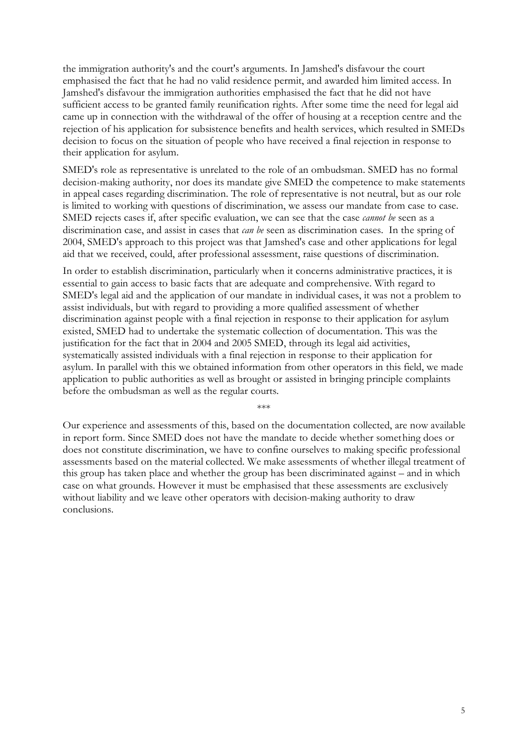the immigration authority's and the court's arguments. In Jamshed's disfavour the court emphasised the fact that he had no valid residence permit, and awarded him limited access. In Jamshed's disfavour the immigration authorities emphasised the fact that he did not have sufficient access to be granted family reunification rights. After some time the need for legal aid came up in connection with the withdrawal of the offer of housing at a reception centre and the rejection of his application for subsistence benefits and health services, which resulted in SMEDs decision to focus on the situation of people who have received a final rejection in response to their application for asylum.

SMED's role as representative is unrelated to the role of an ombudsman. SMED has no formal decision-making authority, nor does its mandate give SMED the competence to make statements in appeal cases regarding discrimination. The role of representative is not neutral, but as our role is limited to working with questions of discrimination, we assess our mandate from case to case. SMED rejects cases if, after specific evaluation, we can see that the case *cannot be* seen as a discrimination case, and assist in cases that *can be* seen as discrimination cases. In the spring of 2004, SMED's approach to this project was that Jamshed's case and other applications for legal aid that we received, could, after professional assessment, raise questions of discrimination.

In order to establish discrimination, particularly when it concerns administrative practices, it is essential to gain access to basic facts that are adequate and comprehensive. With regard to SMED's legal aid and the application of our mandate in individual cases, it was not a problem to assist individuals, but with regard to providing a more qualified assessment of whether discrimination against people with a final rejection in response to their application for asylum existed, SMED had to undertake the systematic collection of documentation. This was the justification for the fact that in 2004 and 2005 SMED, through its legal aid activities, systematically assisted individuals with a final rejection in response to their application for asylum. In parallel with this we obtained information from other operators in this field, we made application to public authorities as well as brought or assisted in bringing principle complaints before the ombudsman as well as the regular courts.

\*\*\*

Our experience and assessments of this, based on the documentation collected, are now available in report form. Since SMED does not have the mandate to decide whether something does or does not constitute discrimination, we have to confine ourselves to making specific professional assessments based on the material collected. We make assessments of whether illegal treatment of this group has taken place and whether the group has been discriminated against – and in which case on what grounds. However it must be emphasised that these assessments are exclusively without liability and we leave other operators with decision-making authority to draw conclusions.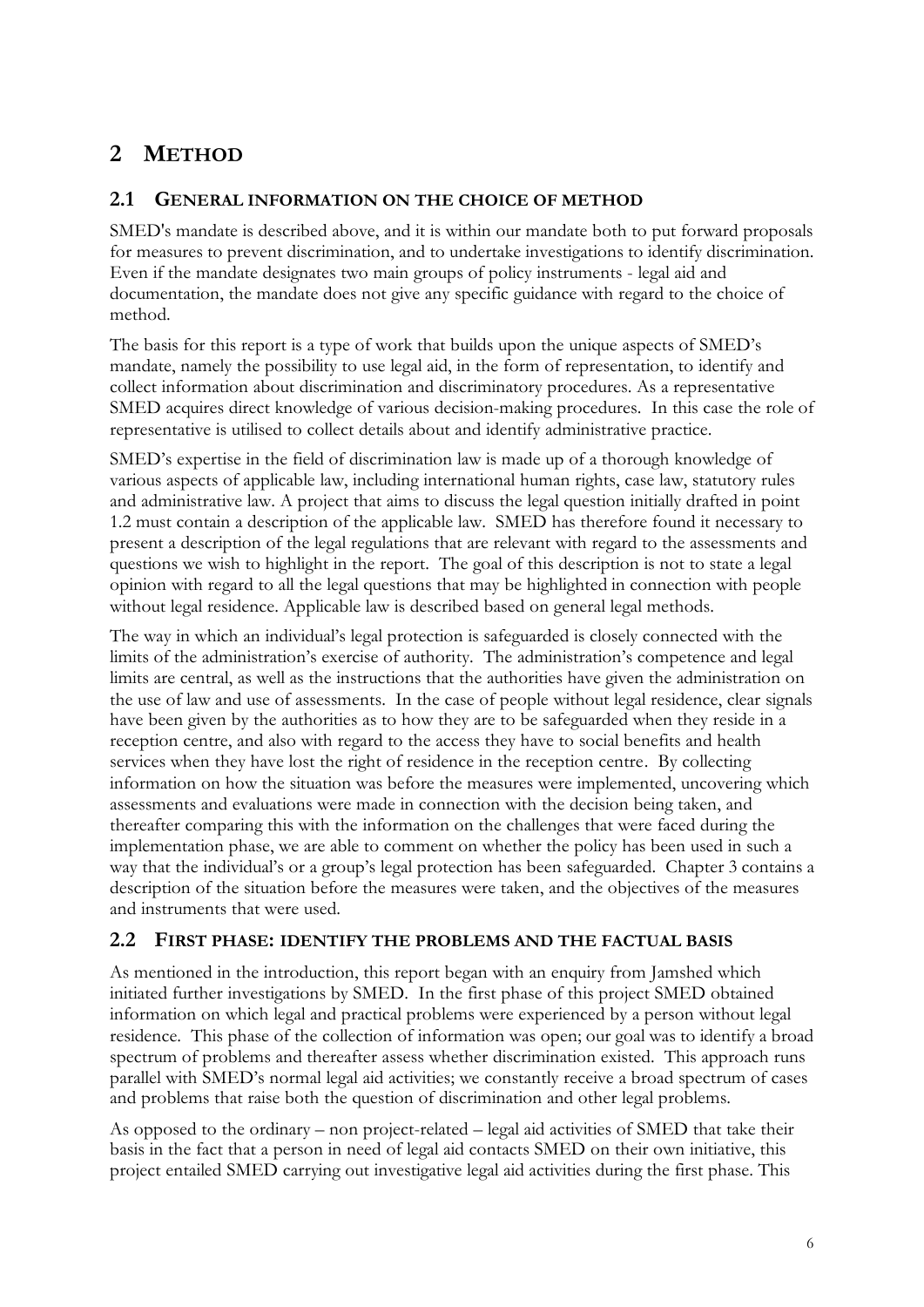# 2 METHOD

## 2.1 GENERAL INFORMATION ON THE CHOICE OF METHOD

SMED's mandate is described above, and it is within our mandate both to put forward proposals for measures to prevent discrimination, and to undertake investigations to identify discrimination. Even if the mandate designates two main groups of policy instruments - legal aid and documentation, the mandate does not give any specific guidance with regard to the choice of method.

The basis for this report is a type of work that builds upon the unique aspects of SMED's mandate, namely the possibility to use legal aid, in the form of representation, to identify and collect information about discrimination and discriminatory procedures. As a representative SMED acquires direct knowledge of various decision-making procedures. In this case the role of representative is utilised to collect details about and identify administrative practice.

SMED's expertise in the field of discrimination law is made up of a thorough knowledge of various aspects of applicable law, including international human rights, case law, statutory rules and administrative law. A project that aims to discuss the legal question initially drafted in point 1.2 must contain a description of the applicable law. SMED has therefore found it necessary to present a description of the legal regulations that are relevant with regard to the assessments and questions we wish to highlight in the report. The goal of this description is not to state a legal opinion with regard to all the legal questions that may be highlighted in connection with people without legal residence. Applicable law is described based on general legal methods.

The way in which an individual's legal protection is safeguarded is closely connected with the limits of the administration's exercise of authority. The administration's competence and legal limits are central, as well as the instructions that the authorities have given the administration on the use of law and use of assessments. In the case of people without legal residence, clear signals have been given by the authorities as to how they are to be safeguarded when they reside in a reception centre, and also with regard to the access they have to social benefits and health services when they have lost the right of residence in the reception centre. By collecting information on how the situation was before the measures were implemented, uncovering which assessments and evaluations were made in connection with the decision being taken, and thereafter comparing this with the information on the challenges that were faced during the implementation phase, we are able to comment on whether the policy has been used in such a way that the individual's or a group's legal protection has been safeguarded. Chapter 3 contains a description of the situation before the measures were taken, and the objectives of the measures and instruments that were used.

## 2.2 FIRST PHASE: IDENTIFY THE PROBLEMS AND THE FACTUAL BASIS

As mentioned in the introduction, this report began with an enquiry from Jamshed which initiated further investigations by SMED. In the first phase of this project SMED obtained information on which legal and practical problems were experienced by a person without legal residence. This phase of the collection of information was open; our goal was to identify a broad spectrum of problems and thereafter assess whether discrimination existed. This approach runs parallel with SMED's normal legal aid activities; we constantly receive a broad spectrum of cases and problems that raise both the question of discrimination and other legal problems.

As opposed to the ordinary – non project-related – legal aid activities of SMED that take their basis in the fact that a person in need of legal aid contacts SMED on their own initiative, this project entailed SMED carrying out investigative legal aid activities during the first phase. This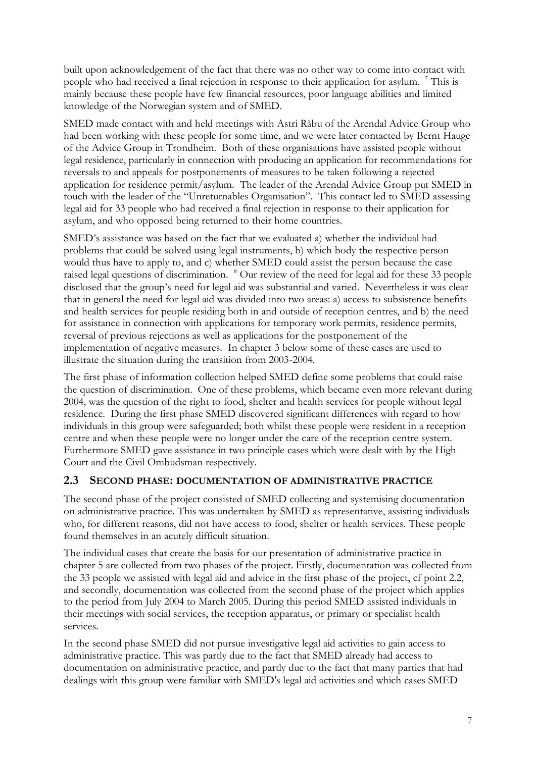built upon acknowledgement of the fact that there was no other way to come into contact with people who had received a final rejection in response to their application for asylum. [7] This is mainly because these people have few financial resources, poor language abilities and limited knowledge of the Norwegian system and of SMED.

SMED made contact with and held meetings with Astri Råbu of the Arendal Advice Group who had been working with these people for some time, and we were later contacted by Bernt Hauge of the Advice Group in Trondheim. Both of these organisations have assisted people without legal residence, particularly in connection with producing an application for recommendations for reversals to and appeals for postponements of measures to be taken following a rejected application for residence permit/asylum. The leader of the Arendal Advice Group put SMED in touch with the leader of the "Unreturnables Organisation". This contact led to SMED assessing legal aid for 33 people who had received a final rejection in response to their application for asylum, and who opposed being returned to their home countries.

SMED's assistance was based on the fact that we evaluated a) whether the individual had problems that could be solved using legal instruments, b) which body the respective person would thus have to apply to, and c) whether SMED could assist the person because the case raised legal questions of discrimination. [8] Our review of the need for legal aid for these 33 people disclosed that the group's need for legal aid was substantial and varied. Nevertheless it was clear that in general the need for legal aid was divided into two areas: a) access to subsistence benefits and health services for people residing both in and outside of reception centres, and b) the need for assistance in connection with applications for temporary work permits, residence permits, reversal of previous rejections as well as applications for the postponement of the implementation of negative measures. In chapter 3 below some of these cases are used to illustrate the situation during the transition from 2003-2004.

The first phase of information collection helped SMED define some problems that could raise the question of discrimination. One of these problems, which became even more relevant during 2004, was the question of the right to food, shelter and health services for people without legal residence. During the first phase SMED discovered significant differences with regard to how individuals in this group were safeguarded; both whilst these people were resident in a reception centre and when these people were no longer under the care of the reception centre system. Furthermore SMED gave assistance in two principle cases which were dealt with by the High Court and the Civil Ombudsman respectively.

## 2.3 SECOND PHASE: DOCUMENTATION OF ADMINISTRATIVE PRACTICE

The second phase of the project consisted of SMED collecting and systemising documentation on administrative practice. This was undertaken by SMED as representative, assisting individuals who, for different reasons, did not have access to food, shelter or health services. These people found themselves in an acutely difficult situation.

The individual cases that create the basis for our presentation of administrative practice in chapter 5 are collected from two phases of the project. Firstly, documentation was collected from the 33 people we assisted with legal aid and advice in the first phase of the project, cf point 2.2, and secondly, documentation was collected from the second phase of the project which applies to the period from July 2004 to March 2005. During this period SMED assisted individuals in their meetings with social services, the reception apparatus, or primary or specialist health services.

In the second phase SMED did not pursue investigative legal aid activities to gain access to administrative practice. This was partly due to the fact that SMED already had access to documentation on administrative practice, and partly due to the fact that many parties that had dealings with this group were familiar with SMED's legal aid activities and which cases SMED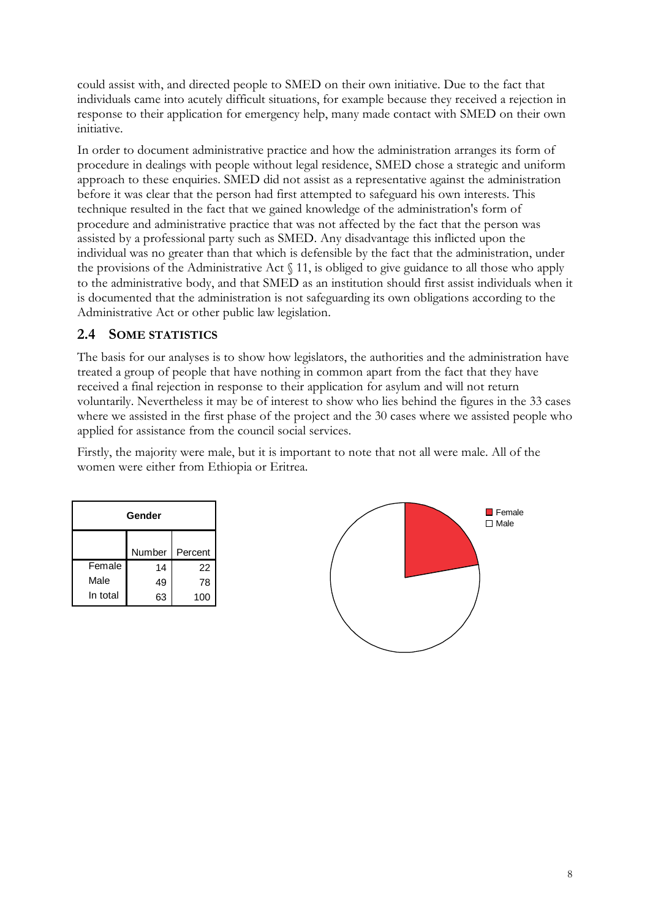could assist with, and directed people to SMED on their own initiative. Due to the fact that individuals came into acutely difficult situations, for example because they received a rejection in response to their application for emergency help, many made contact with SMED on their own initiative.

In order to document administrative practice and how the administration arranges its form of procedure in dealings with people without legal residence, SMED chose a strategic and uniform approach to these enquiries. SMED did not assist as a representative against the administration before it was clear that the person had first attempted to safeguard his own interests. This technique resulted in the fact that we gained knowledge of the administration's form of procedure and administrative practice that was not affected by the fact that the person was assisted by a professional party such as SMED. Any disadvantage this inflicted upon the individual was no greater than that which is defensible by the fact that the administration, under the provisions of the Administrative Act § 11, is obliged to give guidance to all those who apply to the administrative body, and that SMED as an institution should first assist individuals when it is documented that the administration is not safeguarding its own obligations according to the Administrative Act or other public law legislation.

## 2.4 Some statistics

The basis for our analyses is to show how legislators, the authorities and the administration have treated a group of people that have nothing in common apart from the fact that they have received a final rejection in response to their application for asylum and will not return voluntarily. Nevertheless it may be of interest to show who lies behind the figures in the 33 cases where we assisted in the first phase of the project and the 30 cases where we assisted people who applied for assistance from the council social services.

Firstly, the majority were male, but it is important to note that not all were male. All of the women were either from Ethiopia or Eritrea.

| Gender | | |
|---|---|---|
| | Number | Percent |
| Female | 14 | 22 |
| Male | 49 | 78 |
| In total | 63 | 100 |

Female
Male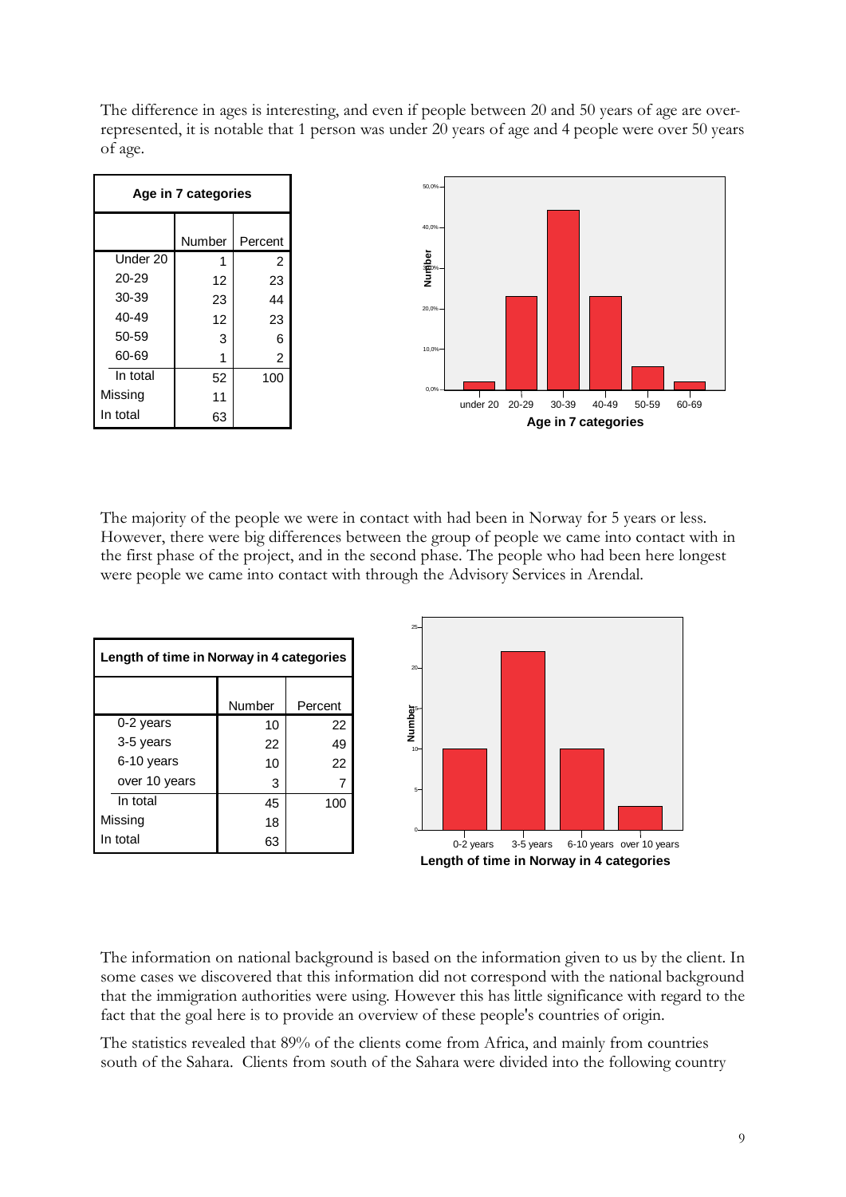The difference in ages is interesting, and even if people between 20 and 50 years of age are over-represented, it is notable that 1 person was under 20 years of age and 4 people were over 50 years of age.

| Age in 7 categories | | |
|---|---|---|
| | Number | Percent |
| Under 20 | 1 | 2 |
| 20-29 | 12 | 23 |
| 30-39 | 23 | 44 |
| 40-49 | 12 | 23 |
| 50-59 | 3 | 6 |
| 60-69 | 1 | 2 |
| In total | 52 | 100 |
| Missing | 11 | |
| In total | 63 | |

The majority of the people we were in contact with had been in Norway for 5 years or less. However, there were big differences between the group of people we came into contact with in the first phase of the project, and in the second phase. The people who had been here longest were people we came into contact with through the Advisory Services in Arendal.

| Length of time in Norway in 4 categories | | |
|---|---|---|
| | Number | Percent |
| 0-2 years | 10 | 22 |
| 3-5 years | 22 | 49 |
| 6-10 years | 10 | 22 |
| over 10 years | 3 | 7 |
| In total | 45 | 100 |
| Missing | 18 | |
| In total | 63 | |

The information on national background is based on the information given to us by the client. In some cases we discovered that this information did not correspond with the national background that the immigration authorities were using. However this has little significance with regard to the fact that the goal here is to provide an overview of these people's countries of origin.

The statistics revealed that 89% of the clients come from Africa, and mainly from countries south of the Sahara. Clients from south of the Sahara were divided into the following country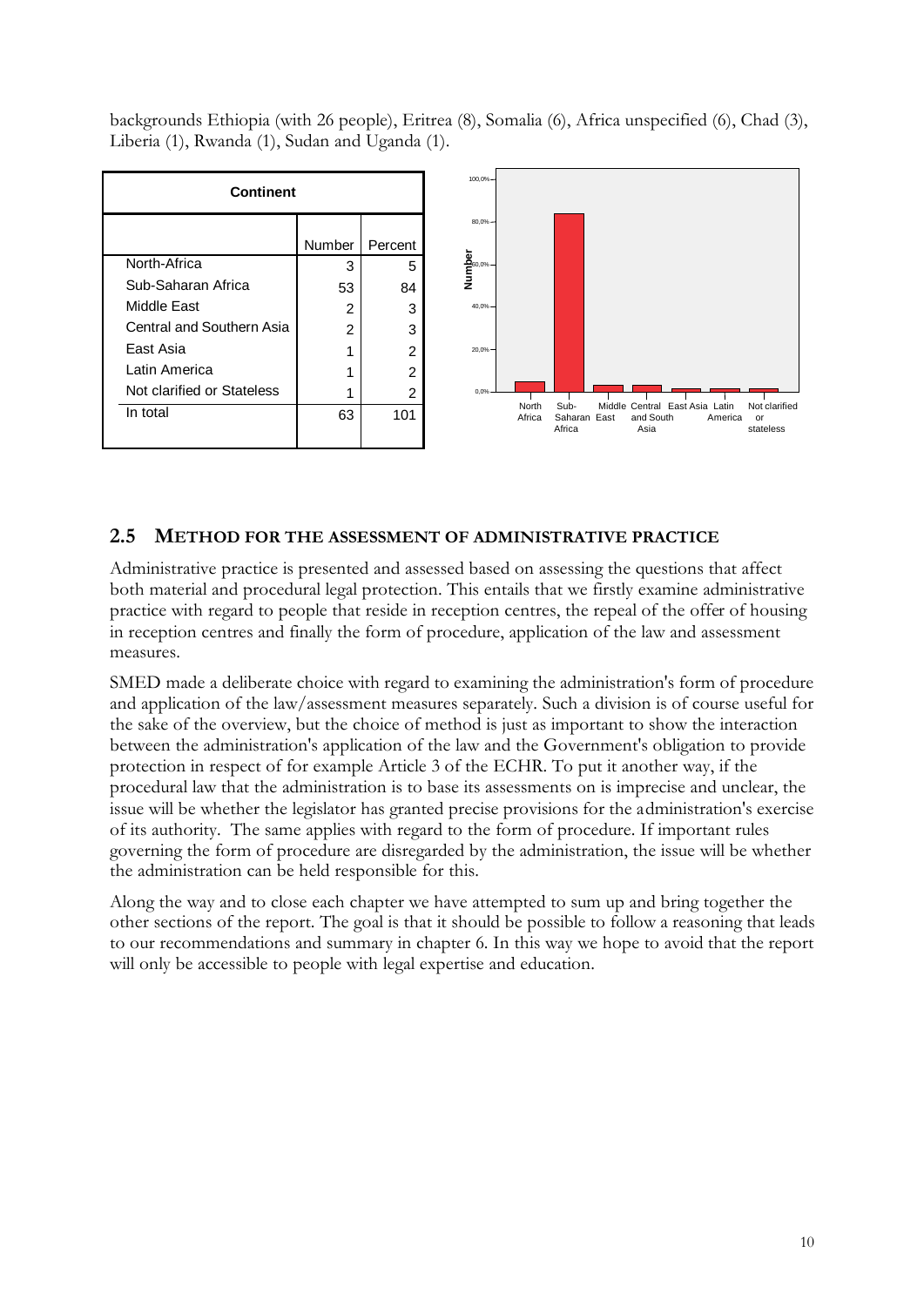backgrounds Ethiopia (with 26 people), Eritrea (8), Somalia (6), Africa unspecified (6), Chad (3), Liberia (1), Rwanda (1), Sudan and Uganda (1).

**Continent**

| | Number | Percent |
|---|---|---|
| North-Africa | 3 | 5 |
| Sub-Saharan Africa | 53 | 84 |
| Middle East | 2 | 3 |
| Central and Southern Asia | 2 | 3 |
| East Asia | 1 | 2 |
| Latin America | 1 | 2 |
| Not clarified or Stateless | 1 | 2 |
| In total | 63 | 101 |

## 2.5 METHOD FOR THE ASSESSMENT OF ADMINISTRATIVE PRACTICE

Administrative practice is presented and assessed based on assessing the questions that affect both material and procedural legal protection. This entails that we firstly examine administrative practice with regard to people that reside in reception centres, the repeal of the offer of housing in reception centres and finally the form of procedure, application of the law and assessment measures.

SMED made a deliberate choice with regard to examining the administration's form of procedure and application of the law/assessment measures separately. Such a division is of course useful for the sake of the overview, but the choice of method is just as important to show the interaction between the administration's application of the law and the Government's obligation to provide protection in respect of for example Article 3 of the ECHR. To put it another way, if the procedural law that the administration is to base its assessments on is imprecise and unclear, the issue will be whether the legislator has granted precise provisions for the administration's exercise of its authority. The same applies with regard to the form of procedure. If important rules governing the form of procedure are disregarded by the administration, the issue will be whether the administration can be held responsible for this.

Along the way and to close each chapter we have attempted to sum up and bring together the other sections of the report. The goal is that it should be possible to follow a reasoning that leads to our recommendations and summary in chapter 6. In this way we hope to avoid that the report will only be accessible to people with legal expertise and education.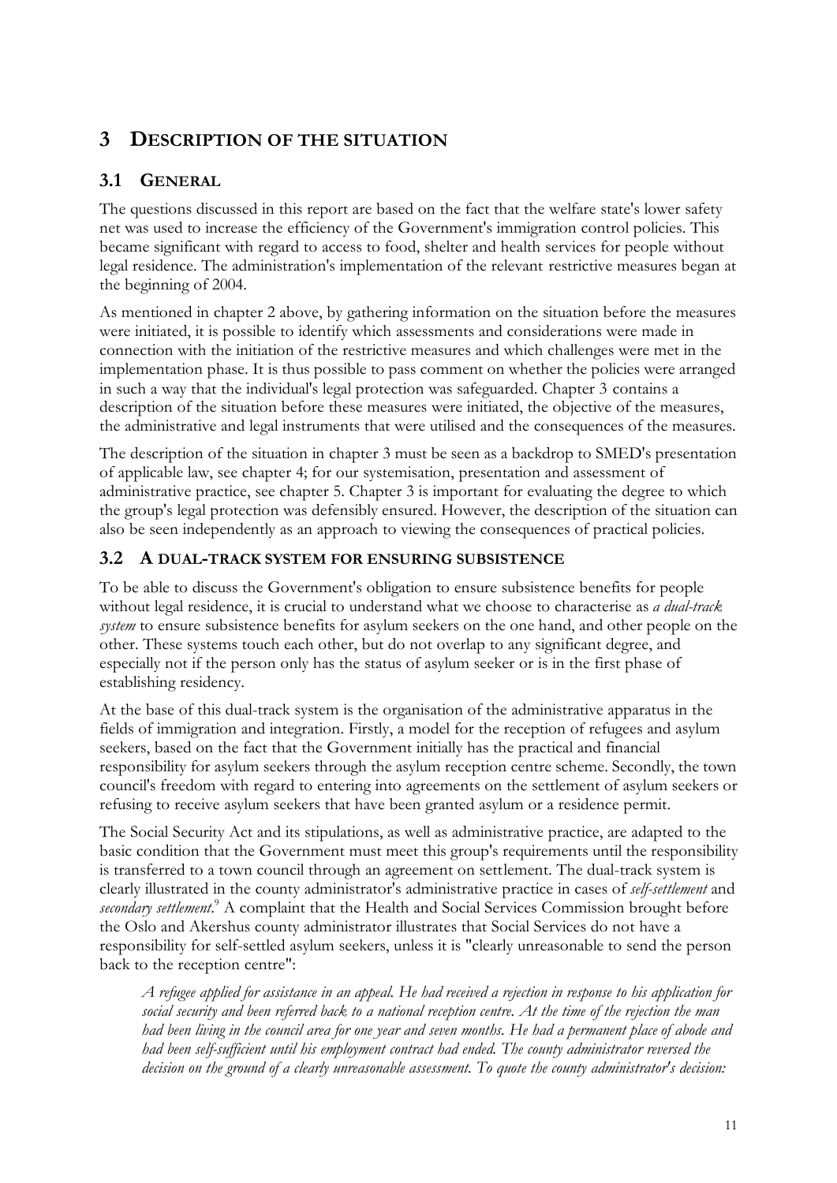# 3 DESCRIPTION OF THE SITUATION

## 3.1 GENERAL

The questions discussed in this report are based on the fact that the welfare state's lower safety net was used to increase the efficiency of the Government's immigration control policies. This became significant with regard to access to food, shelter and health services for people without legal residence. The administration's implementation of the relevant restrictive measures began at the beginning of 2004.

As mentioned in chapter 2 above, by gathering information on the situation before the measures were initiated, it is possible to identify which assessments and considerations were made in connection with the initiation of the restrictive measures and which challenges were met in the implementation phase. It is thus possible to pass comment on whether the policies were arranged in such a way that the individual's legal protection was safeguarded. Chapter 3 contains a description of the situation before these measures were initiated, the objective of the measures, the administrative and legal instruments that were utilised and the consequences of the measures.

The description of the situation in chapter 3 must be seen as a backdrop to SMED's presentation of applicable law, see chapter 4; for our systemisation, presentation and assessment of administrative practice, see chapter 5. Chapter 3 is important for evaluating the degree to which the group's legal protection was defensibly ensured. However, the description of the situation can also be seen independently as an approach to viewing the consequences of practical policies.

## 3.2 A DUAL-TRACK SYSTEM FOR ENSURING SUBSISTENCE

To be able to discuss the Government's obligation to ensure subsistence benefits for people without legal residence, it is crucial to understand what we choose to characterise as *a dual-track system* to ensure subsistence benefits for asylum seekers on the one hand, and other people on the other. These systems touch each other, but do not overlap to any significant degree, and especially not if the person only has the status of asylum seeker or is in the first phase of establishing residency.

At the base of this dual-track system is the organisation of the administrative apparatus in the fields of immigration and integration. Firstly, a model for the reception of refugees and asylum seekers, based on the fact that the Government initially has the practical and financial responsibility for asylum seekers through the asylum reception centre scheme. Secondly, the town council's freedom with regard to entering into agreements on the settlement of asylum seekers or refusing to receive asylum seekers that have been granted asylum or a residence permit.

The Social Security Act and its stipulations, as well as administrative practice, are adapted to the basic condition that the Government must meet this group's requirements until the responsibility is transferred to a town council through an agreement on settlement. The dual-track system is clearly illustrated in the county administrator's administrative practice in cases of *self-settlement* and *secondary settlement*.[9] A complaint that the Health and Social Services Commission brought before the Oslo and Akershus county administrator illustrates that Social Services do not have a responsibility for self-settled asylum seekers, unless it is "clearly unreasonable to send the person back to the reception centre":

> *A refugee applied for assistance in an appeal. He had received a rejection in response to his application for social security and been referred back to a national reception centre. At the time of the rejection the man had been living in the council area for one year and seven months. He had a permanent place of abode and had been self-sufficient until his employment contract had ended. The county administrator reversed the decision on the ground of a clearly unreasonable assessment. To quote the county administrator's decision:*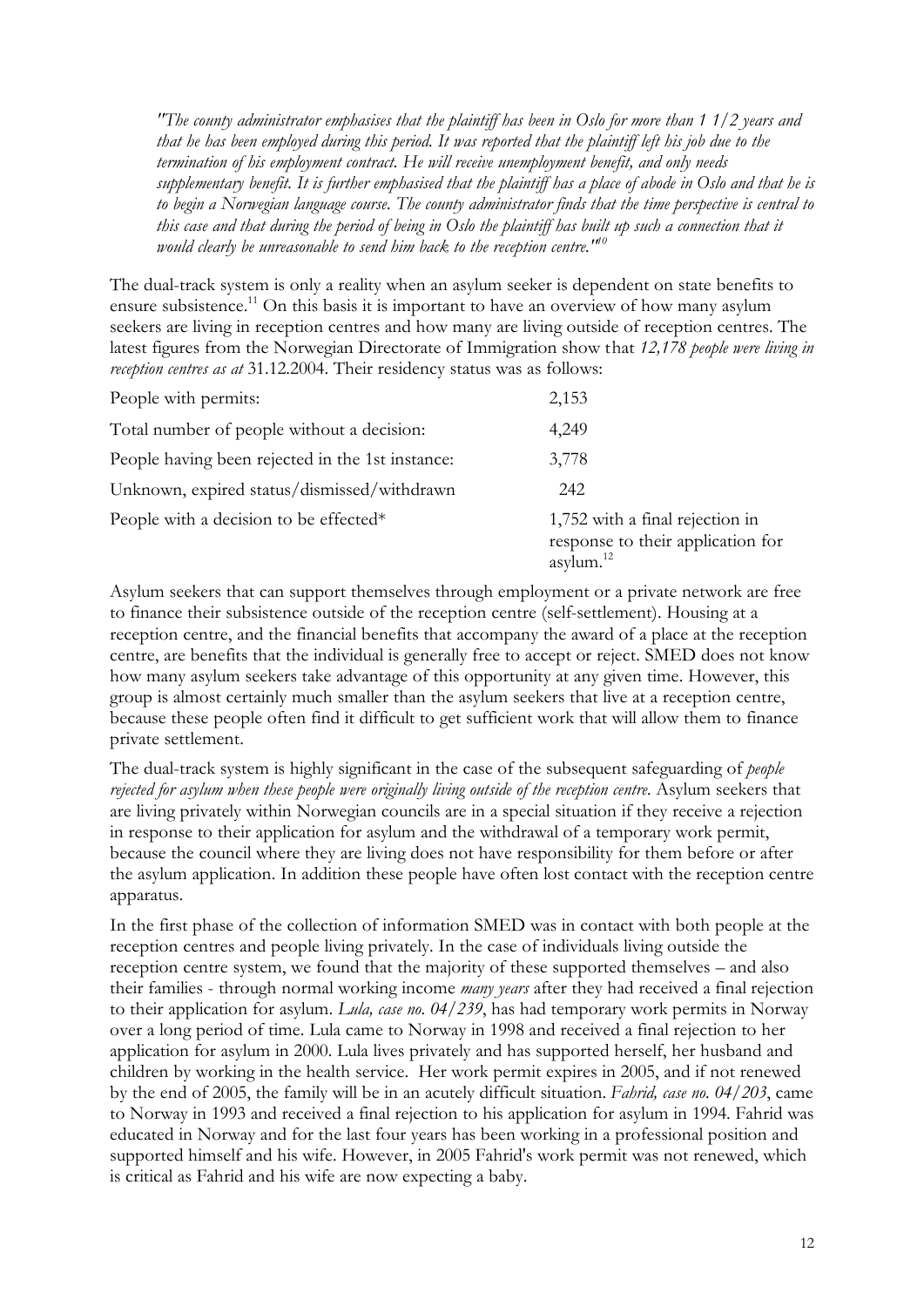*"The county administrator emphasises that the plaintiff has been in Oslo for more than 1 1/2 years and that he has been employed during this period. It was reported that the plaintiff left his job due to the termination of his employment contract. He will receive unemployment benefit, and only needs supplementary benefit. It is further emphasised that the plaintiff has a place of abode in Oslo and that he is to begin a Norwegian language course. The county administrator finds that the time perspective is central to this case and that during the period of being in Oslo the plaintiff has built up such a connection that it would clearly be unreasonable to send him back to the reception centre."*[10]

The dual-track system is only a reality when an asylum seeker is dependent on state benefits to ensure subsistence.[11] On this basis it is important to have an overview of how many asylum seekers are living in reception centres and how many are living outside of reception centres. The latest figures from the Norwegian Directorate of Immigration show that *12,178 people were living in reception centres as at* 31.12.2004. Their residency status was as follows:

| | |
|---|---|
| People with permits: | 2,153 |
| Total number of people without a decision: | 4,249 |
| People having been rejected in the 1st instance: | 3,778 |
| Unknown, expired status/dismissed/withdrawn | 242 |
| People with a decision to be effected* | 1,752 with a final rejection in response to their application for asylum.[12] |

Asylum seekers that can support themselves through employment or a private network are free to finance their subsistence outside of the reception centre (self-settlement). Housing at a reception centre, and the financial benefits that accompany the award of a place at the reception centre, are benefits that the individual is generally free to accept or reject. SMED does not know how many asylum seekers take advantage of this opportunity at any given time. However, this group is almost certainly much smaller than the asylum seekers that live at a reception centre, because these people often find it difficult to get sufficient work that will allow them to finance private settlement.

The dual-track system is highly significant in the case of the subsequent safeguarding of *people rejected for asylum when these people were originally living outside of the reception centre*. Asylum seekers that are living privately within Norwegian councils are in a special situation if they receive a rejection in response to their application for asylum and the withdrawal of a temporary work permit, because the council where they are living does not have responsibility for them before or after the asylum application. In addition these people have often lost contact with the reception centre apparatus.

In the first phase of the collection of information SMED was in contact with both people at the reception centres and people living privately. In the case of individuals living outside the reception centre system, we found that the majority of these supported themselves – and also their families - through normal working income *many years* after they had received a final rejection to their application for asylum. *Lula, case no. 04/239*, has had temporary work permits in Norway over a long period of time. Lula came to Norway in 1998 and received a final rejection to her application for asylum in 2000. Lula lives privately and has supported herself, her husband and children by working in the health service. Her work permit expires in 2005, and if not renewed by the end of 2005, the family will be in an acutely difficult situation. *Fahrid, case no. 04/203*, came to Norway in 1993 and received a final rejection to his application for asylum in 1994. Fahrid was educated in Norway and for the last four years has been working in a professional position and supported himself and his wife. However, in 2005 Fahrid's work permit was not renewed, which is critical as Fahrid and his wife are now expecting a baby.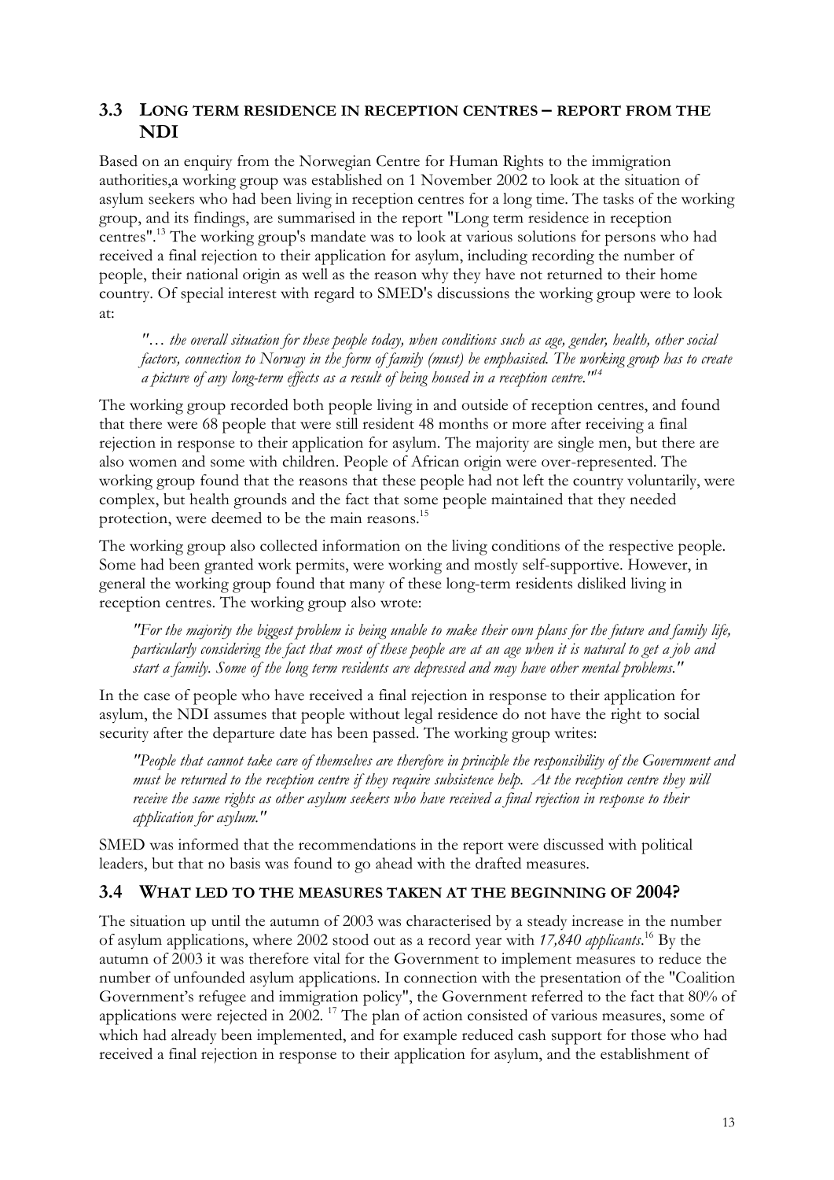## 3.3 LONG TERM RESIDENCE IN RECEPTION CENTRES – REPORT FROM THE NDI

Based on an enquiry from the Norwegian Centre for Human Rights to the immigration authorities,a working group was established on 1 November 2002 to look at the situation of asylum seekers who had been living in reception centres for a long time. The tasks of the working group, and its findings, are summarised in the report "Long term residence in reception centres".[13] The working group's mandate was to look at various solutions for persons who had received a final rejection to their application for asylum, including recording the number of people, their national origin as well as the reason why they have not returned to their home country. Of special interest with regard to SMED's discussions the working group were to look at:

> *"… the overall situation for these people today, when conditions such as age, gender, health, other social factors, connection to Norway in the form of family (must) be emphasised. The working group has to create a picture of any long-term effects as a result of being housed in a reception centre."*[14]

The working group recorded both people living in and outside of reception centres, and found that there were 68 people that were still resident 48 months or more after receiving a final rejection in response to their application for asylum. The majority are single men, but there are also women and some with children. People of African origin were over-represented. The working group found that the reasons that these people had not left the country voluntarily, were complex, but health grounds and the fact that some people maintained that they needed protection, were deemed to be the main reasons.[15]

The working group also collected information on the living conditions of the respective people. Some had been granted work permits, were working and mostly self-supportive. However, in general the working group found that many of these long-term residents disliked living in reception centres. The working group also wrote:

> *"For the majority the biggest problem is being unable to make their own plans for the future and family life, particularly considering the fact that most of these people are at an age when it is natural to get a job and start a family. Some of the long term residents are depressed and may have other mental problems."*

In the case of people who have received a final rejection in response to their application for asylum, the NDI assumes that people without legal residence do not have the right to social security after the departure date has been passed. The working group writes:

> *"People that cannot take care of themselves are therefore in principle the responsibility of the Government and must be returned to the reception centre if they require subsistence help. At the reception centre they will receive the same rights as other asylum seekers who have received a final rejection in response to their application for asylum."*

SMED was informed that the recommendations in the report were discussed with political leaders, but that no basis was found to go ahead with the drafted measures.

## 3.4 WHAT LED TO THE MEASURES TAKEN AT THE BEGINNING OF 2004?

The situation up until the autumn of 2003 was characterised by a steady increase in the number of asylum applications, where 2002 stood out as a record year with *17,840 applicants*.[16] By the autumn of 2003 it was therefore vital for the Government to implement measures to reduce the number of unfounded asylum applications. In connection with the presentation of the "Coalition Government's refugee and immigration policy", the Government referred to the fact that 80% of applications were rejected in 2002. [17] The plan of action consisted of various measures, some of which had already been implemented, and for example reduced cash support for those who had received a final rejection in response to their application for asylum, and the establishment of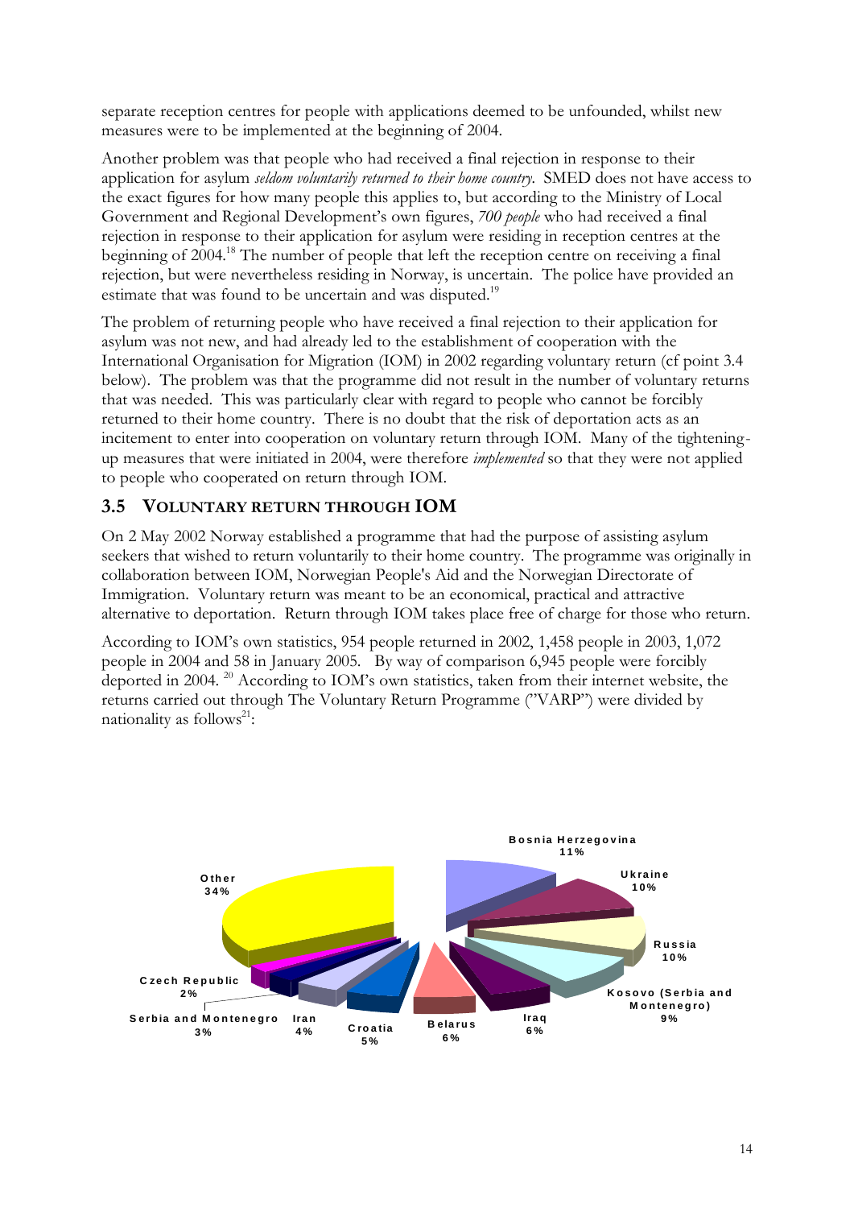separate reception centres for people with applications deemed to be unfounded, whilst new measures were to be implemented at the beginning of 2004.

Another problem was that people who had received a final rejection in response to their application for asylum *seldom voluntarily returned to their home country*. SMED does not have access to the exact figures for how many people this applies to, but according to the Ministry of Local Government and Regional Development's own figures, *700 people* who had received a final rejection in response to their application for asylum were residing in reception centres at the beginning of 2004.[18] The number of people that left the reception centre on receiving a final rejection, but were nevertheless residing in Norway, is uncertain. The police have provided an estimate that was found to be uncertain and was disputed.[19]

The problem of returning people who have received a final rejection to their application for asylum was not new, and had already led to the establishment of cooperation with the International Organisation for Migration (IOM) in 2002 regarding voluntary return (cf point 3.4 below). The problem was that the programme did not result in the number of voluntary returns that was needed. This was particularly clear with regard to people who cannot be forcibly returned to their home country. There is no doubt that the risk of deportation acts as an incitement to enter into cooperation on voluntary return through IOM. Many of the tightening-up measures that were initiated in 2004, were therefore *implemented* so that they were not applied to people who cooperated on return through IOM.

## 3.5 VOLUNTARY RETURN THROUGH IOM

On 2 May 2002 Norway established a programme that had the purpose of assisting asylum seekers that wished to return voluntarily to their home country. The programme was originally in collaboration between IOM, Norwegian People's Aid and the Norwegian Directorate of Immigration. Voluntary return was meant to be an economical, practical and attractive alternative to deportation. Return through IOM takes place free of charge for those who return.

According to IOM's own statistics, 954 people returned in 2002, 1,458 people in 2003, 1,072 people in 2004 and 58 in January 2005. By way of comparison 6,945 people were forcibly deported in 2004. [20] According to IOM's own statistics, taken from their internet website, the returns carried out through The Voluntary Return Programme ("VARP") were divided by nationality as follows[21]:

- Bosnia Herzegovina 11%
- Ukraine 10%
- Russia 10%
- Kosovo (Serbia and Montenegro) 9%
- Iraq 6%
- Belarus 6%
- Croatia 5%
- Iran 4%
- Serbia and Montenegro 3%
- Czech Republic 2%
- Other 34%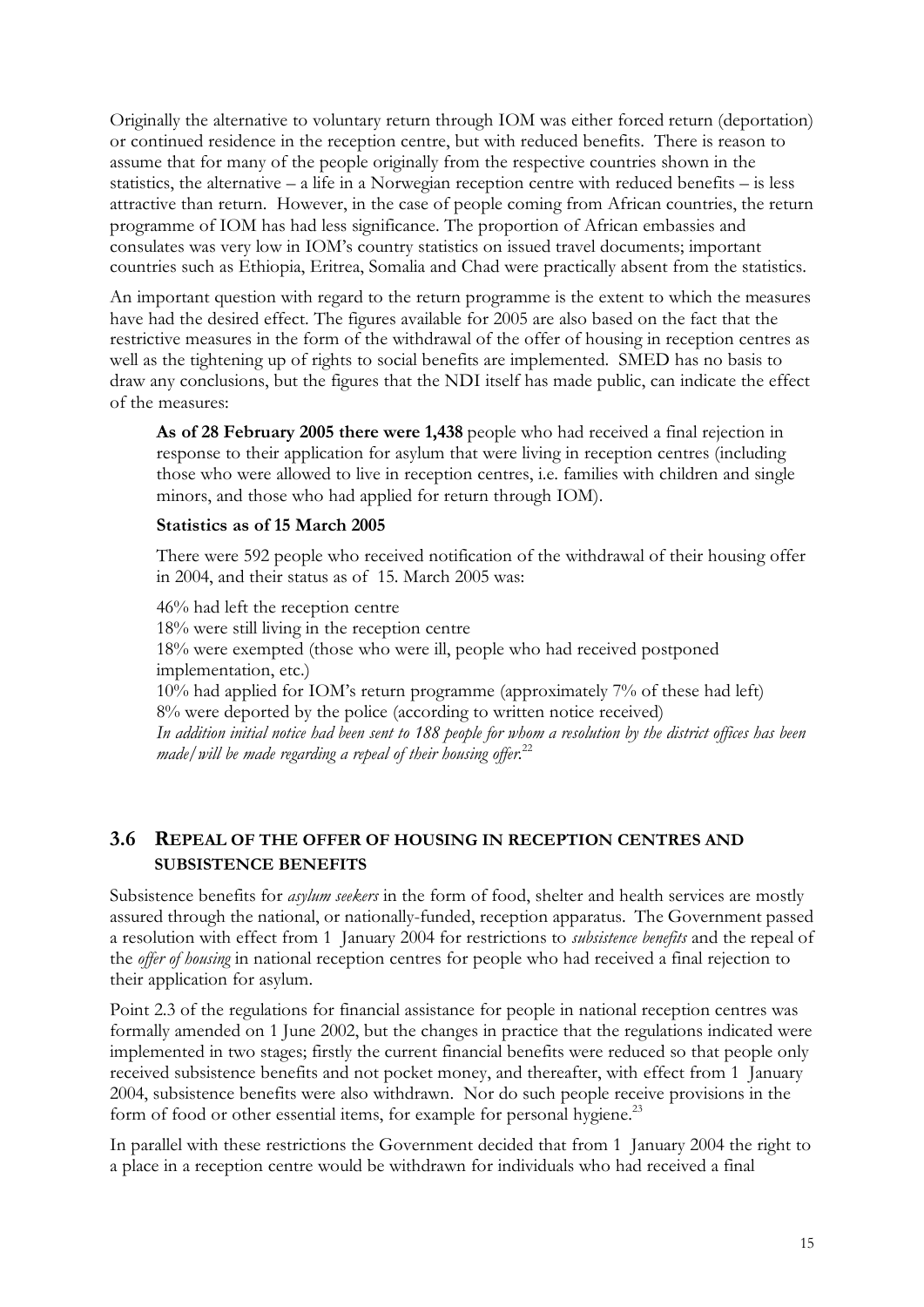Originally the alternative to voluntary return through IOM was either forced return (deportation) or continued residence in the reception centre, but with reduced benefits. There is reason to assume that for many of the people originally from the respective countries shown in the statistics, the alternative – a life in a Norwegian reception centre with reduced benefits – is less attractive than return. However, in the case of people coming from African countries, the return programme of IOM has had less significance. The proportion of African embassies and consulates was very low in IOM's country statistics on issued travel documents; important countries such as Ethiopia, Eritrea, Somalia and Chad were practically absent from the statistics.

An important question with regard to the return programme is the extent to which the measures have had the desired effect. The figures available for 2005 are also based on the fact that the restrictive measures in the form of the withdrawal of the offer of housing in reception centres as well as the tightening up of rights to social benefits are implemented. SMED has no basis to draw any conclusions, but the figures that the NDI itself has made public, can indicate the effect of the measures:

> **As of 28 February 2005 there were 1,438** people who had received a final rejection in response to their application for asylum that were living in reception centres (including those who were allowed to live in reception centres, i.e. families with children and single minors, and those who had applied for return through IOM).
>
> **Statistics as of 15 March 2005**
>
> There were 592 people who received notification of the withdrawal of their housing offer in 2004, and their status as of 15. March 2005 was:
>
> 46% had left the reception centre
> 18% were still living in the reception centre
> 18% were exempted (those who were ill, people who had received postponed implementation, etc.)
> 10% had applied for IOM's return programme (approximately 7% of these had left)
> 8% were deported by the police (according to written notice received)
> *In addition initial notice had been sent to 188 people for whom a resolution by the district offices has been made/will be made regarding a repeal of their housing offer.*[22]

## 3.6 Repeal of the offer of housing in reception centres and subsistence benefits

Subsistence benefits for *asylum seekers* in the form of food, shelter and health services are mostly assured through the national, or nationally-funded, reception apparatus. The Government passed a resolution with effect from 1 January 2004 for restrictions to *subsistence benefits* and the repeal of the *offer of housing* in national reception centres for people who had received a final rejection to their application for asylum.

Point 2.3 of the regulations for financial assistance for people in national reception centres was formally amended on 1 June 2002, but the changes in practice that the regulations indicated were implemented in two stages; firstly the current financial benefits were reduced so that people only received subsistence benefits and not pocket money, and thereafter, with effect from 1 January 2004, subsistence benefits were also withdrawn. Nor do such people receive provisions in the form of food or other essential items, for example for personal hygiene.[23]

In parallel with these restrictions the Government decided that from 1 January 2004 the right to a place in a reception centre would be withdrawn for individuals who had received a final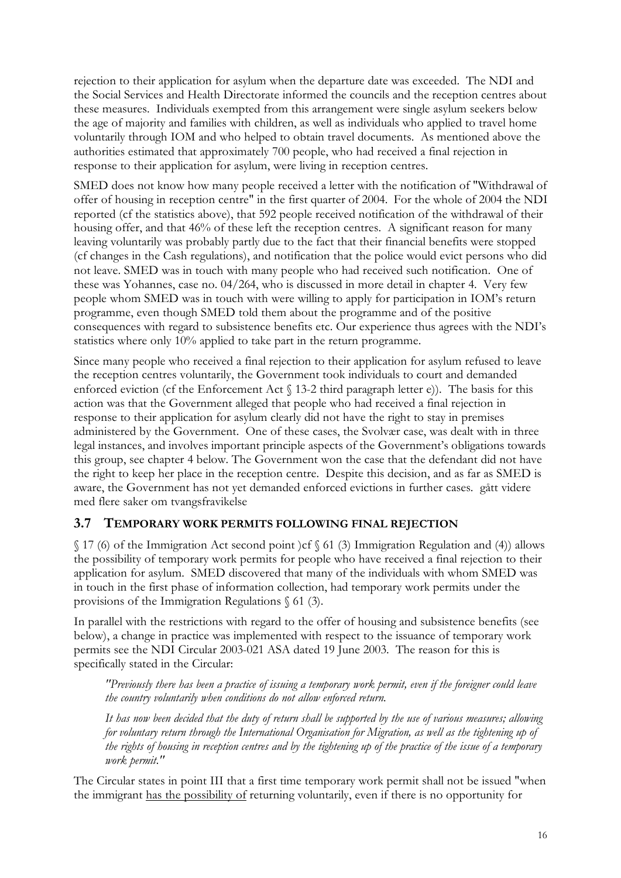rejection to their application for asylum when the departure date was exceeded. The NDI and the Social Services and Health Directorate informed the councils and the reception centres about these measures. Individuals exempted from this arrangement were single asylum seekers below the age of majority and families with children, as well as individuals who applied to travel home voluntarily through IOM and who helped to obtain travel documents. As mentioned above the authorities estimated that approximately 700 people, who had received a final rejection in response to their application for asylum, were living in reception centres.

SMED does not know how many people received a letter with the notification of "Withdrawal of offer of housing in reception centre" in the first quarter of 2004. For the whole of 2004 the NDI reported (cf the statistics above), that 592 people received notification of the withdrawal of their housing offer, and that 46% of these left the reception centres. A significant reason for many leaving voluntarily was probably partly due to the fact that their financial benefits were stopped (cf changes in the Cash regulations), and notification that the police would evict persons who did not leave. SMED was in touch with many people who had received such notification. One of these was Yohannes, case no. 04/264, who is discussed in more detail in chapter 4. Very few people whom SMED was in touch with were willing to apply for participation in IOM's return programme, even though SMED told them about the programme and of the positive consequences with regard to subsistence benefits etc. Our experience thus agrees with the NDI's statistics where only 10% applied to take part in the return programme.

Since many people who received a final rejection to their application for asylum refused to leave the reception centres voluntarily, the Government took individuals to court and demanded enforced eviction (cf the Enforcement Act § 13-2 third paragraph letter e)). The basis for this action was that the Government alleged that people who had received a final rejection in response to their application for asylum clearly did not have the right to stay in premises administered by the Government. One of these cases, the Svolvær case, was dealt with in three legal instances, and involves important principle aspects of the Government's obligations towards this group, see chapter 4 below. The Government won the case that the defendant did not have the right to keep her place in the reception centre. Despite this decision, and as far as SMED is aware, the Government has not yet demanded enforced evictions in further cases. gått videre med flere saker om tvangsfravikelse

## 3.7 TEMPORARY WORK PERMITS FOLLOWING FINAL REJECTION

§ 17 (6) of the Immigration Act second point )cf § 61 (3) Immigration Regulation and (4)) allows the possibility of temporary work permits for people who have received a final rejection to their application for asylum. SMED discovered that many of the individuals with whom SMED was in touch in the first phase of information collection, had temporary work permits under the provisions of the Immigration Regulations § 61 (3).

In parallel with the restrictions with regard to the offer of housing and subsistence benefits (see below), a change in practice was implemented with respect to the issuance of temporary work permits see the NDI Circular 2003-021 ASA dated 19 June 2003. The reason for this is specifically stated in the Circular:

> *"Previously there has been a practice of issuing a temporary work permit, even if the foreigner could leave the country voluntarily when conditions do not allow enforced return.*
>
> *It has now been decided that the duty of return shall be supported by the use of various measures; allowing for voluntary return through the International Organisation for Migration, as well as the tightening up of the rights of housing in reception centres and by the tightening up of the practice of the issue of a temporary work permit."*

The Circular states in point III that a first time temporary work permit shall not be issued "when the immigrant <u>has the possibility of</u> returning voluntarily, even if there is no opportunity for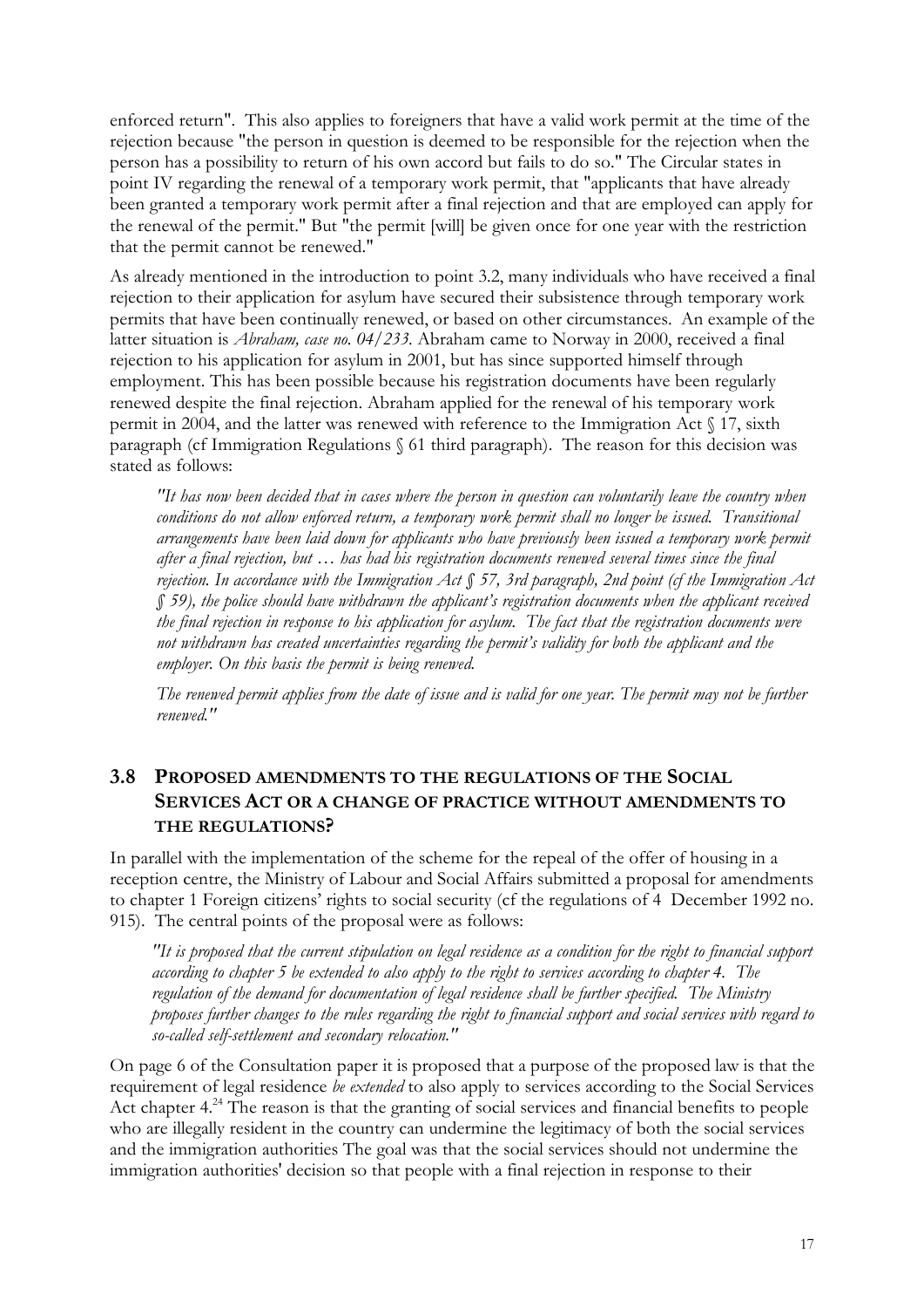enforced return". This also applies to foreigners that have a valid work permit at the time of the rejection because "the person in question is deemed to be responsible for the rejection when the person has a possibility to return of his own accord but fails to do so." The Circular states in point IV regarding the renewal of a temporary work permit, that "applicants that have already been granted a temporary work permit after a final rejection and that are employed can apply for the renewal of the permit." But "the permit [will] be given once for one year with the restriction that the permit cannot be renewed."

As already mentioned in the introduction to point 3.2, many individuals who have received a final rejection to their application for asylum have secured their subsistence through temporary work permits that have been continually renewed, or based on other circumstances. An example of the latter situation is *Abraham, case no. 04/233*. Abraham came to Norway in 2000, received a final rejection to his application for asylum in 2001, but has since supported himself through employment. This has been possible because his registration documents have been regularly renewed despite the final rejection. Abraham applied for the renewal of his temporary work permit in 2004, and the latter was renewed with reference to the Immigration Act § 17, sixth paragraph (cf Immigration Regulations § 61 third paragraph). The reason for this decision was stated as follows:

> *"It has now been decided that in cases where the person in question can voluntarily leave the country when conditions do not allow enforced return, a temporary work permit shall no longer be issued. Transitional arrangements have been laid down for applicants who have previously been issued a temporary work permit after a final rejection, but … has had his registration documents renewed several times since the final rejection. In accordance with the Immigration Act § 57, 3rd paragraph, 2nd point (cf the Immigration Act § 59), the police should have withdrawn the applicant's registration documents when the applicant received the final rejection in response to his application for asylum. The fact that the registration documents were not withdrawn has created uncertainties regarding the permit's validity for both the applicant and the employer. On this basis the permit is being renewed.*
>
> *The renewed permit applies from the date of issue and is valid for one year. The permit may not be further renewed."*

## 3.8 PROPOSED AMENDMENTS TO THE REGULATIONS OF THE SOCIAL SERVICES ACT OR A CHANGE OF PRACTICE WITHOUT AMENDMENTS TO THE REGULATIONS?

In parallel with the implementation of the scheme for the repeal of the offer of housing in a reception centre, the Ministry of Labour and Social Affairs submitted a proposal for amendments to chapter 1 Foreign citizens' rights to social security (cf the regulations of 4 December 1992 no. 915). The central points of the proposal were as follows:

> *"It is proposed that the current stipulation on legal residence as a condition for the right to financial support according to chapter 5 be extended to also apply to the right to services according to chapter 4. The regulation of the demand for documentation of legal residence shall be further specified. The Ministry proposes further changes to the rules regarding the right to financial support and social services with regard to so-called self-settlement and secondary relocation."*

On page 6 of the Consultation paper it is proposed that a purpose of the proposed law is that the requirement of legal residence *be extended* to also apply to services according to the Social Services Act chapter 4.[24] The reason is that the granting of social services and financial benefits to people who are illegally resident in the country can undermine the legitimacy of both the social services and the immigration authorities The goal was that the social services should not undermine the immigration authorities' decision so that people with a final rejection in response to their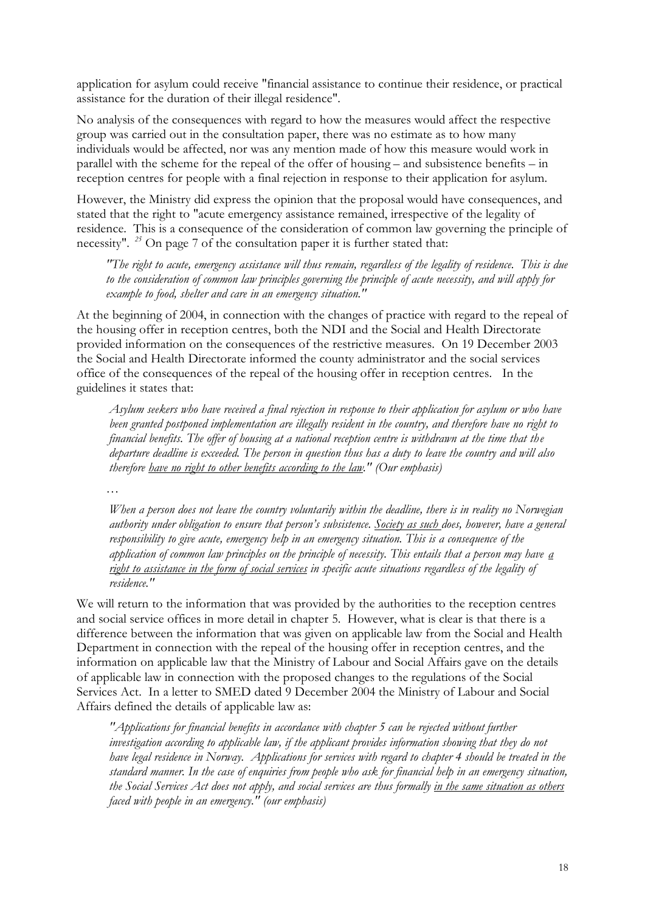application for asylum could receive "financial assistance to continue their residence, or practical assistance for the duration of their illegal residence".

No analysis of the consequences with regard to how the measures would affect the respective group was carried out in the consultation paper, there was no estimate as to how many individuals would be affected, nor was any mention made of how this measure would work in parallel with the scheme for the repeal of the offer of housing – and subsistence benefits – in reception centres for people with a final rejection in response to their application for asylum.

However, the Ministry did express the opinion that the proposal would have consequences, and stated that the right to "acute emergency assistance remained, irrespective of the legality of residence. This is a consequence of the consideration of common law governing the principle of necessity". [25] On page 7 of the consultation paper it is further stated that:

> *"The right to acute, emergency assistance will thus remain, regardless of the legality of residence. This is due to the consideration of common law principles governing the principle of acute necessity, and will apply for example to food, shelter and care in an emergency situation."*

At the beginning of 2004, in connection with the changes of practice with regard to the repeal of the housing offer in reception centres, both the NDI and the Social and Health Directorate provided information on the consequences of the restrictive measures. On 19 December 2003 the Social and Health Directorate informed the county administrator and the social services office of the consequences of the repeal of the housing offer in reception centres. In the guidelines it states that:

> *Asylum seekers who have received a final rejection in response to their application for asylum or who have been granted postponed implementation are illegally resident in the country, and therefore have no right to financial benefits. The offer of housing at a national reception centre is withdrawn at the time that the departure deadline is exceeded. The person in question thus has a duty to leave the country and will also therefore <u>have no right to other benefits according to the law</u>." (Our emphasis)*
>
> …
>
> *When a person does not leave the country voluntarily within the deadline, there is in reality no Norwegian authority under obligation to ensure that person's subsistence. <u>Society as such</u> does, however, have a general responsibility to give acute, emergency help in an emergency situation. This is a consequence of the application of common law principles on the principle of necessity. This entails that a person may have <u>a right to assistance in the form of social services</u> in specific acute situations regardless of the legality of residence."*

We will return to the information that was provided by the authorities to the reception centres and social service offices in more detail in chapter 5. However, what is clear is that there is a difference between the information that was given on applicable law from the Social and Health Department in connection with the repeal of the housing offer in reception centres, and the information on applicable law that the Ministry of Labour and Social Affairs gave on the details of applicable law in connection with the proposed changes to the regulations of the Social Services Act. In a letter to SMED dated 9 December 2004 the Ministry of Labour and Social Affairs defined the details of applicable law as:

> *"Applications for financial benefits in accordance with chapter 5 can be rejected without further investigation according to applicable law, if the applicant provides information showing that they do not have legal residence in Norway. Applications for services with regard to chapter 4 should be treated in the standard manner. In the case of enquiries from people who ask for financial help in an emergency situation, the Social Services Act does not apply, and social services are thus formally <u>in the same situation as others</u> faced with people in an emergency." (our emphasis)*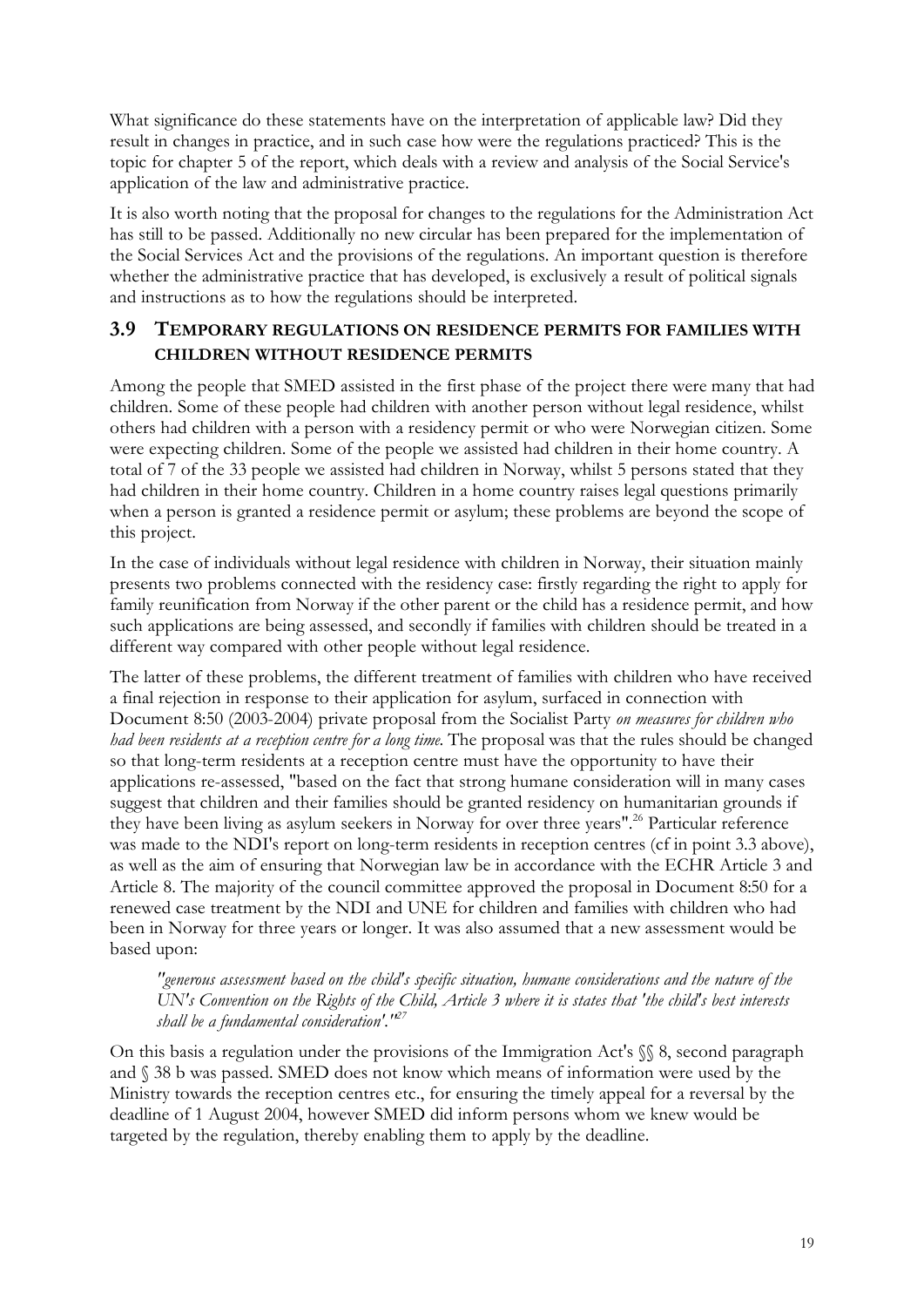What significance do these statements have on the interpretation of applicable law? Did they result in changes in practice, and in such case how were the regulations practiced? This is the topic for chapter 5 of the report, which deals with a review and analysis of the Social Service's application of the law and administrative practice.

It is also worth noting that the proposal for changes to the regulations for the Administration Act has still to be passed. Additionally no new circular has been prepared for the implementation of the Social Services Act and the provisions of the regulations. An important question is therefore whether the administrative practice that has developed, is exclusively a result of political signals and instructions as to how the regulations should be interpreted.

## 3.9 TEMPORARY REGULATIONS ON RESIDENCE PERMITS FOR FAMILIES WITH CHILDREN WITHOUT RESIDENCE PERMITS

Among the people that SMED assisted in the first phase of the project there were many that had children. Some of these people had children with another person without legal residence, whilst others had children with a person with a residency permit or who were Norwegian citizen. Some were expecting children. Some of the people we assisted had children in their home country. A total of 7 of the 33 people we assisted had children in Norway, whilst 5 persons stated that they had children in their home country. Children in a home country raises legal questions primarily when a person is granted a residence permit or asylum; these problems are beyond the scope of this project.

In the case of individuals without legal residence with children in Norway, their situation mainly presents two problems connected with the residency case: firstly regarding the right to apply for family reunification from Norway if the other parent or the child has a residence permit, and how such applications are being assessed, and secondly if families with children should be treated in a different way compared with other people without legal residence.

The latter of these problems, the different treatment of families with children who have received a final rejection in response to their application for asylum, surfaced in connection with Document 8:50 (2003-2004) private proposal from the Socialist Party *on measures for children who had been residents at a reception centre for a long time*. The proposal was that the rules should be changed so that long-term residents at a reception centre must have the opportunity to have their applications re-assessed, "based on the fact that strong humane consideration will in many cases suggest that children and their families should be granted residency on humanitarian grounds if they have been living as asylum seekers in Norway for over three years".[26] Particular reference was made to the NDI's report on long-term residents in reception centres (cf in point 3.3 above), as well as the aim of ensuring that Norwegian law be in accordance with the ECHR Article 3 and Article 8. The majority of the council committee approved the proposal in Document 8:50 for a renewed case treatment by the NDI and UNE for children and families with children who had been in Norway for three years or longer. It was also assumed that a new assessment would be based upon:

> *"generous assessment based on the child's specific situation, humane considerations and the nature of the UN's Convention on the Rights of the Child, Article 3 where it is states that 'the child's best interests shall be a fundamental consideration'."*[27]

On this basis a regulation under the provisions of the Immigration Act's §§ 8, second paragraph and § 38 b was passed. SMED does not know which means of information were used by the Ministry towards the reception centres etc., for ensuring the timely appeal for a reversal by the deadline of 1 August 2004, however SMED did inform persons whom we knew would be targeted by the regulation, thereby enabling them to apply by the deadline.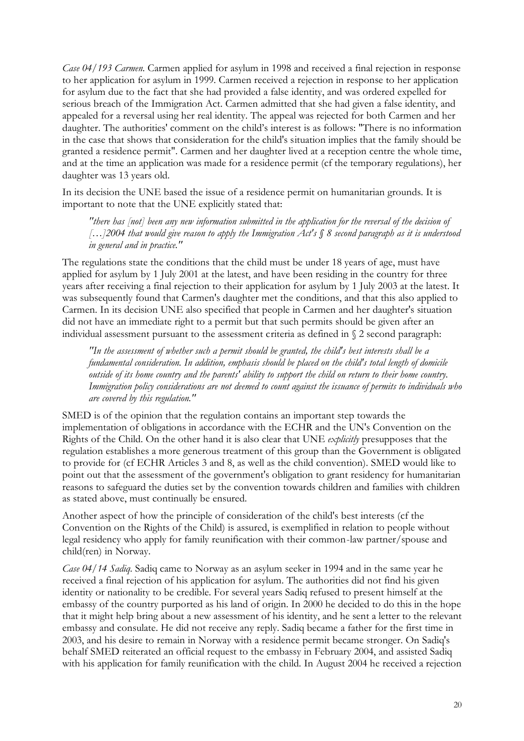*Case 04/193 Carmen.* Carmen applied for asylum in 1998 and received a final rejection in response to her application for asylum in 1999. Carmen received a rejection in response to her application for asylum due to the fact that she had provided a false identity, and was ordered expelled for serious breach of the Immigration Act. Carmen admitted that she had given a false identity, and appealed for a reversal using her real identity. The appeal was rejected for both Carmen and her daughter. The authorities' comment on the child's interest is as follows: "There is no information in the case that shows that consideration for the child's situation implies that the family should be granted a residence permit". Carmen and her daughter lived at a reception centre the whole time, and at the time an application was made for a residence permit (cf the temporary regulations), her daughter was 13 years old.

In its decision the UNE based the issue of a residence permit on humanitarian grounds. It is important to note that the UNE explicitly stated that:

> *"there has [not] been any new information submitted in the application for the reversal of the decision of […]2004 that would give reason to apply the Immigration Act's § 8 second paragraph as it is understood in general and in practice."*

The regulations state the conditions that the child must be under 18 years of age, must have applied for asylum by 1 July 2001 at the latest, and have been residing in the country for three years after receiving a final rejection to their application for asylum by 1 July 2003 at the latest. It was subsequently found that Carmen's daughter met the conditions, and that this also applied to Carmen. In its decision UNE also specified that people in Carmen and her daughter's situation did not have an immediate right to a permit but that such permits should be given after an individual assessment pursuant to the assessment criteria as defined in § 2 second paragraph:

> *"In the assessment of whether such a permit should be granted, the child's best interests shall be a fundamental consideration. In addition, emphasis should be placed on the child's total length of domicile outside of its home country and the parents' ability to support the child on return to their home country. Immigration policy considerations are not deemed to count against the issuance of permits to individuals who are covered by this regulation."*

SMED is of the opinion that the regulation contains an important step towards the implementation of obligations in accordance with the ECHR and the UN's Convention on the Rights of the Child. On the other hand it is also clear that UNE *explicitly* presupposes that the regulation establishes a more generous treatment of this group than the Government is obligated to provide for (cf ECHR Articles 3 and 8, as well as the child convention). SMED would like to point out that the assessment of the government's obligation to grant residency for humanitarian reasons to safeguard the duties set by the convention towards children and families with children as stated above, must continually be ensured.

Another aspect of how the principle of consideration of the child's best interests (cf the Convention on the Rights of the Child) is assured, is exemplified in relation to people without legal residency who apply for family reunification with their common-law partner/spouse and child(ren) in Norway.

*Case 04/14 Sadiq.* Sadiq came to Norway as an asylum seeker in 1994 and in the same year he received a final rejection of his application for asylum. The authorities did not find his given identity or nationality to be credible. For several years Sadiq refused to present himself at the embassy of the country purported as his land of origin. In 2000 he decided to do this in the hope that it might help bring about a new assessment of his identity, and he sent a letter to the relevant embassy and consulate. He did not receive any reply. Sadiq became a father for the first time in 2003, and his desire to remain in Norway with a residence permit became stronger. On Sadiq's behalf SMED reiterated an official request to the embassy in February 2004, and assisted Sadiq with his application for family reunification with the child. In August 2004 he received a rejection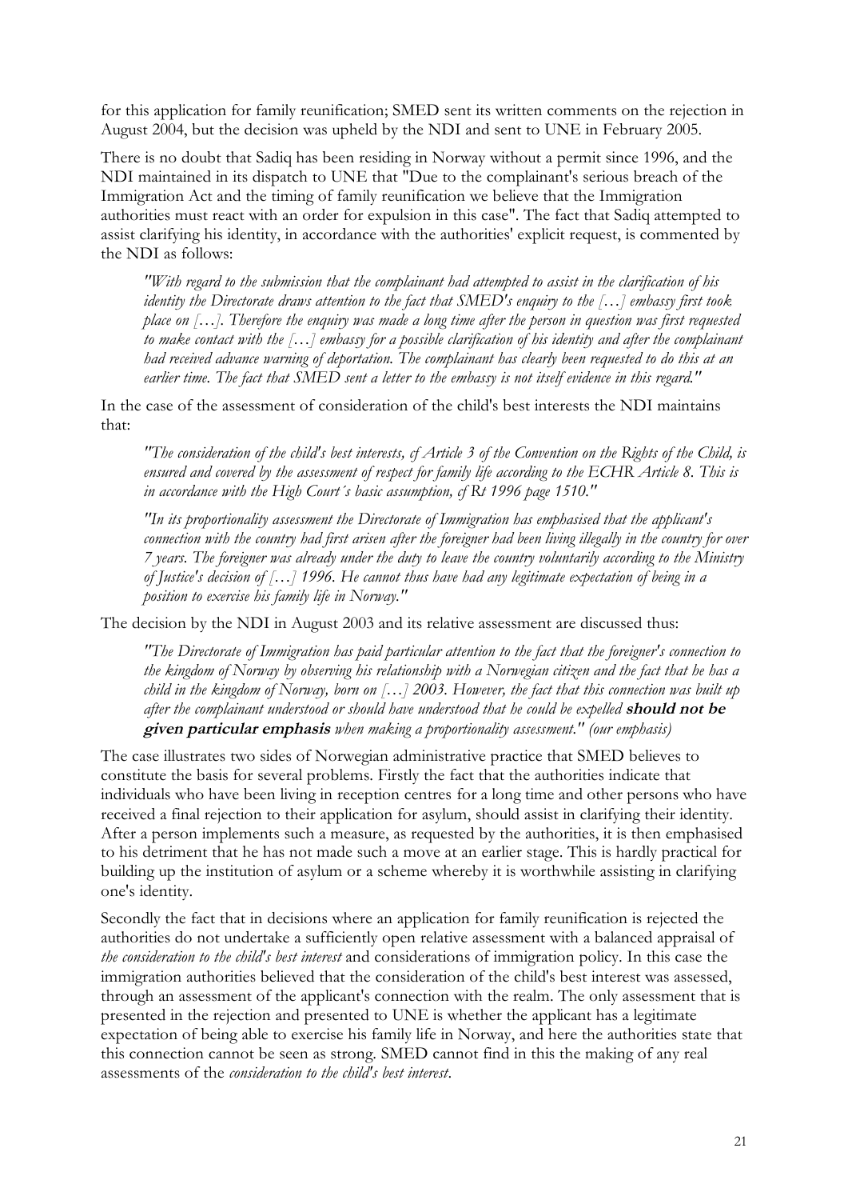for this application for family reunification; SMED sent its written comments on the rejection in August 2004, but the decision was upheld by the NDI and sent to UNE in February 2005.

There is no doubt that Sadiq has been residing in Norway without a permit since 1996, and the NDI maintained in its dispatch to UNE that "Due to the complainant's serious breach of the Immigration Act and the timing of family reunification we believe that the Immigration authorities must react with an order for expulsion in this case". The fact that Sadiq attempted to assist clarifying his identity, in accordance with the authorities' explicit request, is commented by the NDI as follows:

> *"With regard to the submission that the complainant had attempted to assist in the clarification of his identity the Directorate draws attention to the fact that SMED's enquiry to the […] embassy first took place on […]. Therefore the enquiry was made a long time after the person in question was first requested to make contact with the […] embassy for a possible clarification of his identity and after the complainant had received advance warning of deportation. The complainant has clearly been requested to do this at an earlier time. The fact that SMED sent a letter to the embassy is not itself evidence in this regard."*

In the case of the assessment of consideration of the child's best interests the NDI maintains that:

> *"The consideration of the child's best interests, cf Article 3 of the Convention on the Rights of the Child, is ensured and covered by the assessment of respect for family life according to the ECHR Article 8. This is in accordance with the High Court´s basic assumption, cf Rt 1996 page 1510."*

> *"In its proportionality assessment the Directorate of Immigration has emphasised that the applicant's connection with the country had first arisen after the foreigner had been living illegally in the country for over 7 years. The foreigner was already under the duty to leave the country voluntarily according to the Ministry of Justice's decision of […] 1996. He cannot thus have had any legitimate expectation of being in a position to exercise his family life in Norway."*

The decision by the NDI in August 2003 and its relative assessment are discussed thus:

> *"The Directorate of Immigration has paid particular attention to the fact that the foreigner's connection to the kingdom of Norway by observing his relationship with a Norwegian citizen and the fact that he has a child in the kingdom of Norway, born on […] 2003. However, the fact that this connection was built up after the complainant understood or should have understood that he could be expelled* ***should not be given particular emphasis*** *when making a proportionality assessment." (our emphasis)*

The case illustrates two sides of Norwegian administrative practice that SMED believes to constitute the basis for several problems. Firstly the fact that the authorities indicate that individuals who have been living in reception centres for a long time and other persons who have received a final rejection to their application for asylum, should assist in clarifying their identity. After a person implements such a measure, as requested by the authorities, it is then emphasised to his detriment that he has not made such a move at an earlier stage. This is hardly practical for building up the institution of asylum or a scheme whereby it is worthwhile assisting in clarifying one's identity.

Secondly the fact that in decisions where an application for family reunification is rejected the authorities do not undertake a sufficiently open relative assessment with a balanced appraisal of *the consideration to the child's best interest* and considerations of immigration policy. In this case the immigration authorities believed that the consideration of the child's best interest was assessed, through an assessment of the applicant's connection with the realm. The only assessment that is presented in the rejection and presented to UNE is whether the applicant has a legitimate expectation of being able to exercise his family life in Norway, and here the authorities state that this connection cannot be seen as strong. SMED cannot find in this the making of any real assessments of the *consideration to the child's best interest*.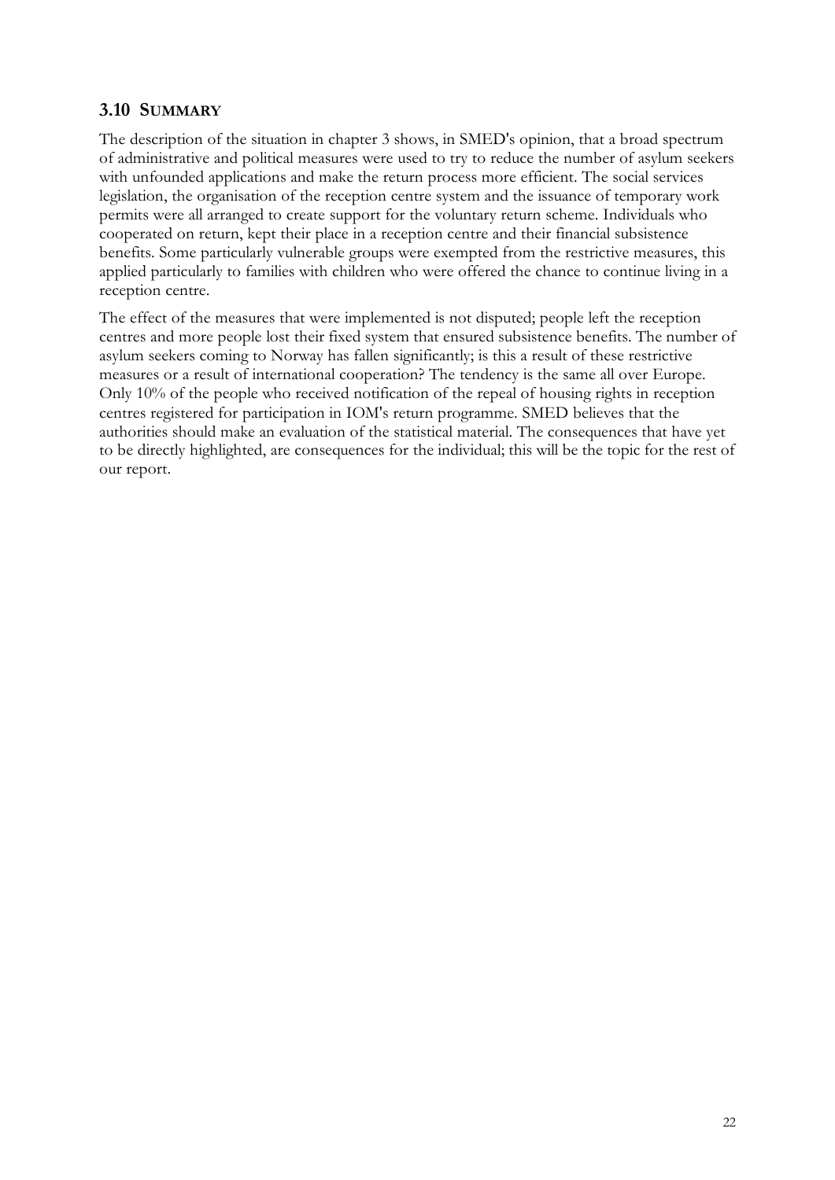## 3.10 SUMMARY

The description of the situation in chapter 3 shows, in SMED's opinion, that a broad spectrum of administrative and political measures were used to try to reduce the number of asylum seekers with unfounded applications and make the return process more efficient. The social services legislation, the organisation of the reception centre system and the issuance of temporary work permits were all arranged to create support for the voluntary return scheme. Individuals who cooperated on return, kept their place in a reception centre and their financial subsistence benefits. Some particularly vulnerable groups were exempted from the restrictive measures, this applied particularly to families with children who were offered the chance to continue living in a reception centre.

The effect of the measures that were implemented is not disputed; people left the reception centres and more people lost their fixed system that ensured subsistence benefits. The number of asylum seekers coming to Norway has fallen significantly; is this a result of these restrictive measures or a result of international cooperation? The tendency is the same all over Europe. Only 10% of the people who received notification of the repeal of housing rights in reception centres registered for participation in IOM's return programme. SMED believes that the authorities should make an evaluation of the statistical material. The consequences that have yet to be directly highlighted, are consequences for the individual; this will be the topic for the rest of our report.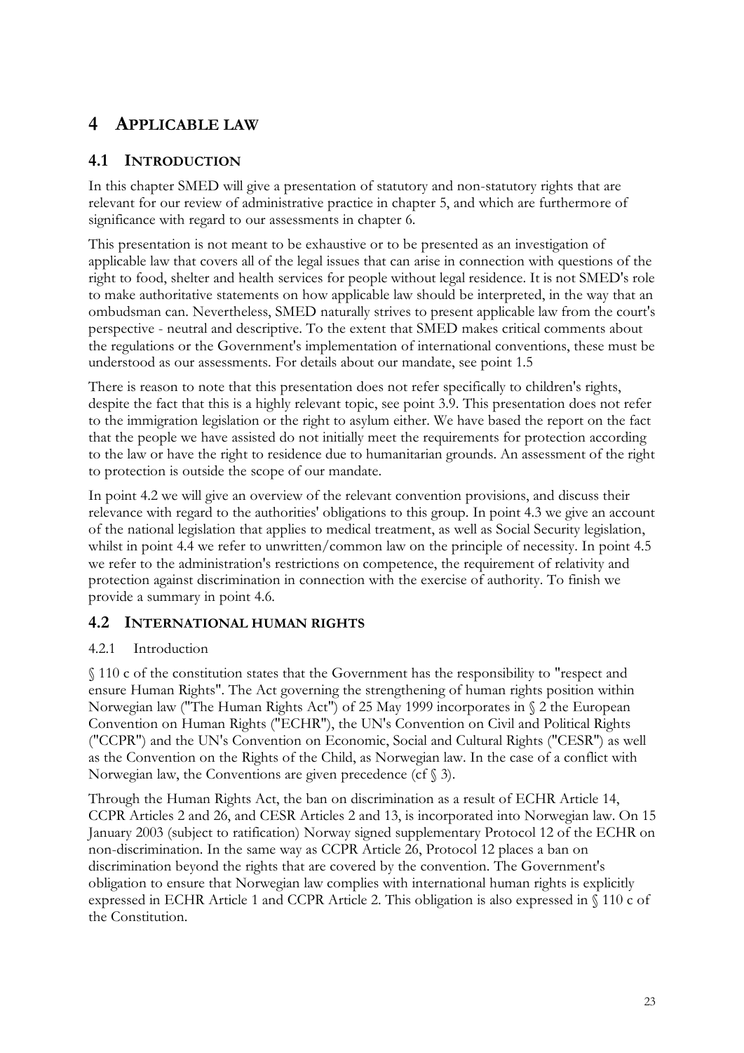# 4 APPLICABLE LAW

## 4.1 INTRODUCTION

In this chapter SMED will give a presentation of statutory and non-statutory rights that are relevant for our review of administrative practice in chapter 5, and which are furthermore of significance with regard to our assessments in chapter 6.

This presentation is not meant to be exhaustive or to be presented as an investigation of applicable law that covers all of the legal issues that can arise in connection with questions of the right to food, shelter and health services for people without legal residence. It is not SMED's role to make authoritative statements on how applicable law should be interpreted, in the way that an ombudsman can. Nevertheless, SMED naturally strives to present applicable law from the court's perspective - neutral and descriptive. To the extent that SMED makes critical comments about the regulations or the Government's implementation of international conventions, these must be understood as our assessments. For details about our mandate, see point 1.5

There is reason to note that this presentation does not refer specifically to children's rights, despite the fact that this is a highly relevant topic, see point 3.9. This presentation does not refer to the immigration legislation or the right to asylum either. We have based the report on the fact that the people we have assisted do not initially meet the requirements for protection according to the law or have the right to residence due to humanitarian grounds. An assessment of the right to protection is outside the scope of our mandate.

In point 4.2 we will give an overview of the relevant convention provisions, and discuss their relevance with regard to the authorities' obligations to this group. In point 4.3 we give an account of the national legislation that applies to medical treatment, as well as Social Security legislation, whilst in point 4.4 we refer to unwritten/common law on the principle of necessity. In point 4.5 we refer to the administration's restrictions on competence, the requirement of relativity and protection against discrimination in connection with the exercise of authority. To finish we provide a summary in point 4.6.

## 4.2 INTERNATIONAL HUMAN RIGHTS

### 4.2.1 Introduction

§ 110 c of the constitution states that the Government has the responsibility to "respect and ensure Human Rights". The Act governing the strengthening of human rights position within Norwegian law ("The Human Rights Act") of 25 May 1999 incorporates in § 2 the European Convention on Human Rights ("ECHR"), the UN's Convention on Civil and Political Rights ("CCPR") and the UN's Convention on Economic, Social and Cultural Rights ("CESR") as well as the Convention on the Rights of the Child, as Norwegian law. In the case of a conflict with Norwegian law, the Conventions are given precedence (cf § 3).

Through the Human Rights Act, the ban on discrimination as a result of ECHR Article 14, CCPR Articles 2 and 26, and CESR Articles 2 and 13, is incorporated into Norwegian law. On 15 January 2003 (subject to ratification) Norway signed supplementary Protocol 12 of the ECHR on non-discrimination. In the same way as CCPR Article 26, Protocol 12 places a ban on discrimination beyond the rights that are covered by the convention. The Government's obligation to ensure that Norwegian law complies with international human rights is explicitly expressed in ECHR Article 1 and CCPR Article 2. This obligation is also expressed in § 110 c of the Constitution.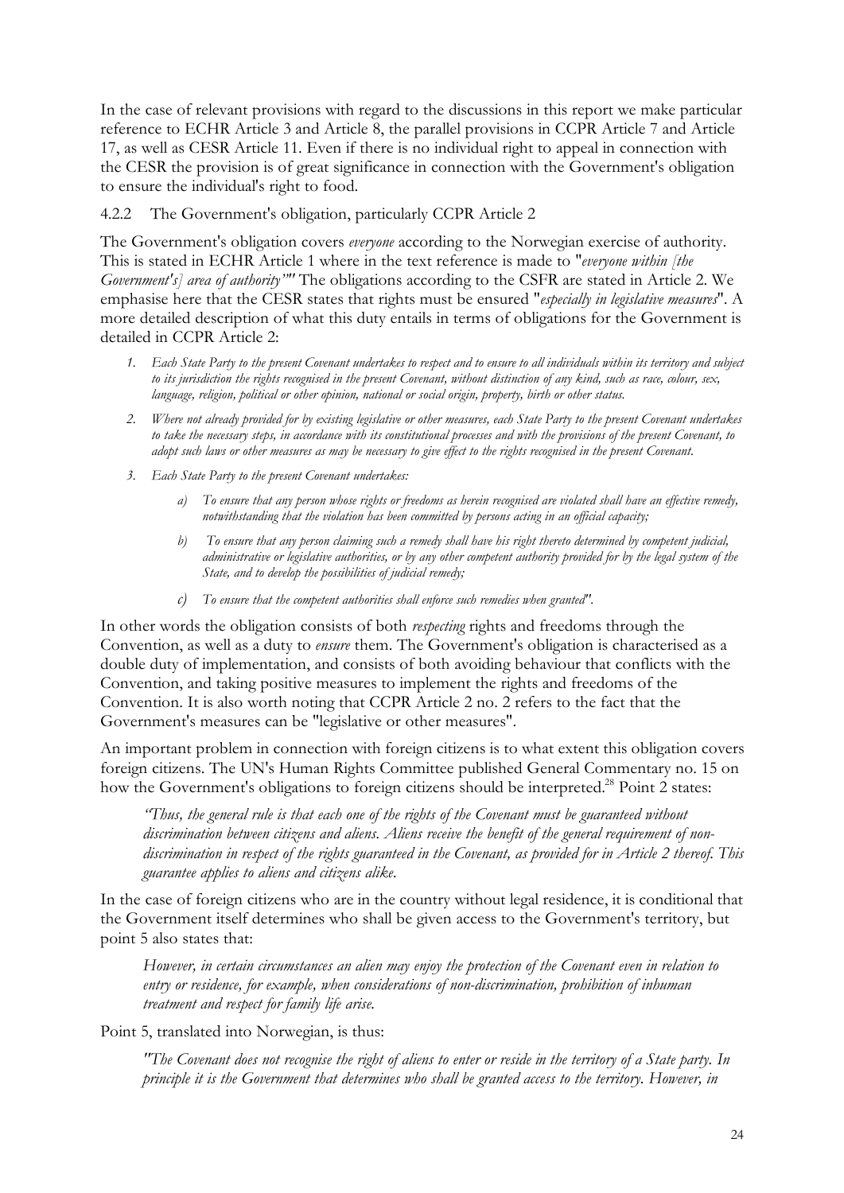In the case of relevant provisions with regard to the discussions in this report we make particular reference to ECHR Article 3 and Article 8, the parallel provisions in CCPR Article 7 and Article 17, as well as CESR Article 11. Even if there is no individual right to appeal in connection with the CESR the provision is of great significance in connection with the Government's obligation to ensure the individual's right to food.

### 4.2.2 The Government's obligation, particularly CCPR Article 2

The Government's obligation covers *everyone* according to the Norwegian exercise of authority. This is stated in ECHR Article 1 where in the text reference is made to "*everyone within [the Government's] area of authority*"" The obligations according to the CSFR are stated in Article 2. We emphasise here that the CESR states that rights must be ensured "*especially in legislative measures*". A more detailed description of what this duty entails in terms of obligations for the Government is detailed in CCPR Article 2:

1. *Each State Party to the present Covenant undertakes to respect and to ensure to all individuals within its territory and subject to its jurisdiction the rights recognised in the present Covenant, without distinction of any kind, such as race, colour, sex, language, religion, political or other opinion, national or social origin, property, birth or other status.*
2. *Where not already provided for by existing legislative or other measures, each State Party to the present Covenant undertakes to take the necessary steps, in accordance with its constitutional processes and with the provisions of the present Covenant, to adopt such laws or other measures as may be necessary to give effect to the rights recognised in the present Covenant.*
3. *Each State Party to the present Covenant undertakes:*
   a) *To ensure that any person whose rights or freedoms as herein recognised are violated shall have an effective remedy, notwithstanding that the violation has been committed by persons acting in an official capacity;*
   b) *To ensure that any person claiming such a remedy shall have his right thereto determined by competent judicial, administrative or legislative authorities, or by any other competent authority provided for by the legal system of the State, and to develop the possibilities of judicial remedy;*
   c) *To ensure that the competent authorities shall enforce such remedies when granted".*

In other words the obligation consists of both *respecting* rights and freedoms through the Convention, as well as a duty to *ensure* them. The Government's obligation is characterised as a double duty of implementation, and consists of both avoiding behaviour that conflicts with the Convention, and taking positive measures to implement the rights and freedoms of the Convention. It is also worth noting that CCPR Article 2 no. 2 refers to the fact that the Government's measures can be "legislative or other measures".

An important problem in connection with foreign citizens is to what extent this obligation covers foreign citizens. The UN's Human Rights Committee published General Commentary no. 15 on how the Government's obligations to foreign citizens should be interpreted.[28] Point 2 states:

> *"Thus, the general rule is that each one of the rights of the Covenant must be guaranteed without discrimination between citizens and aliens. Aliens receive the benefit of the general requirement of non-discrimination in respect of the rights guaranteed in the Covenant, as provided for in Article 2 thereof. This guarantee applies to aliens and citizens alike.*

In the case of foreign citizens who are in the country without legal residence, it is conditional that the Government itself determines who shall be given access to the Government's territory, but point 5 also states that:

> *However, in certain circumstances an alien may enjoy the protection of the Covenant even in relation to entry or residence, for example, when considerations of non-discrimination, prohibition of inhuman treatment and respect for family life arise.*

Point 5, translated into Norwegian, is thus:

> *"The Covenant does not recognise the right of aliens to enter or reside in the territory of a State party. In principle it is the Government that determines who shall be granted access to the territory. However, in*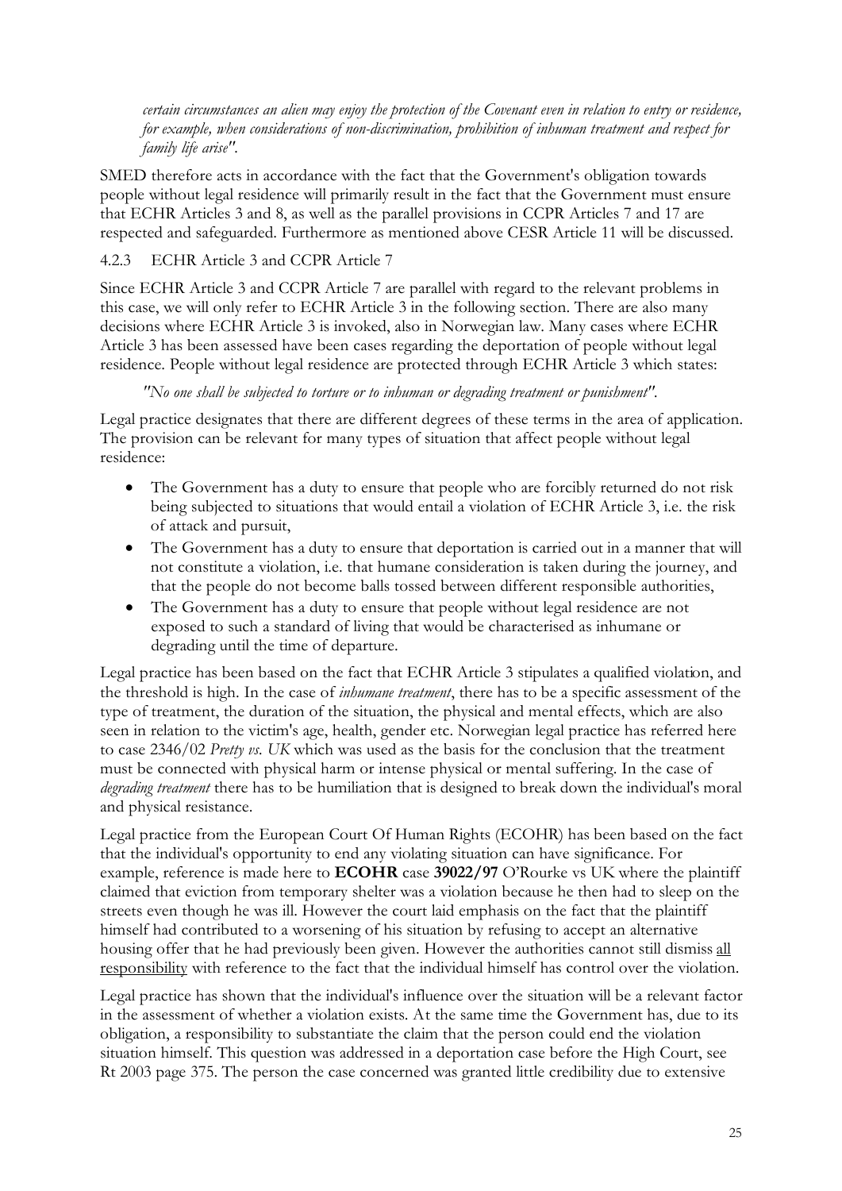*certain circumstances an alien may enjoy the protection of the Covenant even in relation to entry or residence, for example, when considerations of non-discrimination, prohibition of inhuman treatment and respect for family life arise"*.

SMED therefore acts in accordance with the fact that the Government's obligation towards people without legal residence will primarily result in the fact that the Government must ensure that ECHR Articles 3 and 8, as well as the parallel provisions in CCPR Articles 7 and 17 are respected and safeguarded. Furthermore as mentioned above CESR Article 11 will be discussed.

### 4.2.3 ECHR Article 3 and CCPR Article 7

Since ECHR Article 3 and CCPR Article 7 are parallel with regard to the relevant problems in this case, we will only refer to ECHR Article 3 in the following section. There are also many decisions where ECHR Article 3 is invoked, also in Norwegian law. Many cases where ECHR Article 3 has been assessed have been cases regarding the deportation of people without legal residence. People without legal residence are protected through ECHR Article 3 which states:

*"No one shall be subjected to torture or to inhuman or degrading treatment or punishment"*.

Legal practice designates that there are different degrees of these terms in the area of application. The provision can be relevant for many types of situation that affect people without legal residence:

- The Government has a duty to ensure that people who are forcibly returned do not risk being subjected to situations that would entail a violation of ECHR Article 3, i.e. the risk of attack and pursuit,
- The Government has a duty to ensure that deportation is carried out in a manner that will not constitute a violation, i.e. that humane consideration is taken during the journey, and that the people do not become balls tossed between different responsible authorities,
- The Government has a duty to ensure that people without legal residence are not exposed to such a standard of living that would be characterised as inhumane or degrading until the time of departure.

Legal practice has been based on the fact that ECHR Article 3 stipulates a qualified violation, and the threshold is high. In the case of *inhumane treatment*, there has to be a specific assessment of the type of treatment, the duration of the situation, the physical and mental effects, which are also seen in relation to the victim's age, health, gender etc. Norwegian legal practice has referred here to case 2346/02 *Pretty vs. UK* which was used as the basis for the conclusion that the treatment must be connected with physical harm or intense physical or mental suffering. In the case of *degrading treatment* there has to be humiliation that is designed to break down the individual's moral and physical resistance.

Legal practice from the European Court Of Human Rights (ECOHR) has been based on the fact that the individual's opportunity to end any violating situation can have significance. For example, reference is made here to **ECOHR** case **39022/97** O'Rourke vs UK where the plaintiff claimed that eviction from temporary shelter was a violation because he then had to sleep on the streets even though he was ill. However the court laid emphasis on the fact that the plaintiff himself had contributed to a worsening of his situation by refusing to accept an alternative housing offer that he had previously been given. However the authorities cannot still dismiss all responsibility with reference to the fact that the individual himself has control over the violation.

Legal practice has shown that the individual's influence over the situation will be a relevant factor in the assessment of whether a violation exists. At the same time the Government has, due to its obligation, a responsibility to substantiate the claim that the person could end the violation situation himself. This question was addressed in a deportation case before the High Court, see Rt 2003 page 375. The person the case concerned was granted little credibility due to extensive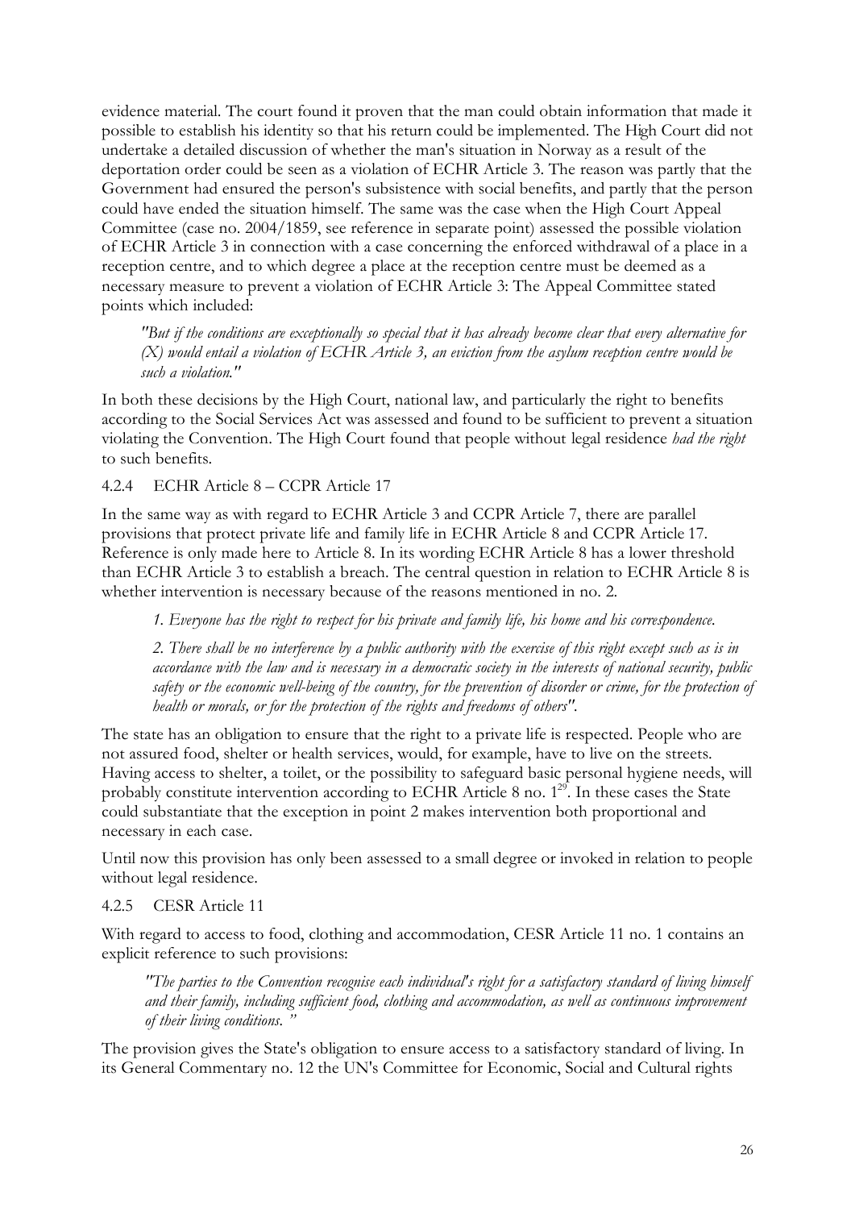evidence material. The court found it proven that the man could obtain information that made it possible to establish his identity so that his return could be implemented. The High Court did not undertake a detailed discussion of whether the man's situation in Norway as a result of the deportation order could be seen as a violation of ECHR Article 3. The reason was partly that the Government had ensured the person's subsistence with social benefits, and partly that the person could have ended the situation himself. The same was the case when the High Court Appeal Committee (case no. 2004/1859, see reference in separate point) assessed the possible violation of ECHR Article 3 in connection with a case concerning the enforced withdrawal of a place in a reception centre, and to which degree a place at the reception centre must be deemed as a necessary measure to prevent a violation of ECHR Article 3: The Appeal Committee stated points which included:

> *"But if the conditions are exceptionally so special that it has already become clear that every alternative for (X) would entail a violation of ECHR Article 3, an eviction from the asylum reception centre would be such a violation."*

In both these decisions by the High Court, national law, and particularly the right to benefits according to the Social Services Act was assessed and found to be sufficient to prevent a situation violating the Convention. The High Court found that people without legal residence *had the right* to such benefits.

### 4.2.4 ECHR Article 8 – CCPR Article 17

In the same way as with regard to ECHR Article 3 and CCPR Article 7, there are parallel provisions that protect private life and family life in ECHR Article 8 and CCPR Article 17. Reference is only made here to Article 8. In its wording ECHR Article 8 has a lower threshold than ECHR Article 3 to establish a breach. The central question in relation to ECHR Article 8 is whether intervention is necessary because of the reasons mentioned in no. 2.

> *1. Everyone has the right to respect for his private and family life, his home and his correspondence.*
>
> *2. There shall be no interference by a public authority with the exercise of this right except such as is in accordance with the law and is necessary in a democratic society in the interests of national security, public safety or the economic well-being of the country, for the prevention of disorder or crime, for the protection of health or morals, or for the protection of the rights and freedoms of others".*

The state has an obligation to ensure that the right to a private life is respected. People who are not assured food, shelter or health services, would, for example, have to live on the streets. Having access to shelter, a toilet, or the possibility to safeguard basic personal hygiene needs, will probably constitute intervention according to ECHR Article 8 no. 1[29]. In these cases the State could substantiate that the exception in point 2 makes intervention both proportional and necessary in each case.

Until now this provision has only been assessed to a small degree or invoked in relation to people without legal residence.

### 4.2.5 CESR Article 11

With regard to access to food, clothing and accommodation, CESR Article 11 no. 1 contains an explicit reference to such provisions:

> *"The parties to the Convention recognise each individual's right for a satisfactory standard of living himself and their family, including sufficient food, clothing and accommodation, as well as continuous improvement of their living conditions. "*

The provision gives the State's obligation to ensure access to a satisfactory standard of living. In its General Commentary no. 12 the UN's Committee for Economic, Social and Cultural rights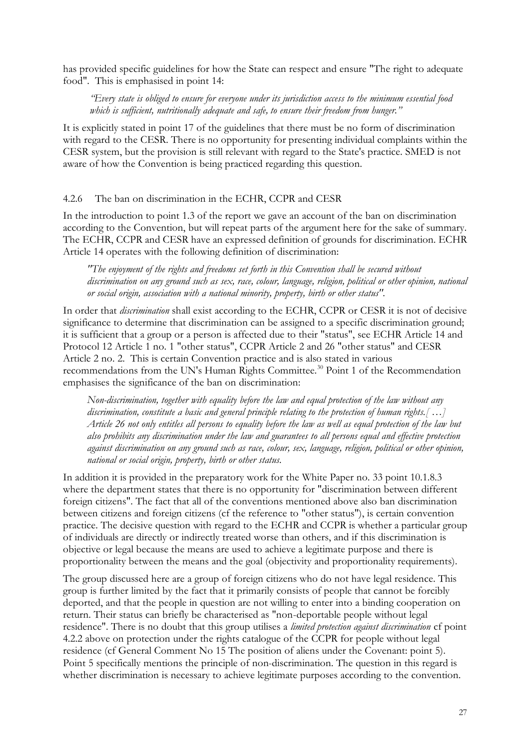has provided specific guidelines for how the State can respect and ensure "The right to adequate food". This is emphasised in point 14:

> *"Every state is obliged to ensure for everyone under its jurisdiction access to the minimum essential food which is sufficient, nutritionally adequate and safe, to ensure their freedom from hunger."*

It is explicitly stated in point 17 of the guidelines that there must be no form of discrimination with regard to the CESR. There is no opportunity for presenting individual complaints within the CESR system, but the provision is still relevant with regard to the State's practice. SMED is not aware of how the Convention is being practiced regarding this question.

#### 4.2.6 The ban on discrimination in the ECHR, CCPR and CESR

In the introduction to point 1.3 of the report we gave an account of the ban on discrimination according to the Convention, but will repeat parts of the argument here for the sake of summary. The ECHR, CCPR and CESR have an expressed definition of grounds for discrimination. ECHR Article 14 operates with the following definition of discrimination:

> *"The enjoyment of the rights and freedoms set forth in this Convention shall be secured without discrimination on any ground such as sex, race, colour, language, religion, political or other opinion, national or social origin, association with a national minority, property, birth or other status".*

In order that *discrimination* shall exist according to the ECHR, CCPR or CESR it is not of decisive significance to determine that discrimination can be assigned to a specific discrimination ground; it is sufficient that a group or a person is affected due to their "status", see ECHR Article 14 and Protocol 12 Article 1 no. 1 "other status", CCPR Article 2 and 26 "other status" and CESR Article 2 no. 2. This is certain Convention practice and is also stated in various recommendations from the UN's Human Rights Committee.[30] Point 1 of the Recommendation emphasises the significance of the ban on discrimination:

> *Non-discrimination, together with equality before the law and equal protection of the law without any discrimination, constitute a basic and general principle relating to the protection of human rights.[ …] Article 26 not only entitles all persons to equality before the law as well as equal protection of the law but also prohibits any discrimination under the law and guarantees to all persons equal and effective protection against discrimination on any ground such as race, colour, sex, language, religion, political or other opinion, national or social origin, property, birth or other status.*

In addition it is provided in the preparatory work for the White Paper no. 33 point 10.1.8.3 where the department states that there is no opportunity for "discrimination between different foreign citizens". The fact that all of the conventions mentioned above also ban discrimination between citizens and foreign citizens (cf the reference to "other status"), is certain convention practice. The decisive question with regard to the ECHR and CCPR is whether a particular group of individuals are directly or indirectly treated worse than others, and if this discrimination is objective or legal because the means are used to achieve a legitimate purpose and there is proportionality between the means and the goal (objectivity and proportionality requirements).

The group discussed here are a group of foreign citizens who do not have legal residence. This group is further limited by the fact that it primarily consists of people that cannot be forcibly deported, and that the people in question are not willing to enter into a binding cooperation on return. Their status can briefly be characterised as "non-deportable people without legal residence". There is no doubt that this group utilises a *limited protection against discrimination* cf point 4.2.2 above on protection under the rights catalogue of the CCPR for people without legal residence (cf General Comment No 15 The position of aliens under the Covenant: point 5). Point 5 specifically mentions the principle of non-discrimination. The question in this regard is whether discrimination is necessary to achieve legitimate purposes according to the convention.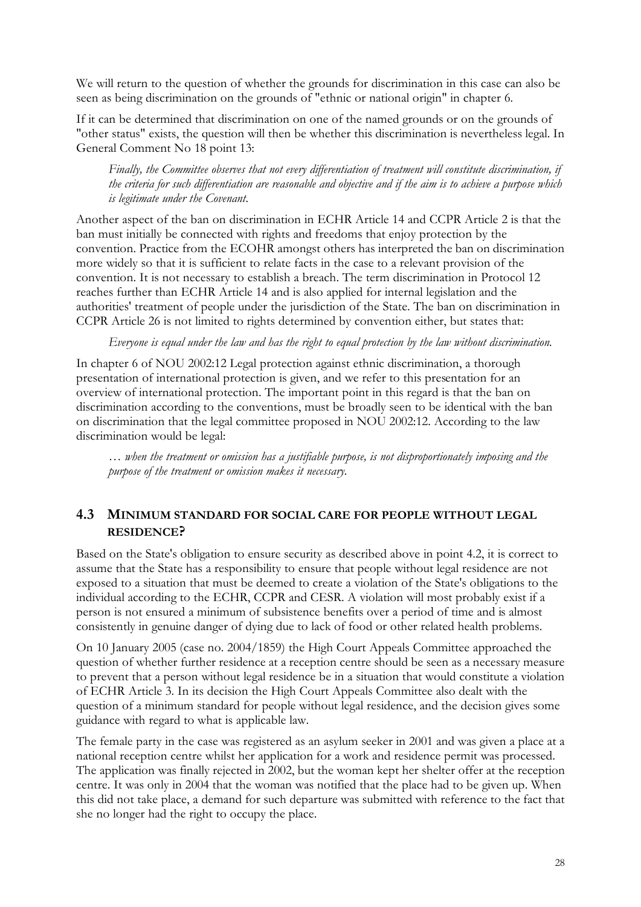We will return to the question of whether the grounds for discrimination in this case can also be seen as being discrimination on the grounds of "ethnic or national origin" in chapter 6.

If it can be determined that discrimination on one of the named grounds or on the grounds of "other status" exists, the question will then be whether this discrimination is nevertheless legal. In General Comment No 18 point 13:

> *Finally, the Committee observes that not every differentiation of treatment will constitute discrimination, if the criteria for such differentiation are reasonable and objective and if the aim is to achieve a purpose which is legitimate under the Covenant.*

Another aspect of the ban on discrimination in ECHR Article 14 and CCPR Article 2 is that the ban must initially be connected with rights and freedoms that enjoy protection by the convention. Practice from the ECOHR amongst others has interpreted the ban on discrimination more widely so that it is sufficient to relate facts in the case to a relevant provision of the convention. It is not necessary to establish a breach. The term discrimination in Protocol 12 reaches further than ECHR Article 14 and is also applied for internal legislation and the authorities' treatment of people under the jurisdiction of the State. The ban on discrimination in CCPR Article 26 is not limited to rights determined by convention either, but states that:

> *Everyone is equal under the law and has the right to equal protection by the law without discrimination.*

In chapter 6 of NOU 2002:12 Legal protection against ethnic discrimination, a thorough presentation of international protection is given, and we refer to this presentation for an overview of international protection. The important point in this regard is that the ban on discrimination according to the conventions, must be broadly seen to be identical with the ban on discrimination that the legal committee proposed in NOU 2002:12. According to the law discrimination would be legal:

> *… when the treatment or omission has a justifiable purpose, is not disproportionately imposing and the purpose of the treatment or omission makes it necessary.*

## 4.3 MINIMUM STANDARD FOR SOCIAL CARE FOR PEOPLE WITHOUT LEGAL RESIDENCE?

Based on the State's obligation to ensure security as described above in point 4.2, it is correct to assume that the State has a responsibility to ensure that people without legal residence are not exposed to a situation that must be deemed to create a violation of the State's obligations to the individual according to the ECHR, CCPR and CESR. A violation will most probably exist if a person is not ensured a minimum of subsistence benefits over a period of time and is almost consistently in genuine danger of dying due to lack of food or other related health problems.

On 10 January 2005 (case no. 2004/1859) the High Court Appeals Committee approached the question of whether further residence at a reception centre should be seen as a necessary measure to prevent that a person without legal residence be in a situation that would constitute a violation of ECHR Article 3. In its decision the High Court Appeals Committee also dealt with the question of a minimum standard for people without legal residence, and the decision gives some guidance with regard to what is applicable law.

The female party in the case was registered as an asylum seeker in 2001 and was given a place at a national reception centre whilst her application for a work and residence permit was processed. The application was finally rejected in 2002, but the woman kept her shelter offer at the reception centre. It was only in 2004 that the woman was notified that the place had to be given up. When this did not take place, a demand for such departure was submitted with reference to the fact that she no longer had the right to occupy the place.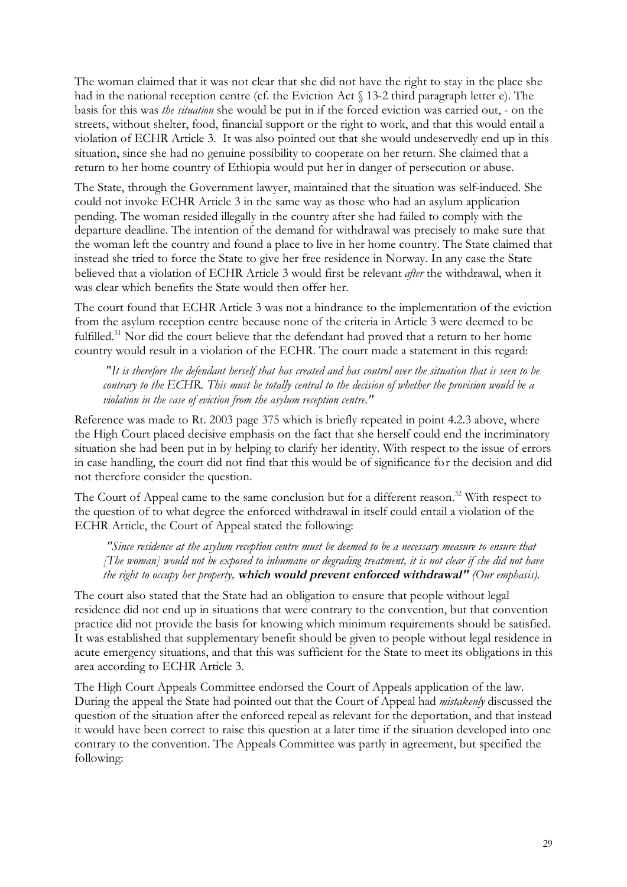The woman claimed that it was not clear that she did not have the right to stay in the place she had in the national reception centre (cf. the Eviction Act § 13-2 third paragraph letter e). The basis for this was *the situation* she would be put in if the forced eviction was carried out, - on the streets, without shelter, food, financial support or the right to work, and that this would entail a violation of ECHR Article 3. It was also pointed out that she would undeservedly end up in this situation, since she had no genuine possibility to cooperate on her return. She claimed that a return to her home country of Ethiopia would put her in danger of persecution or abuse.

The State, through the Government lawyer, maintained that the situation was self-induced. She could not invoke ECHR Article 3 in the same way as those who had an asylum application pending. The woman resided illegally in the country after she had failed to comply with the departure deadline. The intention of the demand for withdrawal was precisely to make sure that the woman left the country and found a place to live in her home country. The State claimed that instead she tried to force the State to give her free residence in Norway. In any case the State believed that a violation of ECHR Article 3 would first be relevant *after* the withdrawal, when it was clear which benefits the State would then offer her.

The court found that ECHR Article 3 was not a hindrance to the implementation of the eviction from the asylum reception centre because none of the criteria in Article 3 were deemed to be fulfilled.[31] Nor did the court believe that the defendant had proved that a return to her home country would result in a violation of the ECHR. The court made a statement in this regard:

> "*It is therefore the defendant herself that has created and has control over the situation that is seen to be contrary to the ECHR. This must be totally central to the decision of whether the provision would be a violation in the case of eviction from the asylum reception centre.*"

Reference was made to Rt. 2003 page 375 which is briefly repeated in point 4.2.3 above, where the High Court placed decisive emphasis on the fact that she herself could end the incriminatory situation she had been put in by helping to clarify her identity. With respect to the issue of errors in case handling, the court did not find that this would be of significance for the decision and did not therefore consider the question.

The Court of Appeal came to the same conclusion but for a different reason.[32] With respect to the question of to what degree the enforced withdrawal in itself could entail a violation of the ECHR Article, the Court of Appeal stated the following:

> *"Since residence at the asylum reception centre must be deemed to be a necessary measure to ensure that [The woman] would not be exposed to inhumane or degrading treatment, it is not clear if she did not have the right to occupy her property,* ***which would prevent enforced withdrawal"*** *(Our emphasis).*

The court also stated that the State had an obligation to ensure that people without legal residence did not end up in situations that were contrary to the convention, but that convention practice did not provide the basis for knowing which minimum requirements should be satisfied. It was established that supplementary benefit should be given to people without legal residence in acute emergency situations, and that this was sufficient for the State to meet its obligations in this area according to ECHR Article 3.

The High Court Appeals Committee endorsed the Court of Appeals application of the law. During the appeal the State had pointed out that the Court of Appeal had *mistakenly* discussed the question of the situation after the enforced repeal as relevant for the deportation, and that instead it would have been correct to raise this question at a later time if the situation developed into one contrary to the convention. The Appeals Committee was partly in agreement, but specified the following: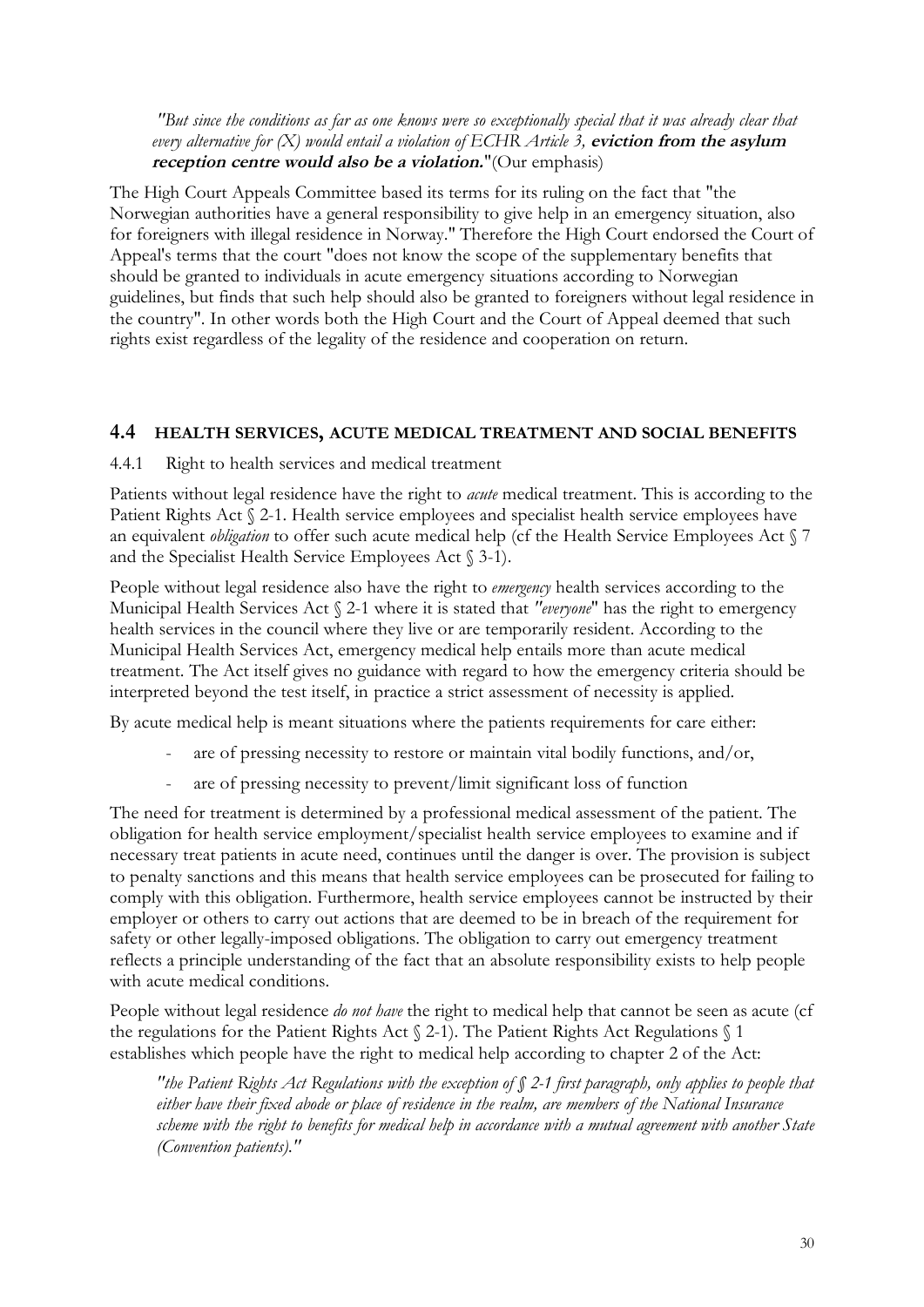*"But since the conditions as far as one knows were so exceptionally special that it was already clear that every alternative for (X) would entail a violation of ECHR Article 3,* ***eviction from the asylum reception centre would also be a violation.****"*(Our emphasis)

The High Court Appeals Committee based its terms for its ruling on the fact that "the Norwegian authorities have a general responsibility to give help in an emergency situation, also for foreigners with illegal residence in Norway." Therefore the High Court endorsed the Court of Appeal's terms that the court "does not know the scope of the supplementary benefits that should be granted to individuals in acute emergency situations according to Norwegian guidelines, but finds that such help should also be granted to foreigners without legal residence in the country". In other words both the High Court and the Court of Appeal deemed that such rights exist regardless of the legality of the residence and cooperation on return.

## 4.4 HEALTH SERVICES, ACUTE MEDICAL TREATMENT AND SOCIAL BENEFITS

### 4.4.1 Right to health services and medical treatment

Patients without legal residence have the right to *acute* medical treatment. This is according to the Patient Rights Act § 2-1. Health service employees and specialist health service employees have an equivalent *obligation* to offer such acute medical help (cf the Health Service Employees Act § 7 and the Specialist Health Service Employees Act § 3-1).

People without legal residence also have the right to *emergency* health services according to the Municipal Health Services Act § 2-1 where it is stated that *"everyone*" has the right to emergency health services in the council where they live or are temporarily resident. According to the Municipal Health Services Act, emergency medical help entails more than acute medical treatment. The Act itself gives no guidance with regard to how the emergency criteria should be interpreted beyond the test itself, in practice a strict assessment of necessity is applied.

By acute medical help is meant situations where the patients requirements for care either:

- are of pressing necessity to restore or maintain vital bodily functions, and/or,
- are of pressing necessity to prevent/limit significant loss of function

The need for treatment is determined by a professional medical assessment of the patient. The obligation for health service employment/specialist health service employees to examine and if necessary treat patients in acute need, continues until the danger is over. The provision is subject to penalty sanctions and this means that health service employees can be prosecuted for failing to comply with this obligation. Furthermore, health service employees cannot be instructed by their employer or others to carry out actions that are deemed to be in breach of the requirement for safety or other legally-imposed obligations. The obligation to carry out emergency treatment reflects a principle understanding of the fact that an absolute responsibility exists to help people with acute medical conditions.

People without legal residence *do not have* the right to medical help that cannot be seen as acute (cf the regulations for the Patient Rights Act § 2-1). The Patient Rights Act Regulations § 1 establishes which people have the right to medical help according to chapter 2 of the Act:

*"the Patient Rights Act Regulations with the exception of § 2-1 first paragraph, only applies to people that either have their fixed abode or place of residence in the realm, are members of the National Insurance scheme with the right to benefits for medical help in accordance with a mutual agreement with another State (Convention patients)."*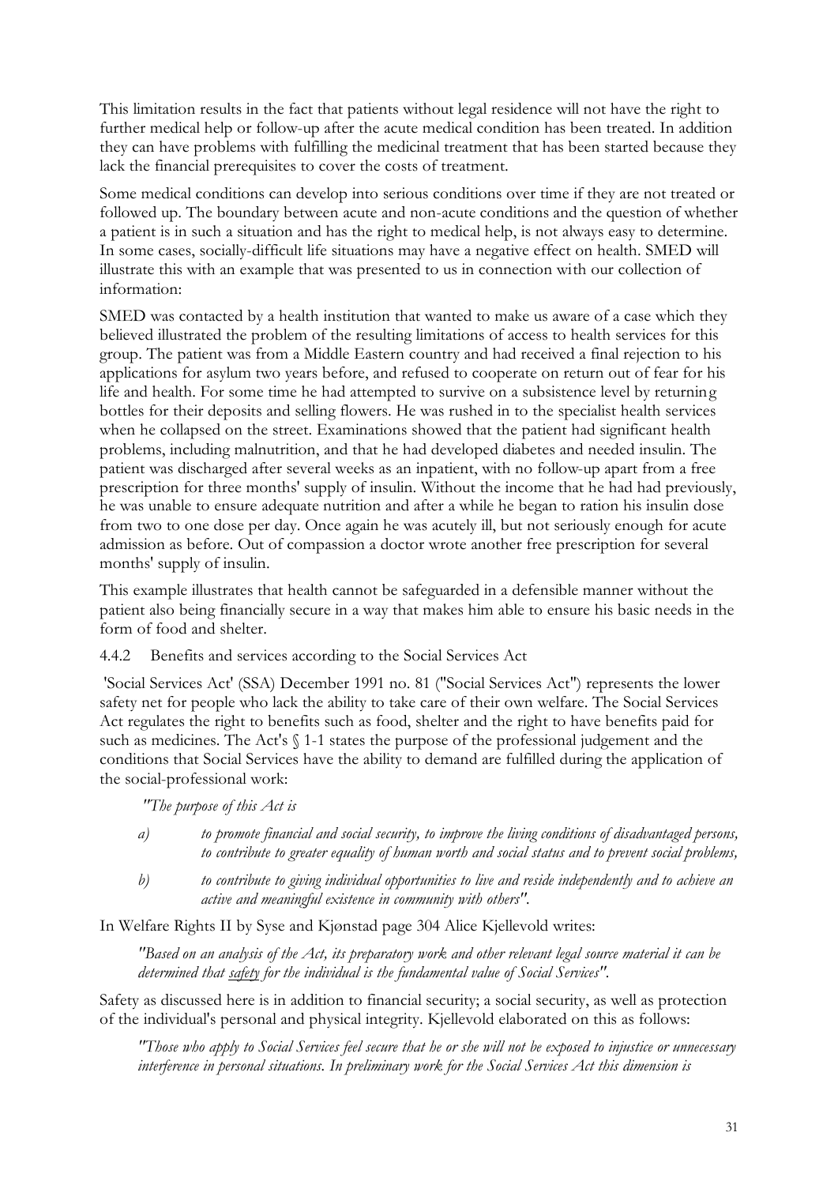This limitation results in the fact that patients without legal residence will not have the right to further medical help or follow-up after the acute medical condition has been treated. In addition they can have problems with fulfilling the medicinal treatment that has been started because they lack the financial prerequisites to cover the costs of treatment.

Some medical conditions can develop into serious conditions over time if they are not treated or followed up. The boundary between acute and non-acute conditions and the question of whether a patient is in such a situation and has the right to medical help, is not always easy to determine. In some cases, socially-difficult life situations may have a negative effect on health. SMED will illustrate this with an example that was presented to us in connection with our collection of information:

SMED was contacted by a health institution that wanted to make us aware of a case which they believed illustrated the problem of the resulting limitations of access to health services for this group. The patient was from a Middle Eastern country and had received a final rejection to his applications for asylum two years before, and refused to cooperate on return out of fear for his life and health. For some time he had attempted to survive on a subsistence level by returning bottles for their deposits and selling flowers. He was rushed in to the specialist health services when he collapsed on the street. Examinations showed that the patient had significant health problems, including malnutrition, and that he had developed diabetes and needed insulin. The patient was discharged after several weeks as an inpatient, with no follow-up apart from a free prescription for three months' supply of insulin. Without the income that he had had previously, he was unable to ensure adequate nutrition and after a while he began to ration his insulin dose from two to one dose per day. Once again he was acutely ill, but not seriously enough for acute admission as before. Out of compassion a doctor wrote another free prescription for several months' supply of insulin.

This example illustrates that health cannot be safeguarded in a defensible manner without the patient also being financially secure in a way that makes him able to ensure his basic needs in the form of food and shelter.

### 4.4.2 Benefits and services according to the Social Services Act

'Social Services Act' (SSA) December 1991 no. 81 ("Social Services Act") represents the lower safety net for people who lack the ability to take care of their own welfare. The Social Services Act regulates the right to benefits such as food, shelter and the right to have benefits paid for such as medicines. The Act's § 1-1 states the purpose of the professional judgement and the conditions that Social Services have the ability to demand are fulfilled during the application of the social-professional work:

> *"The purpose of this Act is*
>
> *a) to promote financial and social security, to improve the living conditions of disadvantaged persons, to contribute to greater equality of human worth and social status and to prevent social problems,*
>
> *b) to contribute to giving individual opportunities to live and reside independently and to achieve an active and meaningful existence in community with others".*

In Welfare Rights II by Syse and Kjønstad page 304 Alice Kjellevold writes:

> *"Based on an analysis of the Act, its preparatory work and other relevant legal source material it can be determined that <u>safety</u> for the individual is the fundamental value of Social Services".*

Safety as discussed here is in addition to financial security; a social security, as well as protection of the individual's personal and physical integrity. Kjellevold elaborated on this as follows:

> *"Those who apply to Social Services feel secure that he or she will not be exposed to injustice or unnecessary interference in personal situations. In preliminary work for the Social Services Act this dimension is*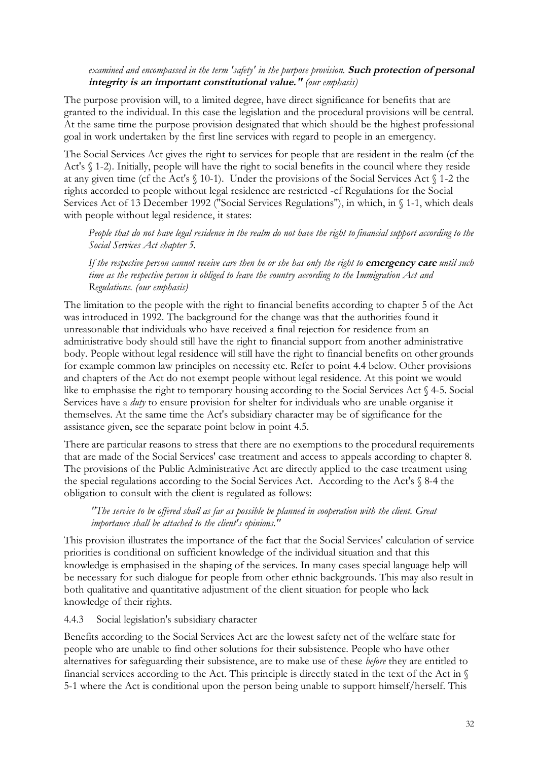*examined and encompassed in the term 'safety' in the purpose provision.* ***Such protection of personal integrity is an important constitutional value."*** *(our emphasis)*

The purpose provision will, to a limited degree, have direct significance for benefits that are granted to the individual. In this case the legislation and the procedural provisions will be central. At the same time the purpose provision designated that which should be the highest professional goal in work undertaken by the first line services with regard to people in an emergency.

The Social Services Act gives the right to services for people that are resident in the realm (cf the Act's § 1-2). Initially, people will have the right to social benefits in the council where they reside at any given time (cf the Act's § 10-1). Under the provisions of the Social Services Act § 1-2 the rights accorded to people without legal residence are restricted -cf Regulations for the Social Services Act of 13 December 1992 ("Social Services Regulations"), in which, in § 1-1, which deals with people without legal residence, it states:

> *People that do not have legal residence in the realm do not have the right to financial support according to the Social Services Act chapter 5.*
>
> *If the respective person cannot receive care then he or she has only the right to* ***emergency care*** *until such time as the respective person is obliged to leave the country according to the Immigration Act and Regulations. (our emphasis)*

The limitation to the people with the right to financial benefits according to chapter 5 of the Act was introduced in 1992. The background for the change was that the authorities found it unreasonable that individuals who have received a final rejection for residence from an administrative body should still have the right to financial support from another administrative body. People without legal residence will still have the right to financial benefits on other grounds for example common law principles on necessity etc. Refer to point 4.4 below. Other provisions and chapters of the Act do not exempt people without legal residence. At this point we would like to emphasise the right to temporary housing according to the Social Services Act § 4-5. Social Services have a *duty* to ensure provision for shelter for individuals who are unable organise it themselves. At the same time the Act's subsidiary character may be of significance for the assistance given, see the separate point below in point 4.5.

There are particular reasons to stress that there are no exemptions to the procedural requirements that are made of the Social Services' case treatment and access to appeals according to chapter 8. The provisions of the Public Administrative Act are directly applied to the case treatment using the special regulations according to the Social Services Act. According to the Act's § 8-4 the obligation to consult with the client is regulated as follows:

> *"The service to be offered shall as far as possible be planned in cooperation with the client. Great importance shall be attached to the client's opinions."*

This provision illustrates the importance of the fact that the Social Services' calculation of service priorities is conditional on sufficient knowledge of the individual situation and that this knowledge is emphasised in the shaping of the services. In many cases special language help will be necessary for such dialogue for people from other ethnic backgrounds. This may also result in both qualitative and quantitative adjustment of the client situation for people who lack knowledge of their rights.

### 4.4.3 Social legislation's subsidiary character

Benefits according to the Social Services Act are the lowest safety net of the welfare state for people who are unable to find other solutions for their subsistence. People who have other alternatives for safeguarding their subsistence, are to make use of these *before* they are entitled to financial services according to the Act. This principle is directly stated in the text of the Act in § 5-1 where the Act is conditional upon the person being unable to support himself/herself. This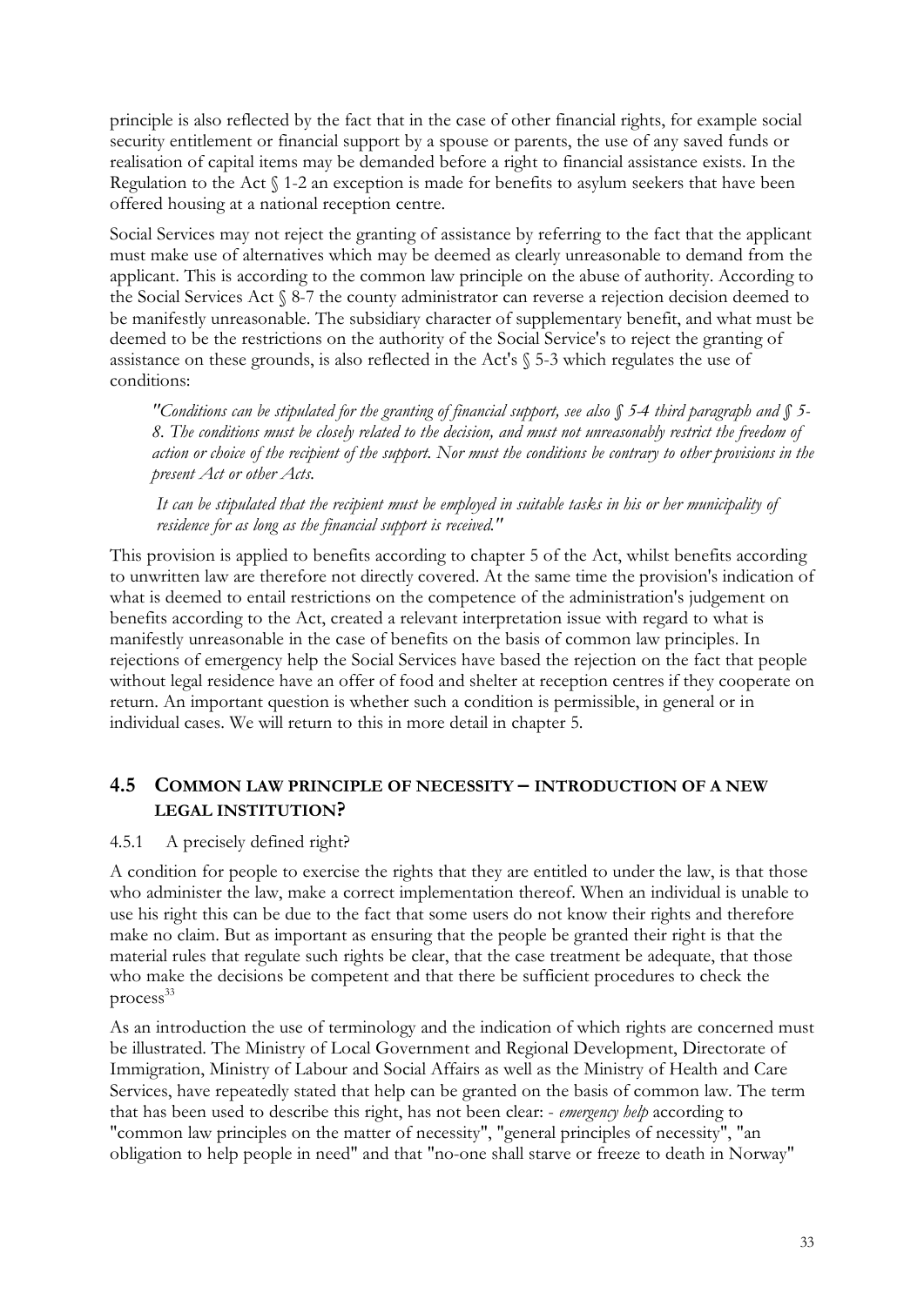principle is also reflected by the fact that in the case of other financial rights, for example social security entitlement or financial support by a spouse or parents, the use of any saved funds or realisation of capital items may be demanded before a right to financial assistance exists. In the Regulation to the Act § 1-2 an exception is made for benefits to asylum seekers that have been offered housing at a national reception centre.

Social Services may not reject the granting of assistance by referring to the fact that the applicant must make use of alternatives which may be deemed as clearly unreasonable to demand from the applicant. This is according to the common law principle on the abuse of authority. According to the Social Services Act § 8-7 the county administrator can reverse a rejection decision deemed to be manifestly unreasonable. The subsidiary character of supplementary benefit, and what must be deemed to be the restrictions on the authority of the Social Service's to reject the granting of assistance on these grounds, is also reflected in the Act's § 5-3 which regulates the use of conditions:

> *"Conditions can be stipulated for the granting of financial support, see also § 5-4 third paragraph and § 5-8. The conditions must be closely related to the decision, and must not unreasonably restrict the freedom of action or choice of the recipient of the support. Nor must the conditions be contrary to other provisions in the present Act or other Acts.*
>
> *It can be stipulated that the recipient must be employed in suitable tasks in his or her municipality of residence for as long as the financial support is received."*

This provision is applied to benefits according to chapter 5 of the Act, whilst benefits according to unwritten law are therefore not directly covered. At the same time the provision's indication of what is deemed to entail restrictions on the competence of the administration's judgement on benefits according to the Act, created a relevant interpretation issue with regard to what is manifestly unreasonable in the case of benefits on the basis of common law principles. In rejections of emergency help the Social Services have based the rejection on the fact that people without legal residence have an offer of food and shelter at reception centres if they cooperate on return. An important question is whether such a condition is permissible, in general or in individual cases. We will return to this in more detail in chapter 5.

## 4.5 Common law principle of necessity – introduction of a new legal institution?

### 4.5.1 A precisely defined right?

A condition for people to exercise the rights that they are entitled to under the law, is that those who administer the law, make a correct implementation thereof. When an individual is unable to use his right this can be due to the fact that some users do not know their rights and therefore make no claim. But as important as ensuring that the people be granted their right is that the material rules that regulate such rights be clear, that the case treatment be adequate, that those who make the decisions be competent and that there be sufficient procedures to check the process[33]

As an introduction the use of terminology and the indication of which rights are concerned must be illustrated. The Ministry of Local Government and Regional Development, Directorate of Immigration, Ministry of Labour and Social Affairs as well as the Ministry of Health and Care Services, have repeatedly stated that help can be granted on the basis of common law. The term that has been used to describe this right, has not been clear: - *emergency help* according to "common law principles on the matter of necessity", "general principles of necessity", "an obligation to help people in need" and that "no-one shall starve or freeze to death in Norway"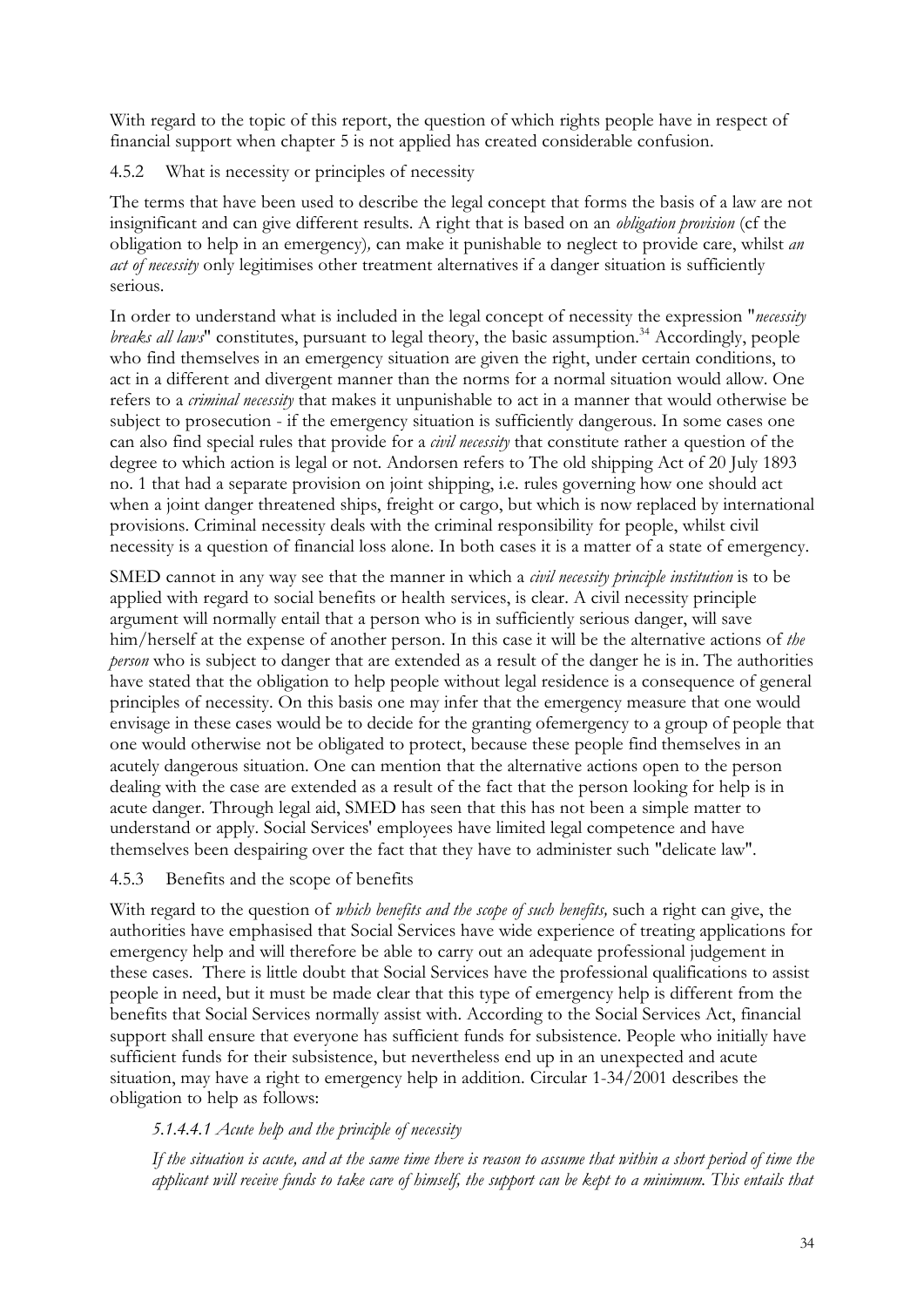With regard to the topic of this report, the question of which rights people have in respect of financial support when chapter 5 is not applied has created considerable confusion.

### 4.5.2 What is necessity or principles of necessity

The terms that have been used to describe the legal concept that forms the basis of a law are not insignificant and can give different results. A right that is based on an *obligation provision* (cf the obligation to help in an emergency)*,* can make it punishable to neglect to provide care, whilst *an act of necessity* only legitimises other treatment alternatives if a danger situation is sufficiently serious.

In order to understand what is included in the legal concept of necessity the expression "*necessity breaks all laws*" constitutes, pursuant to legal theory, the basic assumption.[34] Accordingly, people who find themselves in an emergency situation are given the right, under certain conditions, to act in a different and divergent manner than the norms for a normal situation would allow. One refers to a *criminal necessity* that makes it unpunishable to act in a manner that would otherwise be subject to prosecution - if the emergency situation is sufficiently dangerous. In some cases one can also find special rules that provide for a *civil necessity* that constitute rather a question of the degree to which action is legal or not. Andorsen refers to The old shipping Act of 20 July 1893 no. 1 that had a separate provision on joint shipping, i.e. rules governing how one should act when a joint danger threatened ships, freight or cargo, but which is now replaced by international provisions. Criminal necessity deals with the criminal responsibility for people, whilst civil necessity is a question of financial loss alone. In both cases it is a matter of a state of emergency.

SMED cannot in any way see that the manner in which a *civil necessity principle institution* is to be applied with regard to social benefits or health services, is clear. A civil necessity principle argument will normally entail that a person who is in sufficiently serious danger, will save him/herself at the expense of another person. In this case it will be the alternative actions of *the person* who is subject to danger that are extended as a result of the danger he is in. The authorities have stated that the obligation to help people without legal residence is a consequence of general principles of necessity. On this basis one may infer that the emergency measure that one would envisage in these cases would be to decide for the granting ofemergency to a group of people that one would otherwise not be obligated to protect, because these people find themselves in an acutely dangerous situation. One can mention that the alternative actions open to the person dealing with the case are extended as a result of the fact that the person looking for help is in acute danger. Through legal aid, SMED has seen that this has not been a simple matter to understand or apply. Social Services' employees have limited legal competence and have themselves been despairing over the fact that they have to administer such "delicate law".

### 4.5.3 Benefits and the scope of benefits

With regard to the question of *which benefits and the scope of such benefits,* such a right can give, the authorities have emphasised that Social Services have wide experience of treating applications for emergency help and will therefore be able to carry out an adequate professional judgement in these cases. There is little doubt that Social Services have the professional qualifications to assist people in need, but it must be made clear that this type of emergency help is different from the benefits that Social Services normally assist with. According to the Social Services Act, financial support shall ensure that everyone has sufficient funds for subsistence. People who initially have sufficient funds for their subsistence, but nevertheless end up in an unexpected and acute situation, may have a right to emergency help in addition. Circular 1-34/2001 describes the obligation to help as follows:

> *5.1.4.4.1 Acute help and the principle of necessity*
>
> *If the situation is acute, and at the same time there is reason to assume that within a short period of time the applicant will receive funds to take care of himself, the support can be kept to a minimum. This entails that*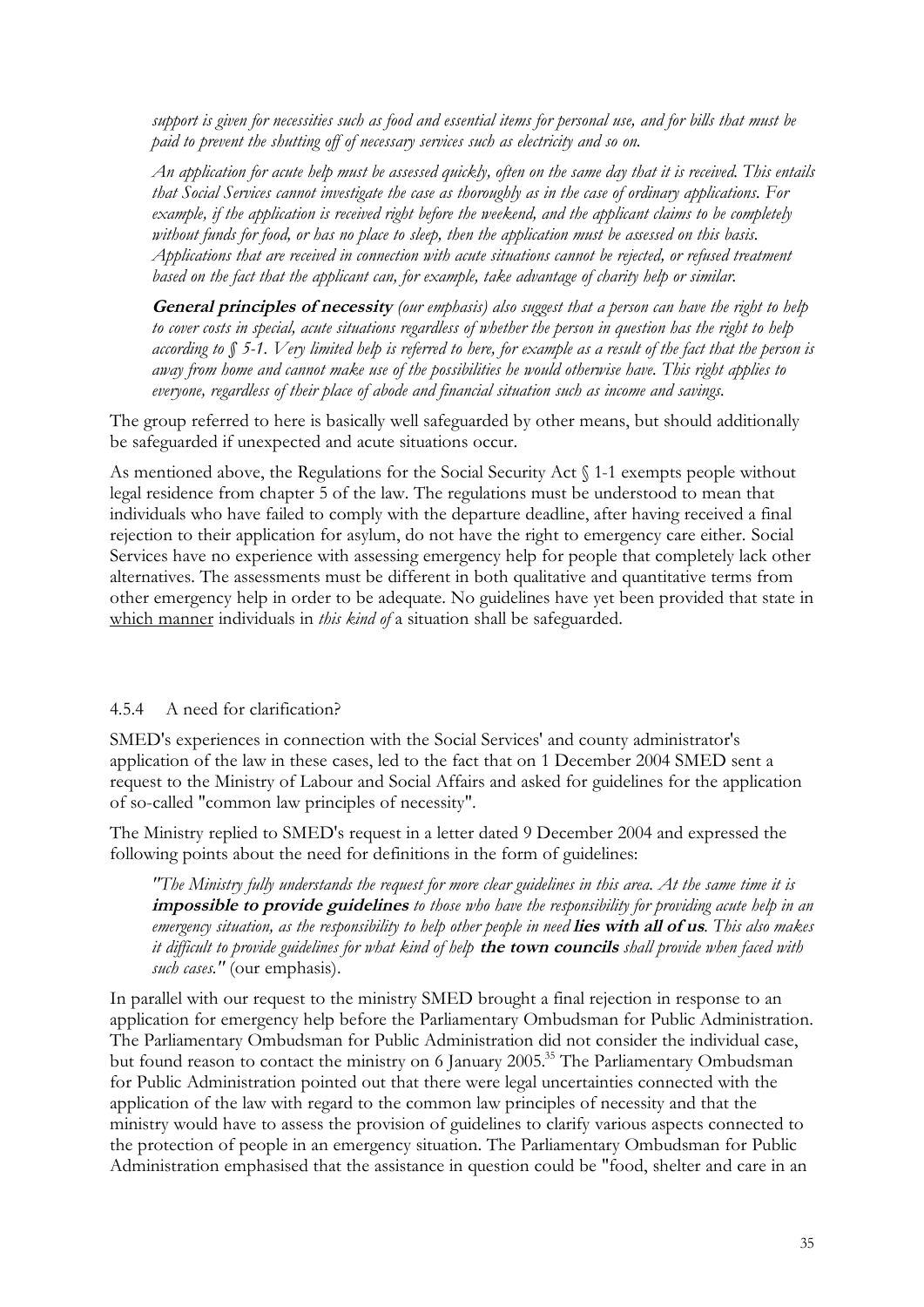*support is given for necessities such as food and essential items for personal use, and for bills that must be paid to prevent the shutting off of necessary services such as electricity and so on.*

*An application for acute help must be assessed quickly, often on the same day that it is received. This entails that Social Services cannot investigate the case as thoroughly as in the case of ordinary applications. For example, if the application is received right before the weekend, and the applicant claims to be completely without funds for food, or has no place to sleep, then the application must be assessed on this basis. Applications that are received in connection with acute situations cannot be rejected, or refused treatment based on the fact that the applicant can, for example, take advantage of charity help or similar.*

***General principles of necessity** (our emphasis) also suggest that a person can have the right to help to cover costs in special, acute situations regardless of whether the person in question has the right to help according to § 5-1. Very limited help is referred to here, for example as a result of the fact that the person is away from home and cannot make use of the possibilities he would otherwise have. This right applies to everyone, regardless of their place of abode and financial situation such as income and savings.*

The group referred to here is basically well safeguarded by other means, but should additionally be safeguarded if unexpected and acute situations occur.

As mentioned above, the Regulations for the Social Security Act § 1-1 exempts people without legal residence from chapter 5 of the law. The regulations must be understood to mean that individuals who have failed to comply with the departure deadline, after having received a final rejection to their application for asylum, do not have the right to emergency care either. Social Services have no experience with assessing emergency help for people that completely lack other alternatives. The assessments must be different in both qualitative and quantitative terms from other emergency help in order to be adequate. No guidelines have yet been provided that state in which manner individuals in *this kind of* a situation shall be safeguarded.

### 4.5.4 A need for clarification?

SMED's experiences in connection with the Social Services' and county administrator's application of the law in these cases, led to the fact that on 1 December 2004 SMED sent a request to the Ministry of Labour and Social Affairs and asked for guidelines for the application of so-called "common law principles of necessity".

The Ministry replied to SMED's request in a letter dated 9 December 2004 and expressed the following points about the need for definitions in the form of guidelines:

*"The Ministry fully understands the request for more clear guidelines in this area. At the same time it is **impossible to provide guidelines** to those who have the responsibility for providing acute help in an emergency situation, as the responsibility to help other people in need **lies with all of us**. This also makes it difficult to provide guidelines for what kind of help **the town councils** shall provide when faced with such cases."* (our emphasis).

In parallel with our request to the ministry SMED brought a final rejection in response to an application for emergency help before the Parliamentary Ombudsman for Public Administration. The Parliamentary Ombudsman for Public Administration did not consider the individual case, but found reason to contact the ministry on 6 January 2005.[35] The Parliamentary Ombudsman for Public Administration pointed out that there were legal uncertainties connected with the application of the law with regard to the common law principles of necessity and that the ministry would have to assess the provision of guidelines to clarify various aspects connected to the protection of people in an emergency situation. The Parliamentary Ombudsman for Public Administration emphasised that the assistance in question could be "food, shelter and care in an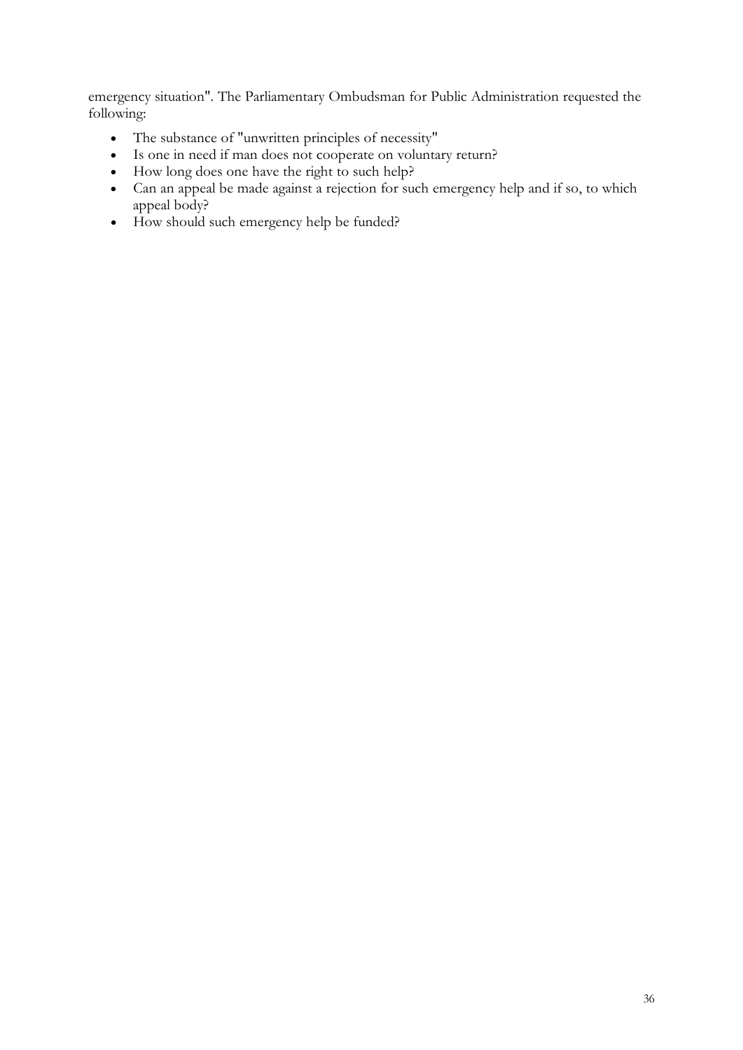emergency situation". The Parliamentary Ombudsman for Public Administration requested the following:

- The substance of "unwritten principles of necessity"
- Is one in need if man does not cooperate on voluntary return?
- How long does one have the right to such help?
- Can an appeal be made against a rejection for such emergency help and if so, to which appeal body?
- How should such emergency help be funded?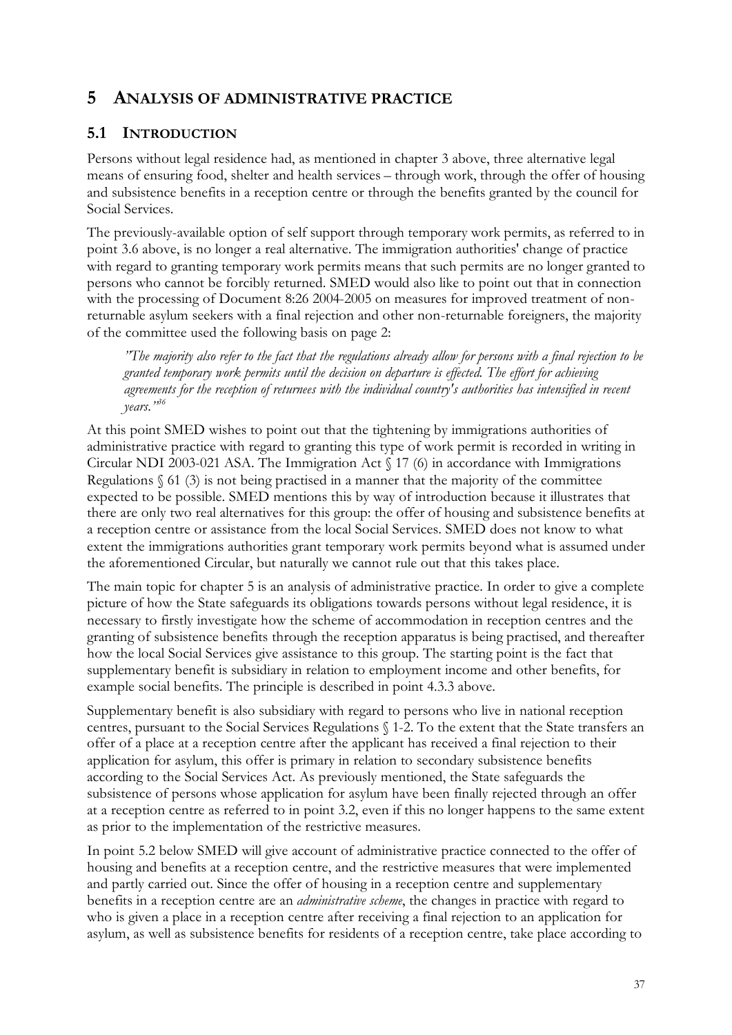# 5 ANALYSIS OF ADMINISTRATIVE PRACTICE

## 5.1 INTRODUCTION

Persons without legal residence had, as mentioned in chapter 3 above, three alternative legal means of ensuring food, shelter and health services – through work, through the offer of housing and subsistence benefits in a reception centre or through the benefits granted by the council for Social Services.

The previously-available option of self support through temporary work permits, as referred to in point 3.6 above, is no longer a real alternative. The immigration authorities' change of practice with regard to granting temporary work permits means that such permits are no longer granted to persons who cannot be forcibly returned. SMED would also like to point out that in connection with the processing of Document 8:26 2004-2005 on measures for improved treatment of non-returnable asylum seekers with a final rejection and other non-returnable foreigners, the majority of the committee used the following basis on page 2:

> *"The majority also refer to the fact that the regulations already allow for persons with a final rejection to be granted temporary work permits until the decision on departure is effected. The effort for achieving agreements for the reception of returnees with the individual country's authorities has intensified in recent years."*[36]

At this point SMED wishes to point out that the tightening by immigrations authorities of administrative practice with regard to granting this type of work permit is recorded in writing in Circular NDI 2003-021 ASA. The Immigration Act § 17 (6) in accordance with Immigrations Regulations § 61 (3) is not being practised in a manner that the majority of the committee expected to be possible. SMED mentions this by way of introduction because it illustrates that there are only two real alternatives for this group: the offer of housing and subsistence benefits at a reception centre or assistance from the local Social Services. SMED does not know to what extent the immigrations authorities grant temporary work permits beyond what is assumed under the aforementioned Circular, but naturally we cannot rule out that this takes place.

The main topic for chapter 5 is an analysis of administrative practice. In order to give a complete picture of how the State safeguards its obligations towards persons without legal residence, it is necessary to firstly investigate how the scheme of accommodation in reception centres and the granting of subsistence benefits through the reception apparatus is being practised, and thereafter how the local Social Services give assistance to this group. The starting point is the fact that supplementary benefit is subsidiary in relation to employment income and other benefits, for example social benefits. The principle is described in point 4.3.3 above.

Supplementary benefit is also subsidiary with regard to persons who live in national reception centres, pursuant to the Social Services Regulations § 1-2. To the extent that the State transfers an offer of a place at a reception centre after the applicant has received a final rejection to their application for asylum, this offer is primary in relation to secondary subsistence benefits according to the Social Services Act. As previously mentioned, the State safeguards the subsistence of persons whose application for asylum have been finally rejected through an offer at a reception centre as referred to in point 3.2, even if this no longer happens to the same extent as prior to the implementation of the restrictive measures.

In point 5.2 below SMED will give account of administrative practice connected to the offer of housing and benefits at a reception centre, and the restrictive measures that were implemented and partly carried out. Since the offer of housing in a reception centre and supplementary benefits in a reception centre are an *administrative scheme*, the changes in practice with regard to who is given a place in a reception centre after receiving a final rejection to an application for asylum, as well as subsistence benefits for residents of a reception centre, take place according to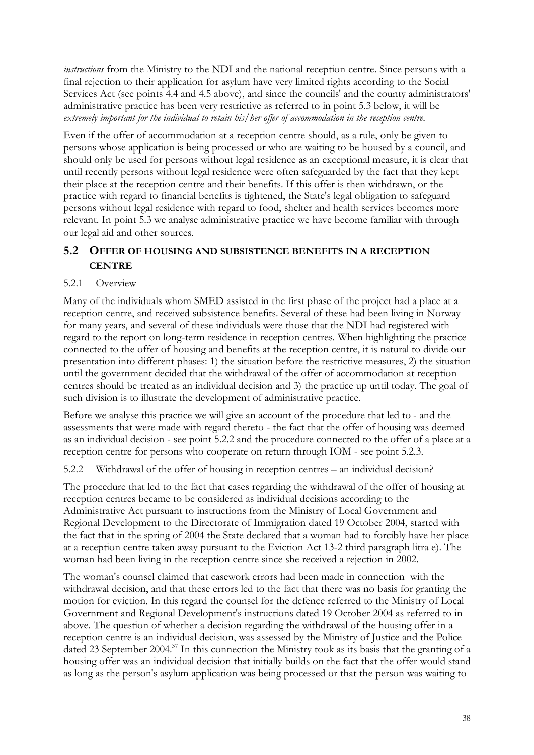*instructions* from the Ministry to the NDI and the national reception centre. Since persons with a final rejection to their application for asylum have very limited rights according to the Social Services Act (see points 4.4 and 4.5 above), and since the councils' and the county administrators' administrative practice has been very restrictive as referred to in point 5.3 below, it will be *extremely important for the individual to retain his/her offer of accommodation in the reception centre*.

Even if the offer of accommodation at a reception centre should, as a rule, only be given to persons whose application is being processed or who are waiting to be housed by a council, and should only be used for persons without legal residence as an exceptional measure, it is clear that until recently persons without legal residence were often safeguarded by the fact that they kept their place at the reception centre and their benefits. If this offer is then withdrawn, or the practice with regard to financial benefits is tightened, the State's legal obligation to safeguard persons without legal residence with regard to food, shelter and health services becomes more relevant. In point 5.3 we analyse administrative practice we have become familiar with through our legal aid and other sources.

## 5.2 OFFER OF HOUSING AND SUBSISTENCE BENEFITS IN A RECEPTION CENTRE

### 5.2.1 Overview

Many of the individuals whom SMED assisted in the first phase of the project had a place at a reception centre, and received subsistence benefits. Several of these had been living in Norway for many years, and several of these individuals were those that the NDI had registered with regard to the report on long-term residence in reception centres. When highlighting the practice connected to the offer of housing and benefits at the reception centre, it is natural to divide our presentation into different phases: 1) the situation before the restrictive measures, 2) the situation until the government decided that the withdrawal of the offer of accommodation at reception centres should be treated as an individual decision and 3) the practice up until today. The goal of such division is to illustrate the development of administrative practice.

Before we analyse this practice we will give an account of the procedure that led to - and the assessments that were made with regard thereto - the fact that the offer of housing was deemed as an individual decision - see point 5.2.2 and the procedure connected to the offer of a place at a reception centre for persons who cooperate on return through IOM - see point 5.2.3.

### 5.2.2 Withdrawal of the offer of housing in reception centres – an individual decision?

The procedure that led to the fact that cases regarding the withdrawal of the offer of housing at reception centres became to be considered as individual decisions according to the Administrative Act pursuant to instructions from the Ministry of Local Government and Regional Development to the Directorate of Immigration dated 19 October 2004, started with the fact that in the spring of 2004 the State declared that a woman had to forcibly have her place at a reception centre taken away pursuant to the Eviction Act 13-2 third paragraph litra e). The woman had been living in the reception centre since she received a rejection in 2002.

The woman's counsel claimed that casework errors had been made in connection with the withdrawal decision, and that these errors led to the fact that there was no basis for granting the motion for eviction. In this regard the counsel for the defence referred to the Ministry of Local Government and Regional Development's instructions dated 19 October 2004 as referred to in above. The question of whether a decision regarding the withdrawal of the housing offer in a reception centre is an individual decision, was assessed by the Ministry of Justice and the Police dated 23 September 2004.[37] In this connection the Ministry took as its basis that the granting of a housing offer was an individual decision that initially builds on the fact that the offer would stand as long as the person's asylum application was being processed or that the person was waiting to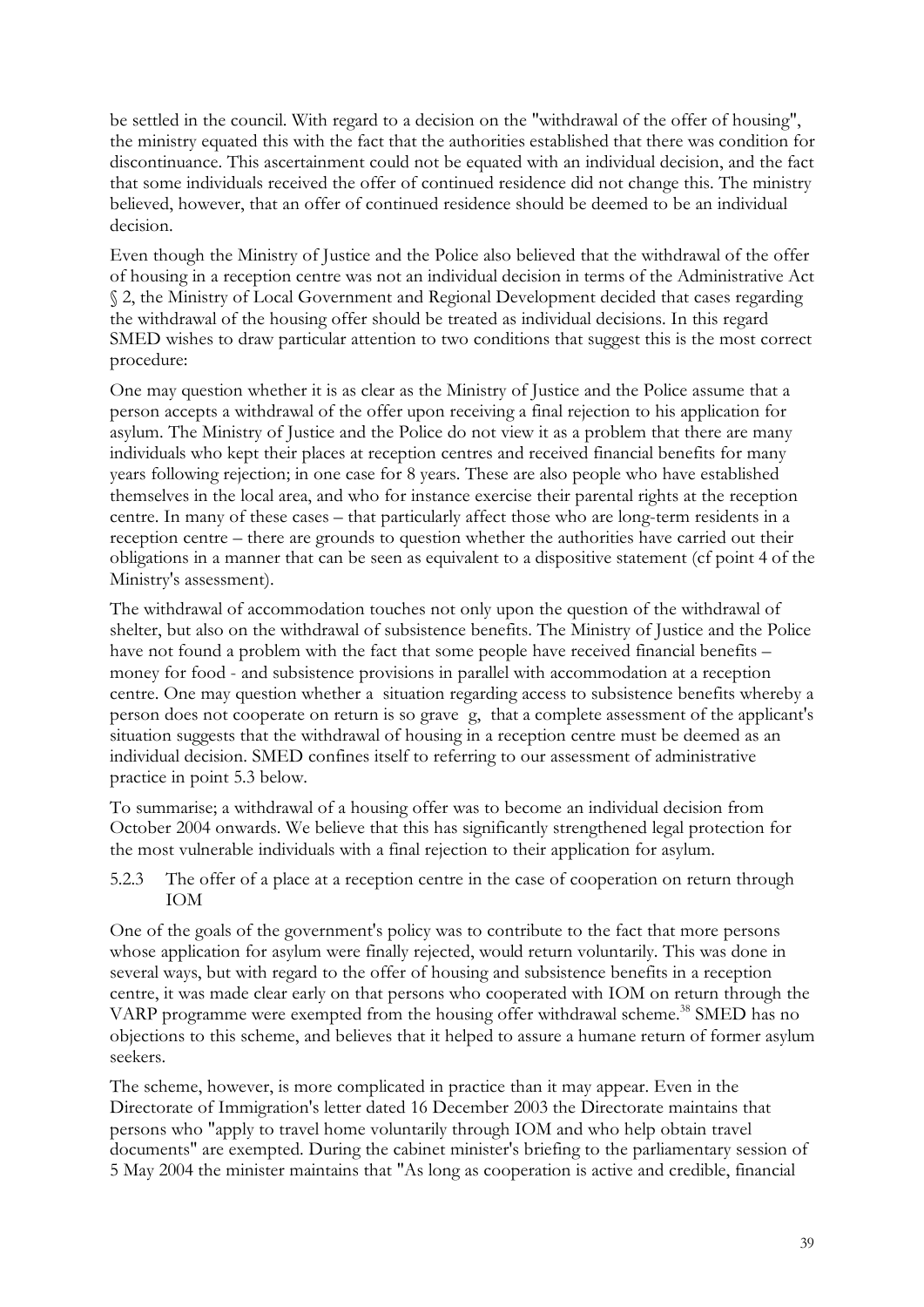be settled in the council. With regard to a decision on the "withdrawal of the offer of housing", the ministry equated this with the fact that the authorities established that there was condition for discontinuance. This ascertainment could not be equated with an individual decision, and the fact that some individuals received the offer of continued residence did not change this. The ministry believed, however, that an offer of continued residence should be deemed to be an individual decision.

Even though the Ministry of Justice and the Police also believed that the withdrawal of the offer of housing in a reception centre was not an individual decision in terms of the Administrative Act § 2, the Ministry of Local Government and Regional Development decided that cases regarding the withdrawal of the housing offer should be treated as individual decisions. In this regard SMED wishes to draw particular attention to two conditions that suggest this is the most correct procedure:

One may question whether it is as clear as the Ministry of Justice and the Police assume that a person accepts a withdrawal of the offer upon receiving a final rejection to his application for asylum. The Ministry of Justice and the Police do not view it as a problem that there are many individuals who kept their places at reception centres and received financial benefits for many years following rejection; in one case for 8 years. These are also people who have established themselves in the local area, and who for instance exercise their parental rights at the reception centre. In many of these cases – that particularly affect those who are long-term residents in a reception centre – there are grounds to question whether the authorities have carried out their obligations in a manner that can be seen as equivalent to a dispositive statement (cf point 4 of the Ministry's assessment).

The withdrawal of accommodation touches not only upon the question of the withdrawal of shelter, but also on the withdrawal of subsistence benefits. The Ministry of Justice and the Police have not found a problem with the fact that some people have received financial benefits – money for food - and subsistence provisions in parallel with accommodation at a reception centre. One may question whether a situation regarding access to subsistence benefits whereby a person does not cooperate on return is so grave g, that a complete assessment of the applicant's situation suggests that the withdrawal of housing in a reception centre must be deemed as an individual decision. SMED confines itself to referring to our assessment of administrative practice in point 5.3 below.

To summarise; a withdrawal of a housing offer was to become an individual decision from October 2004 onwards. We believe that this has significantly strengthened legal protection for the most vulnerable individuals with a final rejection to their application for asylum.

### 5.2.3 The offer of a place at a reception centre in the case of cooperation on return through IOM

One of the goals of the government's policy was to contribute to the fact that more persons whose application for asylum were finally rejected, would return voluntarily. This was done in several ways, but with regard to the offer of housing and subsistence benefits in a reception centre, it was made clear early on that persons who cooperated with IOM on return through the VARP programme were exempted from the housing offer withdrawal scheme.[38] SMED has no objections to this scheme, and believes that it helped to assure a humane return of former asylum seekers.

The scheme, however, is more complicated in practice than it may appear. Even in the Directorate of Immigration's letter dated 16 December 2003 the Directorate maintains that persons who "apply to travel home voluntarily through IOM and who help obtain travel documents" are exempted. During the cabinet minister's briefing to the parliamentary session of 5 May 2004 the minister maintains that "As long as cooperation is active and credible, financial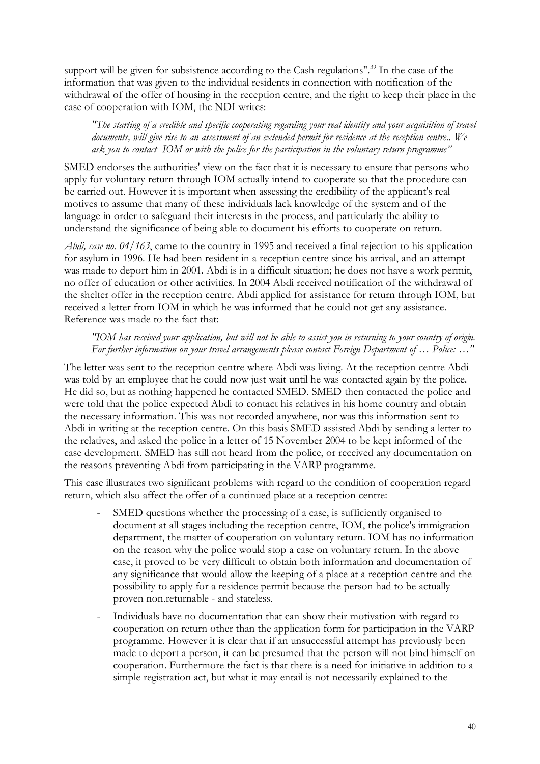support will be given for subsistence according to the Cash regulations".[39] In the case of the information that was given to the individual residents in connection with notification of the withdrawal of the offer of housing in the reception centre, and the right to keep their place in the case of cooperation with IOM, the NDI writes:

> *"The starting of a credible and specific cooperating regarding your real identity and your acquisition of travel documents, will give rise to an assessment of an extended permit for residence at the reception centre.. We ask you to contact IOM or with the police for the participation in the voluntary return programme"*

SMED endorses the authorities' view on the fact that it is necessary to ensure that persons who apply for voluntary return through IOM actually intend to cooperate so that the procedure can be carried out. However it is important when assessing the credibility of the applicant's real motives to assume that many of these individuals lack knowledge of the system and of the language in order to safeguard their interests in the process, and particularly the ability to understand the significance of being able to document his efforts to cooperate on return.

*Abdi, case no. 04/163*, came to the country in 1995 and received a final rejection to his application for asylum in 1996. He had been resident in a reception centre since his arrival, and an attempt was made to deport him in 2001. Abdi is in a difficult situation; he does not have a work permit, no offer of education or other activities. In 2004 Abdi received notification of the withdrawal of the shelter offer in the reception centre. Abdi applied for assistance for return through IOM, but received a letter from IOM in which he was informed that he could not get any assistance. Reference was made to the fact that:

> *"IOM has received your application, but will not be able to assist you in returning to your country of origin. For further information on your travel arrangements please contact Foreign Department of … Police: …"*

The letter was sent to the reception centre where Abdi was living. At the reception centre Abdi was told by an employee that he could now just wait until he was contacted again by the police. He did so, but as nothing happened he contacted SMED. SMED then contacted the police and were told that the police expected Abdi to contact his relatives in his home country and obtain the necessary information. This was not recorded anywhere, nor was this information sent to Abdi in writing at the reception centre. On this basis SMED assisted Abdi by sending a letter to the relatives, and asked the police in a letter of 15 November 2004 to be kept informed of the case development. SMED has still not heard from the police, or received any documentation on the reasons preventing Abdi from participating in the VARP programme.

This case illustrates two significant problems with regard to the condition of cooperation regard return, which also affect the offer of a continued place at a reception centre:

- SMED questions whether the processing of a case, is sufficiently organised to document at all stages including the reception centre, IOM, the police's immigration department, the matter of cooperation on voluntary return. IOM has no information on the reason why the police would stop a case on voluntary return. In the above case, it proved to be very difficult to obtain both information and documentation of any significance that would allow the keeping of a place at a reception centre and the possibility to apply for a residence permit because the person had to be actually proven non.returnable - and stateless.
- Individuals have no documentation that can show their motivation with regard to cooperation on return other than the application form for participation in the VARP programme. However it is clear that if an unsuccessful attempt has previously been made to deport a person, it can be presumed that the person will not bind himself on cooperation. Furthermore the fact is that there is a need for initiative in addition to a simple registration act, but what it may entail is not necessarily explained to the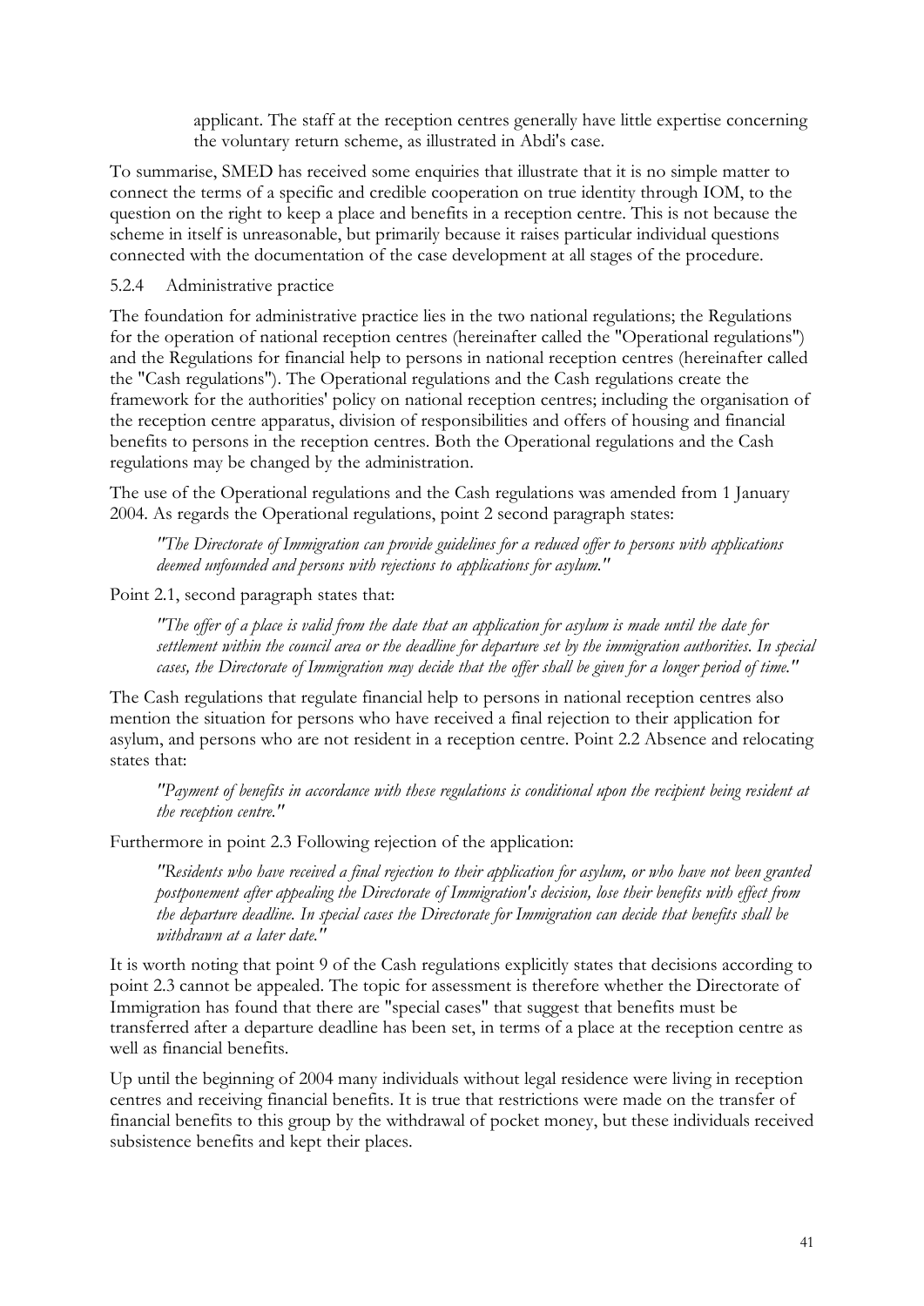applicant. The staff at the reception centres generally have little expertise concerning the voluntary return scheme, as illustrated in Abdi's case.

To summarise, SMED has received some enquiries that illustrate that it is no simple matter to connect the terms of a specific and credible cooperation on true identity through IOM, to the question on the right to keep a place and benefits in a reception centre. This is not because the scheme in itself is unreasonable, but primarily because it raises particular individual questions connected with the documentation of the case development at all stages of the procedure.

### 5.2.4 Administrative practice

The foundation for administrative practice lies in the two national regulations; the Regulations for the operation of national reception centres (hereinafter called the "Operational regulations") and the Regulations for financial help to persons in national reception centres (hereinafter called the "Cash regulations"). The Operational regulations and the Cash regulations create the framework for the authorities' policy on national reception centres; including the organisation of the reception centre apparatus, division of responsibilities and offers of housing and financial benefits to persons in the reception centres. Both the Operational regulations and the Cash regulations may be changed by the administration.

The use of the Operational regulations and the Cash regulations was amended from 1 January 2004. As regards the Operational regulations, point 2 second paragraph states:

> *"The Directorate of Immigration can provide guidelines for a reduced offer to persons with applications deemed unfounded and persons with rejections to applications for asylum."*

Point 2.1, second paragraph states that:

> *"The offer of a place is valid from the date that an application for asylum is made until the date for settlement within the council area or the deadline for departure set by the immigration authorities. In special cases, the Directorate of Immigration may decide that the offer shall be given for a longer period of time."*

The Cash regulations that regulate financial help to persons in national reception centres also mention the situation for persons who have received a final rejection to their application for asylum, and persons who are not resident in a reception centre. Point 2.2 Absence and relocating states that:

> *"Payment of benefits in accordance with these regulations is conditional upon the recipient being resident at the reception centre."*

Furthermore in point 2.3 Following rejection of the application:

> *"Residents who have received a final rejection to their application for asylum, or who have not been granted postponement after appealing the Directorate of Immigration's decision, lose their benefits with effect from the departure deadline. In special cases the Directorate for Immigration can decide that benefits shall be withdrawn at a later date."*

It is worth noting that point 9 of the Cash regulations explicitly states that decisions according to point 2.3 cannot be appealed. The topic for assessment is therefore whether the Directorate of Immigration has found that there are "special cases" that suggest that benefits must be transferred after a departure deadline has been set, in terms of a place at the reception centre as well as financial benefits.

Up until the beginning of 2004 many individuals without legal residence were living in reception centres and receiving financial benefits. It is true that restrictions were made on the transfer of financial benefits to this group by the withdrawal of pocket money, but these individuals received subsistence benefits and kept their places.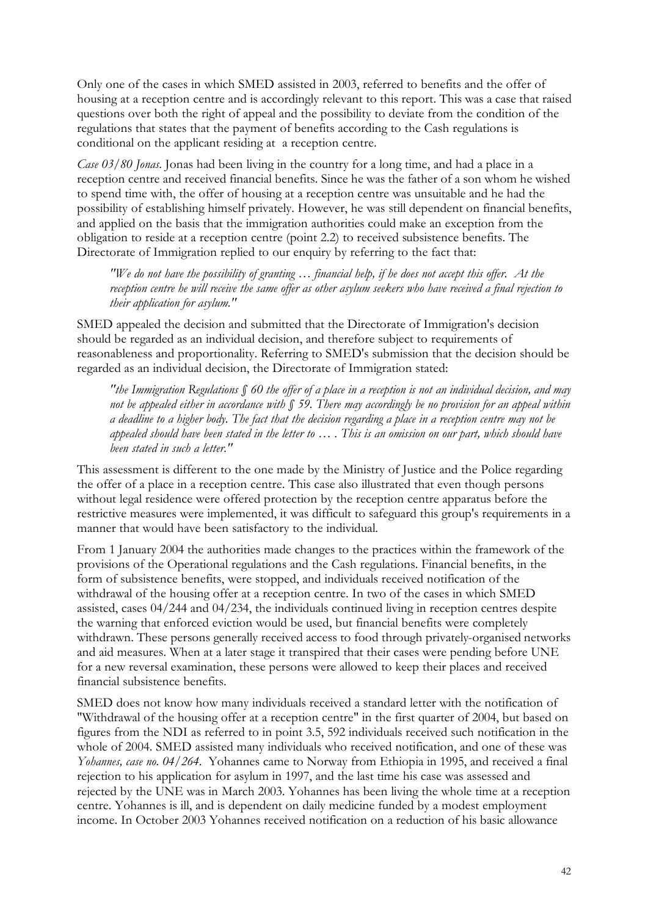Only one of the cases in which SMED assisted in 2003, referred to benefits and the offer of housing at a reception centre and is accordingly relevant to this report. This was a case that raised questions over both the right of appeal and the possibility to deviate from the condition of the regulations that states that the payment of benefits according to the Cash regulations is conditional on the applicant residing at a reception centre.

*Case 03/80 Jonas*. Jonas had been living in the country for a long time, and had a place in a reception centre and received financial benefits. Since he was the father of a son whom he wished to spend time with, the offer of housing at a reception centre was unsuitable and he had the possibility of establishing himself privately. However, he was still dependent on financial benefits, and applied on the basis that the immigration authorities could make an exception from the obligation to reside at a reception centre (point 2.2) to received subsistence benefits. The Directorate of Immigration replied to our enquiry by referring to the fact that:

> *"We do not have the possibility of granting … financial help, if he does not accept this offer. At the reception centre he will receive the same offer as other asylum seekers who have received a final rejection to their application for asylum."*

SMED appealed the decision and submitted that the Directorate of Immigration's decision should be regarded as an individual decision, and therefore subject to requirements of reasonableness and proportionality. Referring to SMED's submission that the decision should be regarded as an individual decision, the Directorate of Immigration stated:

> *"the Immigration Regulations § 60 the offer of a place in a reception is not an individual decision, and may not be appealed either in accordance with § 59. There may accordingly be no provision for an appeal within a deadline to a higher body. The fact that the decision regarding a place in a reception centre may not be appealed should have been stated in the letter to … . This is an omission on our part, which should have been stated in such a letter."*

This assessment is different to the one made by the Ministry of Justice and the Police regarding the offer of a place in a reception centre. This case also illustrated that even though persons without legal residence were offered protection by the reception centre apparatus before the restrictive measures were implemented, it was difficult to safeguard this group's requirements in a manner that would have been satisfactory to the individual.

From 1 January 2004 the authorities made changes to the practices within the framework of the provisions of the Operational regulations and the Cash regulations. Financial benefits, in the form of subsistence benefits, were stopped, and individuals received notification of the withdrawal of the housing offer at a reception centre. In two of the cases in which SMED assisted, cases 04/244 and 04/234, the individuals continued living in reception centres despite the warning that enforced eviction would be used, but financial benefits were completely withdrawn. These persons generally received access to food through privately-organised networks and aid measures. When at a later stage it transpired that their cases were pending before UNE for a new reversal examination, these persons were allowed to keep their places and received financial subsistence benefits.

SMED does not know how many individuals received a standard letter with the notification of "Withdrawal of the housing offer at a reception centre" in the first quarter of 2004, but based on figures from the NDI as referred to in point 3.5, 592 individuals received such notification in the whole of 2004. SMED assisted many individuals who received notification, and one of these was *Yohannes, case no. 04/264*. Yohannes came to Norway from Ethiopia in 1995, and received a final rejection to his application for asylum in 1997, and the last time his case was assessed and rejected by the UNE was in March 2003. Yohannes has been living the whole time at a reception centre. Yohannes is ill, and is dependent on daily medicine funded by a modest employment income. In October 2003 Yohannes received notification on a reduction of his basic allowance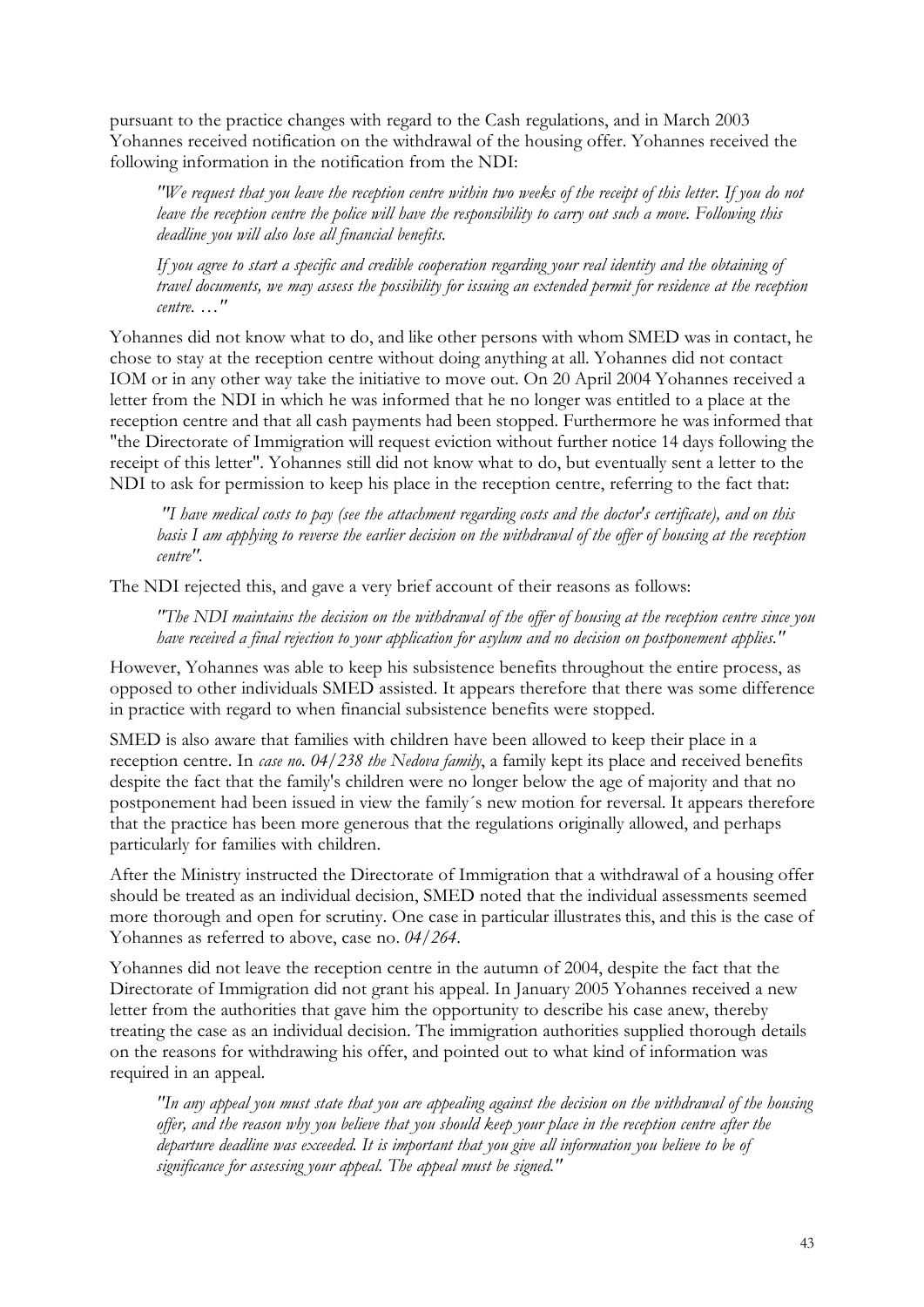pursuant to the practice changes with regard to the Cash regulations, and in March 2003 Yohannes received notification on the withdrawal of the housing offer. Yohannes received the following information in the notification from the NDI:

> *"We request that you leave the reception centre within two weeks of the receipt of this letter. If you do not leave the reception centre the police will have the responsibility to carry out such a move. Following this deadline you will also lose all financial benefits.*
>
> *If you agree to start a specific and credible cooperation regarding your real identity and the obtaining of travel documents, we may assess the possibility for issuing an extended permit for residence at the reception centre. …"*

Yohannes did not know what to do, and like other persons with whom SMED was in contact, he chose to stay at the reception centre without doing anything at all. Yohannes did not contact IOM or in any other way take the initiative to move out. On 20 April 2004 Yohannes received a letter from the NDI in which he was informed that he no longer was entitled to a place at the reception centre and that all cash payments had been stopped. Furthermore he was informed that "the Directorate of Immigration will request eviction without further notice 14 days following the receipt of this letter". Yohannes still did not know what to do, but eventually sent a letter to the NDI to ask for permission to keep his place in the reception centre, referring to the fact that:

> *"I have medical costs to pay (see the attachment regarding costs and the doctor's certificate), and on this basis I am applying to reverse the earlier decision on the withdrawal of the offer of housing at the reception centre".*

The NDI rejected this, and gave a very brief account of their reasons as follows:

> *"The NDI maintains the decision on the withdrawal of the offer of housing at the reception centre since you have received a final rejection to your application for asylum and no decision on postponement applies."*

However, Yohannes was able to keep his subsistence benefits throughout the entire process, as opposed to other individuals SMED assisted. It appears therefore that there was some difference in practice with regard to when financial subsistence benefits were stopped.

SMED is also aware that families with children have been allowed to keep their place in a reception centre. In *case no. 04/238 the Nedova family*, a family kept its place and received benefits despite the fact that the family's children were no longer below the age of majority and that no postponement had been issued in view the family´s new motion for reversal. It appears therefore that the practice has been more generous that the regulations originally allowed, and perhaps particularly for families with children.

After the Ministry instructed the Directorate of Immigration that a withdrawal of a housing offer should be treated as an individual decision, SMED noted that the individual assessments seemed more thorough and open for scrutiny. One case in particular illustrates this, and this is the case of Yohannes as referred to above, case no. *04/264*.

Yohannes did not leave the reception centre in the autumn of 2004, despite the fact that the Directorate of Immigration did not grant his appeal. In January 2005 Yohannes received a new letter from the authorities that gave him the opportunity to describe his case anew, thereby treating the case as an individual decision. The immigration authorities supplied thorough details on the reasons for withdrawing his offer, and pointed out to what kind of information was required in an appeal.

> *"In any appeal you must state that you are appealing against the decision on the withdrawal of the housing offer, and the reason why you believe that you should keep your place in the reception centre after the departure deadline was exceeded. It is important that you give all information you believe to be of significance for assessing your appeal. The appeal must be signed."*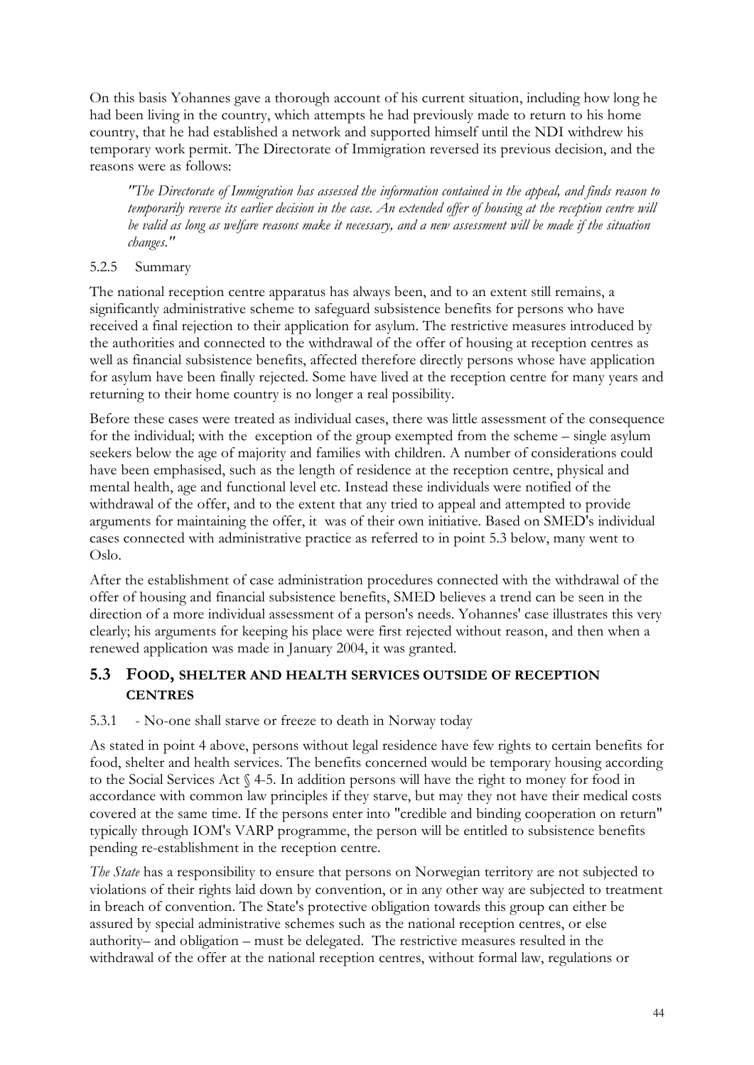On this basis Yohannes gave a thorough account of his current situation, including how long he had been living in the country, which attempts he had previously made to return to his home country, that he had established a network and supported himself until the NDI withdrew his temporary work permit. The Directorate of Immigration reversed its previous decision, and the reasons were as follows:

> *"The Directorate of Immigration has assessed the information contained in the appeal, and finds reason to temporarily reverse its earlier decision in the case. An extended offer of housing at the reception centre will be valid as long as welfare reasons make it necessary, and a new assessment will be made if the situation changes."*

#### 5.2.5 Summary

The national reception centre apparatus has always been, and to an extent still remains, a significantly administrative scheme to safeguard subsistence benefits for persons who have received a final rejection to their application for asylum. The restrictive measures introduced by the authorities and connected to the withdrawal of the offer of housing at reception centres as well as financial subsistence benefits, affected therefore directly persons whose have application for asylum have been finally rejected. Some have lived at the reception centre for many years and returning to their home country is no longer a real possibility.

Before these cases were treated as individual cases, there was little assessment of the consequence for the individual; with the exception of the group exempted from the scheme – single asylum seekers below the age of majority and families with children. A number of considerations could have been emphasised, such as the length of residence at the reception centre, physical and mental health, age and functional level etc. Instead these individuals were notified of the withdrawal of the offer, and to the extent that any tried to appeal and attempted to provide arguments for maintaining the offer, it was of their own initiative. Based on SMED's individual cases connected with administrative practice as referred to in point 5.3 below, many went to Oslo.

After the establishment of case administration procedures connected with the withdrawal of the offer of housing and financial subsistence benefits, SMED believes a trend can be seen in the direction of a more individual assessment of a person's needs. Yohannes' case illustrates this very clearly; his arguments for keeping his place were first rejected without reason, and then when a renewed application was made in January 2004, it was granted.

### 5.3 FOOD, SHELTER AND HEALTH SERVICES OUTSIDE OF RECEPTION CENTRES

#### 5.3.1 - No-one shall starve or freeze to death in Norway today

As stated in point 4 above, persons without legal residence have few rights to certain benefits for food, shelter and health services. The benefits concerned would be temporary housing according to the Social Services Act § 4-5. In addition persons will have the right to money for food in accordance with common law principles if they starve, but may they not have their medical costs covered at the same time. If the persons enter into "credible and binding cooperation on return" typically through IOM's VARP programme, the person will be entitled to subsistence benefits pending re-establishment in the reception centre.

*The State* has a responsibility to ensure that persons on Norwegian territory are not subjected to violations of their rights laid down by convention, or in any other way are subjected to treatment in breach of convention. The State's protective obligation towards this group can either be assured by special administrative schemes such as the national reception centres, or else authority– and obligation – must be delegated. The restrictive measures resulted in the withdrawal of the offer at the national reception centres, without formal law, regulations or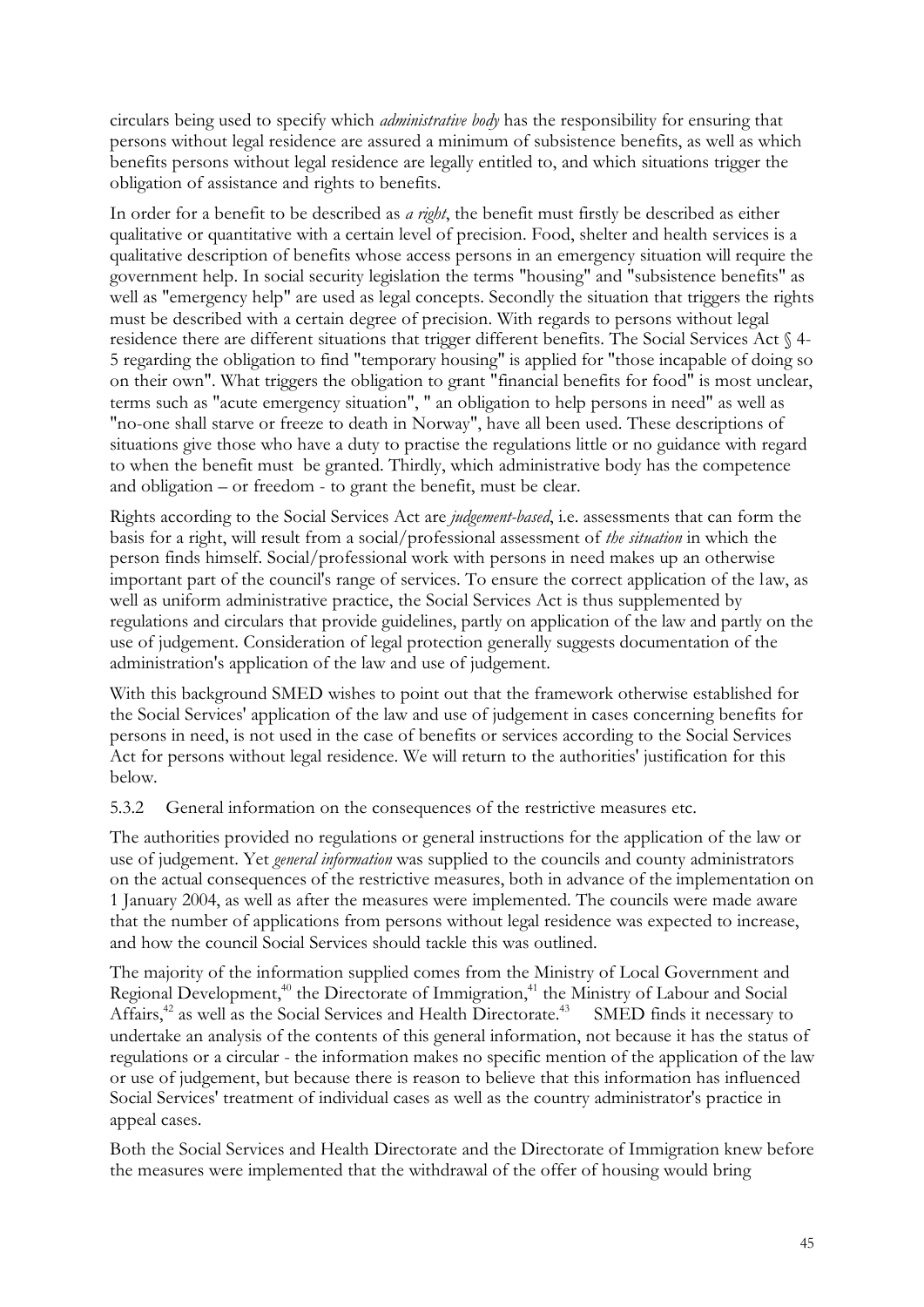circulars being used to specify which *administrative body* has the responsibility for ensuring that persons without legal residence are assured a minimum of subsistence benefits, as well as which benefits persons without legal residence are legally entitled to, and which situations trigger the obligation of assistance and rights to benefits.

In order for a benefit to be described as *a right*, the benefit must firstly be described as either qualitative or quantitative with a certain level of precision. Food, shelter and health services is a qualitative description of benefits whose access persons in an emergency situation will require the government help. In social security legislation the terms "housing" and "subsistence benefits" as well as "emergency help" are used as legal concepts. Secondly the situation that triggers the rights must be described with a certain degree of precision. With regards to persons without legal residence there are different situations that trigger different benefits. The Social Services Act § 4-5 regarding the obligation to find "temporary housing" is applied for "those incapable of doing so on their own". What triggers the obligation to grant "financial benefits for food" is most unclear, terms such as "acute emergency situation", " an obligation to help persons in need" as well as "no-one shall starve or freeze to death in Norway", have all been used. These descriptions of situations give those who have a duty to practise the regulations little or no guidance with regard to when the benefit must be granted. Thirdly, which administrative body has the competence and obligation – or freedom - to grant the benefit, must be clear.

Rights according to the Social Services Act are *judgement-based*, i.e. assessments that can form the basis for a right, will result from a social/professional assessment of *the situation* in which the person finds himself. Social/professional work with persons in need makes up an otherwise important part of the council's range of services. To ensure the correct application of the law, as well as uniform administrative practice, the Social Services Act is thus supplemented by regulations and circulars that provide guidelines, partly on application of the law and partly on the use of judgement. Consideration of legal protection generally suggests documentation of the administration's application of the law and use of judgement.

With this background SMED wishes to point out that the framework otherwise established for the Social Services' application of the law and use of judgement in cases concerning benefits for persons in need, is not used in the case of benefits or services according to the Social Services Act for persons without legal residence. We will return to the authorities' justification for this below.

### 5.3.2 General information on the consequences of the restrictive measures etc.

The authorities provided no regulations or general instructions for the application of the law or use of judgement. Yet *general information* was supplied to the councils and county administrators on the actual consequences of the restrictive measures, both in advance of the implementation on 1 January 2004, as well as after the measures were implemented. The councils were made aware that the number of applications from persons without legal residence was expected to increase, and how the council Social Services should tackle this was outlined.

The majority of the information supplied comes from the Ministry of Local Government and Regional Development,[40] the Directorate of Immigration,[41] the Ministry of Labour and Social Affairs,[42] as well as the Social Services and Health Directorate.[43] SMED finds it necessary to undertake an analysis of the contents of this general information, not because it has the status of regulations or a circular - the information makes no specific mention of the application of the law or use of judgement, but because there is reason to believe that this information has influenced Social Services' treatment of individual cases as well as the country administrator's practice in appeal cases.

Both the Social Services and Health Directorate and the Directorate of Immigration knew before the measures were implemented that the withdrawal of the offer of housing would bring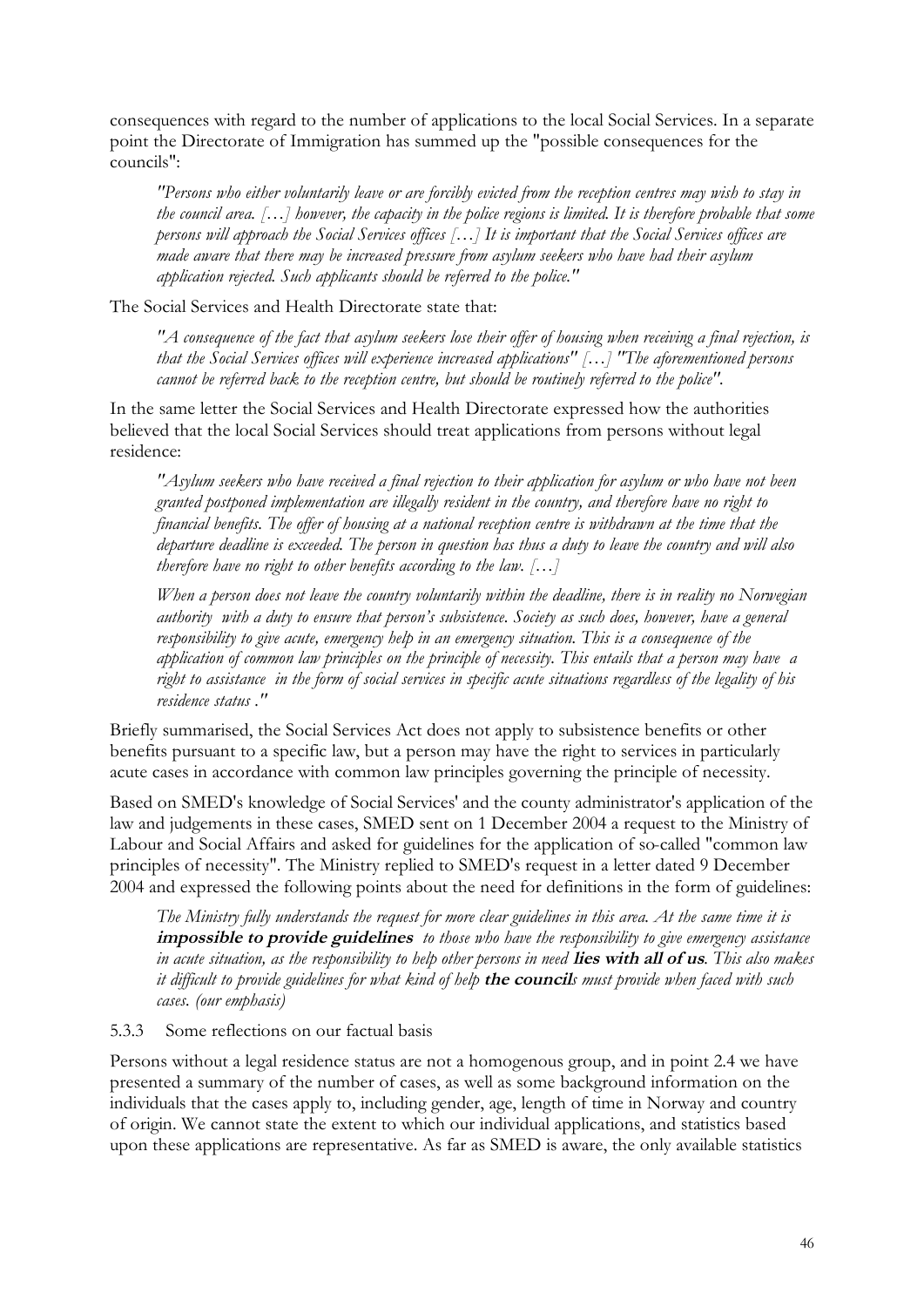consequences with regard to the number of applications to the local Social Services. In a separate point the Directorate of Immigration has summed up the "possible consequences for the councils":

> *"Persons who either voluntarily leave or are forcibly evicted from the reception centres may wish to stay in the council area. […] however, the capacity in the police regions is limited. It is therefore probable that some persons will approach the Social Services offices […] It is important that the Social Services offices are made aware that there may be increased pressure from asylum seekers who have had their asylum application rejected. Such applicants should be referred to the police."*

The Social Services and Health Directorate state that:

> *"A consequence of the fact that asylum seekers lose their offer of housing when receiving a final rejection, is that the Social Services offices will experience increased applications" […] "The aforementioned persons cannot be referred back to the reception centre, but should be routinely referred to the police".*

In the same letter the Social Services and Health Directorate expressed how the authorities believed that the local Social Services should treat applications from persons without legal residence:

> *"Asylum seekers who have received a final rejection to their application for asylum or who have not been granted postponed implementation are illegally resident in the country, and therefore have no right to financial benefits. The offer of housing at a national reception centre is withdrawn at the time that the departure deadline is exceeded. The person in question has thus a duty to leave the country and will also therefore have no right to other benefits according to the law. […]*
>
> *When a person does not leave the country voluntarily within the deadline, there is in reality no Norwegian authority with a duty to ensure that person's subsistence. Society as such does, however, have a general responsibility to give acute, emergency help in an emergency situation. This is a consequence of the application of common law principles on the principle of necessity. This entails that a person may have a right to assistance in the form of social services in specific acute situations regardless of the legality of his residence status ."*

Briefly summarised, the Social Services Act does not apply to subsistence benefits or other benefits pursuant to a specific law, but a person may have the right to services in particularly acute cases in accordance with common law principles governing the principle of necessity.

Based on SMED's knowledge of Social Services' and the county administrator's application of the law and judgements in these cases, SMED sent on 1 December 2004 a request to the Ministry of Labour and Social Affairs and asked for guidelines for the application of so-called "common law principles of necessity". The Ministry replied to SMED's request in a letter dated 9 December 2004 and expressed the following points about the need for definitions in the form of guidelines:

> *The Ministry fully understands the request for more clear guidelines in this area. At the same time it is* ***impossible to provide guidelines*** *to those who have the responsibility to give emergency assistance in acute situation, as the responsibility to help other persons in need* ***lies with all of us****. This also makes it difficult to provide guidelines for what kind of help* ***the council****s must provide when faced with such cases. (our emphasis)*

### 5.3.3 Some reflections on our factual basis

Persons without a legal residence status are not a homogenous group, and in point 2.4 we have presented a summary of the number of cases, as well as some background information on the individuals that the cases apply to, including gender, age, length of time in Norway and country of origin. We cannot state the extent to which our individual applications, and statistics based upon these applications are representative. As far as SMED is aware, the only available statistics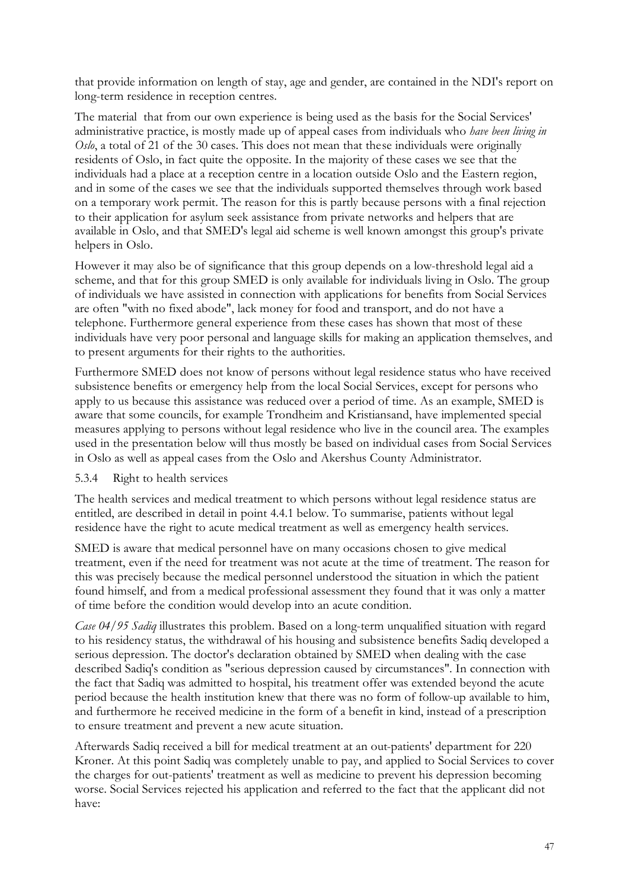that provide information on length of stay, age and gender, are contained in the NDI's report on long-term residence in reception centres.

The material that from our own experience is being used as the basis for the Social Services' administrative practice, is mostly made up of appeal cases from individuals who *have been living in Oslo*, a total of 21 of the 30 cases. This does not mean that these individuals were originally residents of Oslo, in fact quite the opposite. In the majority of these cases we see that the individuals had a place at a reception centre in a location outside Oslo and the Eastern region, and in some of the cases we see that the individuals supported themselves through work based on a temporary work permit. The reason for this is partly because persons with a final rejection to their application for asylum seek assistance from private networks and helpers that are available in Oslo, and that SMED's legal aid scheme is well known amongst this group's private helpers in Oslo.

However it may also be of significance that this group depends on a low-threshold legal aid a scheme, and that for this group SMED is only available for individuals living in Oslo. The group of individuals we have assisted in connection with applications for benefits from Social Services are often "with no fixed abode", lack money for food and transport, and do not have a telephone. Furthermore general experience from these cases has shown that most of these individuals have very poor personal and language skills for making an application themselves, and to present arguments for their rights to the authorities.

Furthermore SMED does not know of persons without legal residence status who have received subsistence benefits or emergency help from the local Social Services, except for persons who apply to us because this assistance was reduced over a period of time. As an example, SMED is aware that some councils, for example Trondheim and Kristiansand, have implemented special measures applying to persons without legal residence who live in the council area. The examples used in the presentation below will thus mostly be based on individual cases from Social Services in Oslo as well as appeal cases from the Oslo and Akershus County Administrator.

5.3.4 Right to health services

The health services and medical treatment to which persons without legal residence status are entitled, are described in detail in point 4.4.1 below. To summarise, patients without legal residence have the right to acute medical treatment as well as emergency health services.

SMED is aware that medical personnel have on many occasions chosen to give medical treatment, even if the need for treatment was not acute at the time of treatment. The reason for this was precisely because the medical personnel understood the situation in which the patient found himself, and from a medical professional assessment they found that it was only a matter of time before the condition would develop into an acute condition.

*Case 04/95 Sadiq* illustrates this problem. Based on a long-term unqualified situation with regard to his residency status, the withdrawal of his housing and subsistence benefits Sadiq developed a serious depression. The doctor's declaration obtained by SMED when dealing with the case described Sadiq's condition as "serious depression caused by circumstances". In connection with the fact that Sadiq was admitted to hospital, his treatment offer was extended beyond the acute period because the health institution knew that there was no form of follow-up available to him, and furthermore he received medicine in the form of a benefit in kind, instead of a prescription to ensure treatment and prevent a new acute situation.

Afterwards Sadiq received a bill for medical treatment at an out-patients' department for 220 Kroner. At this point Sadiq was completely unable to pay, and applied to Social Services to cover the charges for out-patients' treatment as well as medicine to prevent his depression becoming worse. Social Services rejected his application and referred to the fact that the applicant did not have: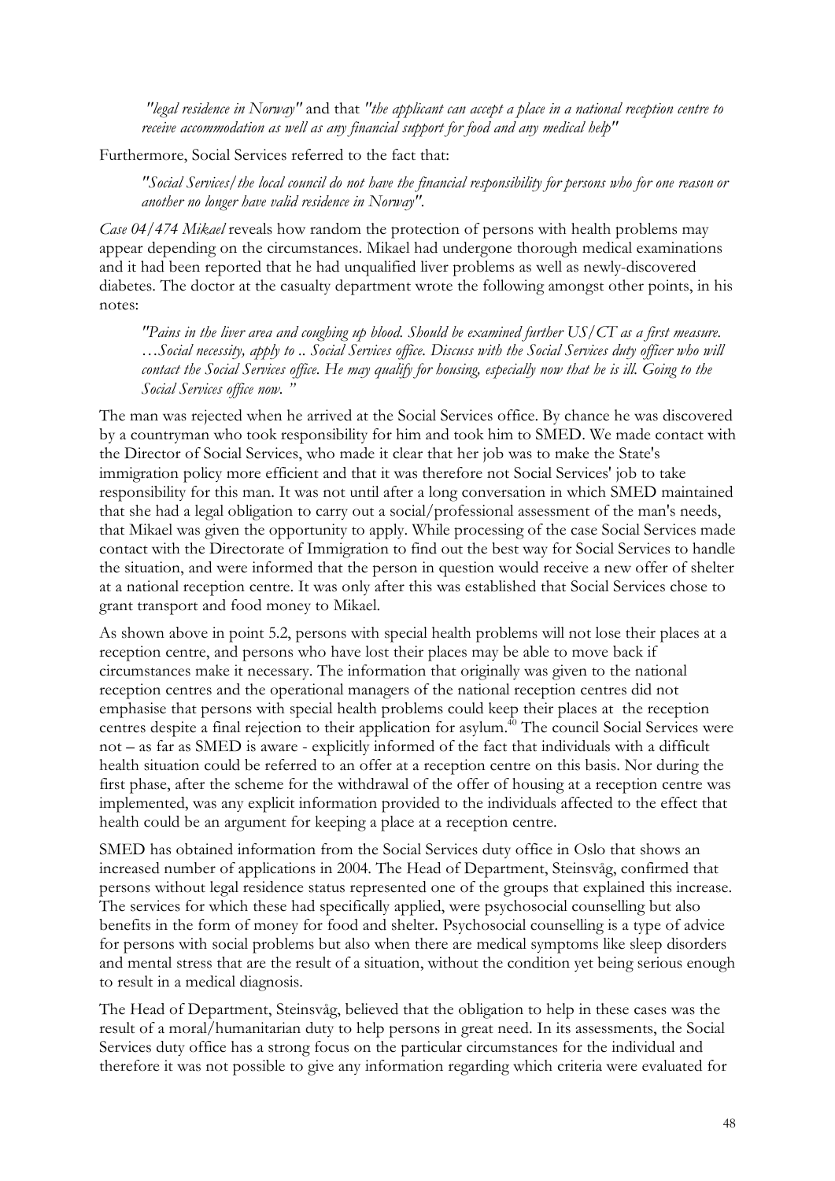*"legal residence in Norway"* and that *"the applicant can accept a place in a national reception centre to receive accommodation as well as any financial support for food and any medical help"*

Furthermore, Social Services referred to the fact that:

> *"Social Services/the local council do not have the financial responsibility for persons who for one reason or another no longer have valid residence in Norway".*

*Case 04/474 Mikael* reveals how random the protection of persons with health problems may appear depending on the circumstances. Mikael had undergone thorough medical examinations and it had been reported that he had unqualified liver problems as well as newly-discovered diabetes. The doctor at the casualty department wrote the following amongst other points, in his notes:

> *"Pains in the liver area and coughing up blood. Should be examined further US/CT as a first measure. …Social necessity, apply to .. Social Services office. Discuss with the Social Services duty officer who will contact the Social Services office. He may qualify for housing, especially now that he is ill. Going to the Social Services office now. "*

The man was rejected when he arrived at the Social Services office. By chance he was discovered by a countryman who took responsibility for him and took him to SMED. We made contact with the Director of Social Services, who made it clear that her job was to make the State's immigration policy more efficient and that it was therefore not Social Services' job to take responsibility for this man. It was not until after a long conversation in which SMED maintained that she had a legal obligation to carry out a social/professional assessment of the man's needs, that Mikael was given the opportunity to apply. While processing of the case Social Services made contact with the Directorate of Immigration to find out the best way for Social Services to handle the situation, and were informed that the person in question would receive a new offer of shelter at a national reception centre. It was only after this was established that Social Services chose to grant transport and food money to Mikael.

As shown above in point 5.2, persons with special health problems will not lose their places at a reception centre, and persons who have lost their places may be able to move back if circumstances make it necessary. The information that originally was given to the national reception centres and the operational managers of the national reception centres did not emphasise that persons with special health problems could keep their places at the reception centres despite a final rejection to their application for asylum.[40] The council Social Services were not – as far as SMED is aware - explicitly informed of the fact that individuals with a difficult health situation could be referred to an offer at a reception centre on this basis. Nor during the first phase, after the scheme for the withdrawal of the offer of housing at a reception centre was implemented, was any explicit information provided to the individuals affected to the effect that health could be an argument for keeping a place at a reception centre.

SMED has obtained information from the Social Services duty office in Oslo that shows an increased number of applications in 2004. The Head of Department, Steinsvåg, confirmed that persons without legal residence status represented one of the groups that explained this increase. The services for which these had specifically applied, were psychosocial counselling but also benefits in the form of money for food and shelter. Psychosocial counselling is a type of advice for persons with social problems but also when there are medical symptoms like sleep disorders and mental stress that are the result of a situation, without the condition yet being serious enough to result in a medical diagnosis.

The Head of Department, Steinsvåg, believed that the obligation to help in these cases was the result of a moral/humanitarian duty to help persons in great need. In its assessments, the Social Services duty office has a strong focus on the particular circumstances for the individual and therefore it was not possible to give any information regarding which criteria were evaluated for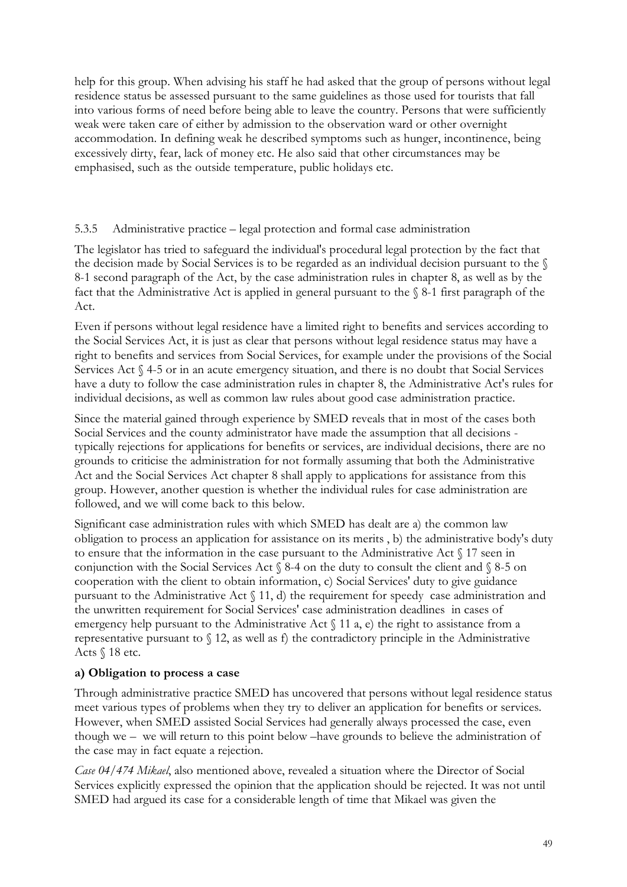help for this group. When advising his staff he had asked that the group of persons without legal residence status be assessed pursuant to the same guidelines as those used for tourists that fall into various forms of need before being able to leave the country. Persons that were sufficiently weak were taken care of either by admission to the observation ward or other overnight accommodation. In defining weak he described symptoms such as hunger, incontinence, being excessively dirty, fear, lack of money etc. He also said that other circumstances may be emphasised, such as the outside temperature, public holidays etc.

### 5.3.5 Administrative practice – legal protection and formal case administration

The legislator has tried to safeguard the individual's procedural legal protection by the fact that the decision made by Social Services is to be regarded as an individual decision pursuant to the § 8-1 second paragraph of the Act, by the case administration rules in chapter 8, as well as by the fact that the Administrative Act is applied in general pursuant to the § 8-1 first paragraph of the Act.

Even if persons without legal residence have a limited right to benefits and services according to the Social Services Act, it is just as clear that persons without legal residence status may have a right to benefits and services from Social Services, for example under the provisions of the Social Services Act § 4-5 or in an acute emergency situation, and there is no doubt that Social Services have a duty to follow the case administration rules in chapter 8, the Administrative Act's rules for individual decisions, as well as common law rules about good case administration practice.

Since the material gained through experience by SMED reveals that in most of the cases both Social Services and the county administrator have made the assumption that all decisions - typically rejections for applications for benefits or services, are individual decisions, there are no grounds to criticise the administration for not formally assuming that both the Administrative Act and the Social Services Act chapter 8 shall apply to applications for assistance from this group. However, another question is whether the individual rules for case administration are followed, and we will come back to this below.

Significant case administration rules with which SMED has dealt are a) the common law obligation to process an application for assistance on its merits , b) the administrative body's duty to ensure that the information in the case pursuant to the Administrative Act § 17 seen in conjunction with the Social Services Act § 8-4 on the duty to consult the client and § 8-5 on cooperation with the client to obtain information, c) Social Services' duty to give guidance pursuant to the Administrative Act § 11, d) the requirement for speedy case administration and the unwritten requirement for Social Services' case administration deadlines in cases of emergency help pursuant to the Administrative Act § 11 a, e) the right to assistance from a representative pursuant to § 12, as well as f) the contradictory principle in the Administrative Acts § 18 etc.

**a) Obligation to process a case**

Through administrative practice SMED has uncovered that persons without legal residence status meet various types of problems when they try to deliver an application for benefits or services. However, when SMED assisted Social Services had generally always processed the case, even though we – we will return to this point below –have grounds to believe the administration of the case may in fact equate a rejection.

*Case 04/474 Mikael*, also mentioned above, revealed a situation where the Director of Social Services explicitly expressed the opinion that the application should be rejected. It was not until SMED had argued its case for a considerable length of time that Mikael was given the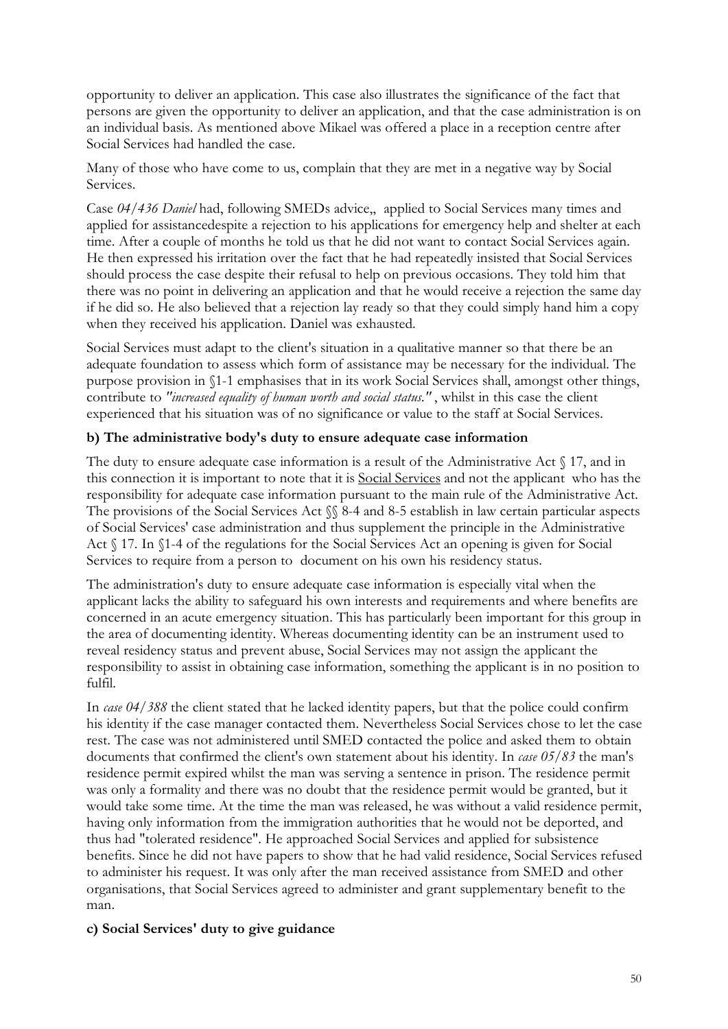opportunity to deliver an application. This case also illustrates the significance of the fact that persons are given the opportunity to deliver an application, and that the case administration is on an individual basis. As mentioned above Mikael was offered a place in a reception centre after Social Services had handled the case.

Many of those who have come to us, complain that they are met in a negative way by Social Services.

Case *04/436 Daniel* had, following SMEDs advice,, applied to Social Services many times and applied for assistancedespite a rejection to his applications for emergency help and shelter at each time. After a couple of months he told us that he did not want to contact Social Services again. He then expressed his irritation over the fact that he had repeatedly insisted that Social Services should process the case despite their refusal to help on previous occasions. They told him that there was no point in delivering an application and that he would receive a rejection the same day if he did so. He also believed that a rejection lay ready so that they could simply hand him a copy when they received his application. Daniel was exhausted.

Social Services must adapt to the client's situation in a qualitative manner so that there be an adequate foundation to assess which form of assistance may be necessary for the individual. The purpose provision in §1-1 emphasises that in its work Social Services shall, amongst other things, contribute to *"increased equality of human worth and social status."* , whilst in this case the client experienced that his situation was of no significance or value to the staff at Social Services.

**b) The administrative body's duty to ensure adequate case information**

The duty to ensure adequate case information is a result of the Administrative Act § 17, and in this connection it is important to note that it is Social Services and not the applicant who has the responsibility for adequate case information pursuant to the main rule of the Administrative Act. The provisions of the Social Services Act §§ 8-4 and 8-5 establish in law certain particular aspects of Social Services' case administration and thus supplement the principle in the Administrative Act § 17. In §1-4 of the regulations for the Social Services Act an opening is given for Social Services to require from a person to document on his own his residency status.

The administration's duty to ensure adequate case information is especially vital when the applicant lacks the ability to safeguard his own interests and requirements and where benefits are concerned in an acute emergency situation. This has particularly been important for this group in the area of documenting identity. Whereas documenting identity can be an instrument used to reveal residency status and prevent abuse, Social Services may not assign the applicant the responsibility to assist in obtaining case information, something the applicant is in no position to fulfil.

In *case 04/388* the client stated that he lacked identity papers, but that the police could confirm his identity if the case manager contacted them. Nevertheless Social Services chose to let the case rest. The case was not administered until SMED contacted the police and asked them to obtain documents that confirmed the client's own statement about his identity. In *case 05/83* the man's residence permit expired whilst the man was serving a sentence in prison. The residence permit was only a formality and there was no doubt that the residence permit would be granted, but it would take some time. At the time the man was released, he was without a valid residence permit, having only information from the immigration authorities that he would not be deported, and thus had "tolerated residence". He approached Social Services and applied for subsistence benefits. Since he did not have papers to show that he had valid residence, Social Services refused to administer his request. It was only after the man received assistance from SMED and other organisations, that Social Services agreed to administer and grant supplementary benefit to the man.

**c) Social Services' duty to give guidance**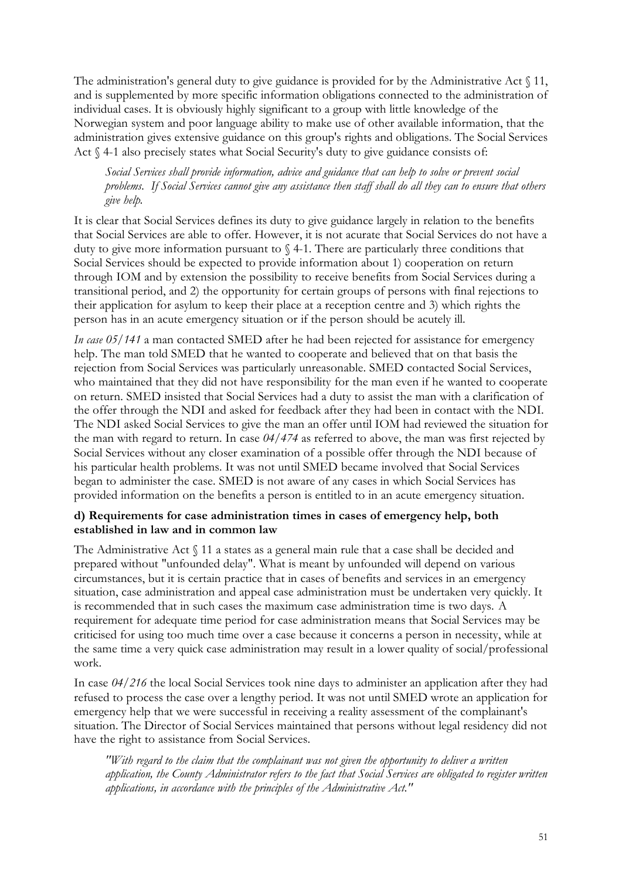The administration's general duty to give guidance is provided for by the Administrative Act § 11, and is supplemented by more specific information obligations connected to the administration of individual cases. It is obviously highly significant to a group with little knowledge of the Norwegian system and poor language ability to make use of other available information, that the administration gives extensive guidance on this group's rights and obligations. The Social Services Act § 4-1 also precisely states what Social Security's duty to give guidance consists of:

> *Social Services shall provide information, advice and guidance that can help to solve or prevent social problems. If Social Services cannot give any assistance then staff shall do all they can to ensure that others give help.*

It is clear that Social Services defines its duty to give guidance largely in relation to the benefits that Social Services are able to offer. However, it is not acurate that Social Services do not have a duty to give more information pursuant to § 4-1. There are particularly three conditions that Social Services should be expected to provide information about 1) cooperation on return through IOM and by extension the possibility to receive benefits from Social Services during a transitional period, and 2) the opportunity for certain groups of persons with final rejections to their application for asylum to keep their place at a reception centre and 3) which rights the person has in an acute emergency situation or if the person should be acutely ill.

*In case 05/141* a man contacted SMED after he had been rejected for assistance for emergency help. The man told SMED that he wanted to cooperate and believed that on that basis the rejection from Social Services was particularly unreasonable. SMED contacted Social Services, who maintained that they did not have responsibility for the man even if he wanted to cooperate on return. SMED insisted that Social Services had a duty to assist the man with a clarification of the offer through the NDI and asked for feedback after they had been in contact with the NDI. The NDI asked Social Services to give the man an offer until IOM had reviewed the situation for the man with regard to return. In case *04/474* as referred to above, the man was first rejected by Social Services without any closer examination of a possible offer through the NDI because of his particular health problems. It was not until SMED became involved that Social Services began to administer the case. SMED is not aware of any cases in which Social Services has provided information on the benefits a person is entitled to in an acute emergency situation.

#### d) Requirements for case administration times in cases of emergency help, both established in law and in common law

The Administrative Act § 11 a states as a general main rule that a case shall be decided and prepared without "unfounded delay". What is meant by unfounded will depend on various circumstances, but it is certain practice that in cases of benefits and services in an emergency situation, case administration and appeal case administration must be undertaken very quickly. It is recommended that in such cases the maximum case administration time is two days. A requirement for adequate time period for case administration means that Social Services may be criticised for using too much time over a case because it concerns a person in necessity, while at the same time a very quick case administration may result in a lower quality of social/professional work.

In case *04/216* the local Social Services took nine days to administer an application after they had refused to process the case over a lengthy period. It was not until SMED wrote an application for emergency help that we were successful in receiving a reality assessment of the complainant's situation. The Director of Social Services maintained that persons without legal residency did not have the right to assistance from Social Services.

> *"With regard to the claim that the complainant was not given the opportunity to deliver a written application, the County Administrator refers to the fact that Social Services are obligated to register written applications, in accordance with the principles of the Administrative Act."*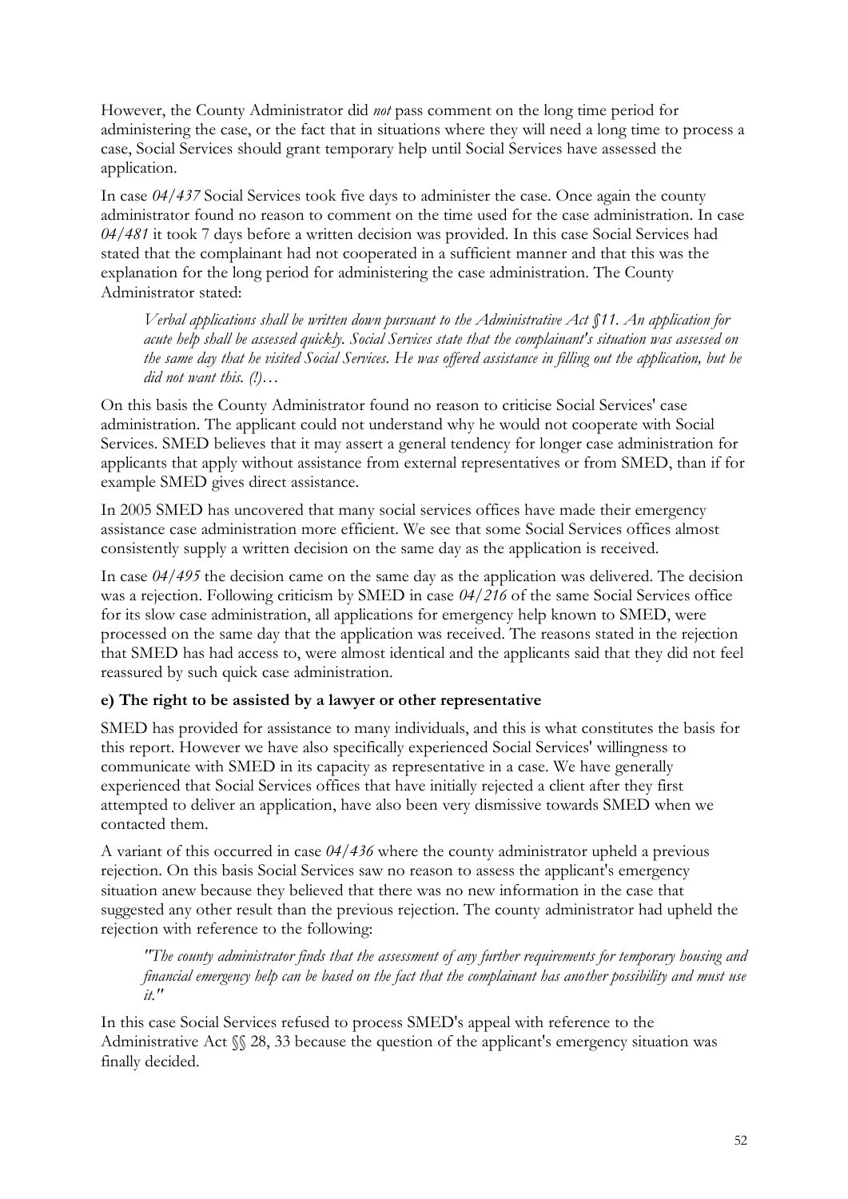However, the County Administrator did *not* pass comment on the long time period for administering the case, or the fact that in situations where they will need a long time to process a case, Social Services should grant temporary help until Social Services have assessed the application.

In case *04/437* Social Services took five days to administer the case. Once again the county administrator found no reason to comment on the time used for the case administration. In case *04/481* it took 7 days before a written decision was provided. In this case Social Services had stated that the complainant had not cooperated in a sufficient manner and that this was the explanation for the long period for administering the case administration. The County Administrator stated:

> *Verbal applications shall be written down pursuant to the Administrative Act §11. An application for acute help shall be assessed quickly. Social Services state that the complainant's situation was assessed on the same day that he visited Social Services. He was offered assistance in filling out the application, but he did not want this. (!)…*

On this basis the County Administrator found no reason to criticise Social Services' case administration. The applicant could not understand why he would not cooperate with Social Services. SMED believes that it may assert a general tendency for longer case administration for applicants that apply without assistance from external representatives or from SMED, than if for example SMED gives direct assistance.

In 2005 SMED has uncovered that many social services offices have made their emergency assistance case administration more efficient. We see that some Social Services offices almost consistently supply a written decision on the same day as the application is received.

In case *04/495* the decision came on the same day as the application was delivered. The decision was a rejection. Following criticism by SMED in case *04/216* of the same Social Services office for its slow case administration, all applications for emergency help known to SMED, were processed on the same day that the application was received. The reasons stated in the rejection that SMED has had access to, were almost identical and the applicants said that they did not feel reassured by such quick case administration.

**e) The right to be assisted by a lawyer or other representative**

SMED has provided for assistance to many individuals, and this is what constitutes the basis for this report. However we have also specifically experienced Social Services' willingness to communicate with SMED in its capacity as representative in a case. We have generally experienced that Social Services offices that have initially rejected a client after they first attempted to deliver an application, have also been very dismissive towards SMED when we contacted them.

A variant of this occurred in case *04/436* where the county administrator upheld a previous rejection. On this basis Social Services saw no reason to assess the applicant's emergency situation anew because they believed that there was no new information in the case that suggested any other result than the previous rejection. The county administrator had upheld the rejection with reference to the following:

> *"The county administrator finds that the assessment of any further requirements for temporary housing and financial emergency help can be based on the fact that the complainant has another possibility and must use it."*

In this case Social Services refused to process SMED's appeal with reference to the Administrative Act §§ 28, 33 because the question of the applicant's emergency situation was finally decided.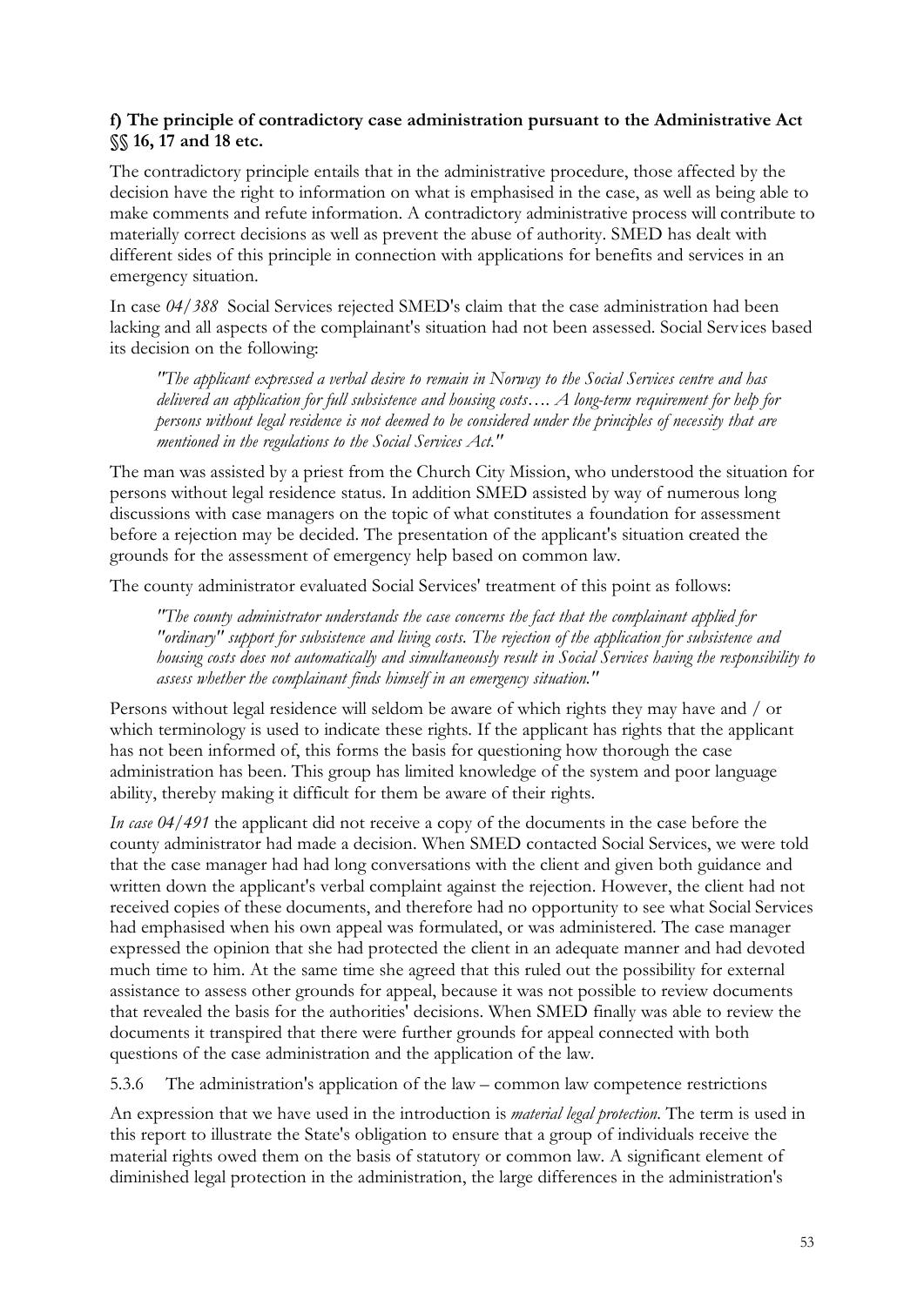**f) The principle of contradictory case administration pursuant to the Administrative Act §§ 16, 17 and 18 etc.**

The contradictory principle entails that in the administrative procedure, those affected by the decision have the right to information on what is emphasised in the case, as well as being able to make comments and refute information. A contradictory administrative process will contribute to materially correct decisions as well as prevent the abuse of authority. SMED has dealt with different sides of this principle in connection with applications for benefits and services in an emergency situation.

In case *04/388* Social Services rejected SMED's claim that the case administration had been lacking and all aspects of the complainant's situation had not been assessed. Social Services based its decision on the following:

> *"The applicant expressed a verbal desire to remain in Norway to the Social Services centre and has delivered an application for full subsistence and housing costs…. A long-term requirement for help for persons without legal residence is not deemed to be considered under the principles of necessity that are mentioned in the regulations to the Social Services Act."*

The man was assisted by a priest from the Church City Mission, who understood the situation for persons without legal residence status. In addition SMED assisted by way of numerous long discussions with case managers on the topic of what constitutes a foundation for assessment before a rejection may be decided. The presentation of the applicant's situation created the grounds for the assessment of emergency help based on common law.

The county administrator evaluated Social Services' treatment of this point as follows:

> *"The county administrator understands the case concerns the fact that the complainant applied for "ordinary" support for subsistence and living costs. The rejection of the application for subsistence and housing costs does not automatically and simultaneously result in Social Services having the responsibility to assess whether the complainant finds himself in an emergency situation."*

Persons without legal residence will seldom be aware of which rights they may have and / or which terminology is used to indicate these rights. If the applicant has rights that the applicant has not been informed of, this forms the basis for questioning how thorough the case administration has been. This group has limited knowledge of the system and poor language ability, thereby making it difficult for them be aware of their rights.

*In case 04/491* the applicant did not receive a copy of the documents in the case before the county administrator had made a decision. When SMED contacted Social Services, we were told that the case manager had had long conversations with the client and given both guidance and written down the applicant's verbal complaint against the rejection. However, the client had not received copies of these documents, and therefore had no opportunity to see what Social Services had emphasised when his own appeal was formulated, or was administered. The case manager expressed the opinion that she had protected the client in an adequate manner and had devoted much time to him. At the same time she agreed that this ruled out the possibility for external assistance to assess other grounds for appeal, because it was not possible to review documents that revealed the basis for the authorities' decisions. When SMED finally was able to review the documents it transpired that there were further grounds for appeal connected with both questions of the case administration and the application of the law.

5.3.6 The administration's application of the law – common law competence restrictions

An expression that we have used in the introduction is *material legal protection*. The term is used in this report to illustrate the State's obligation to ensure that a group of individuals receive the material rights owed them on the basis of statutory or common law. A significant element of diminished legal protection in the administration, the large differences in the administration's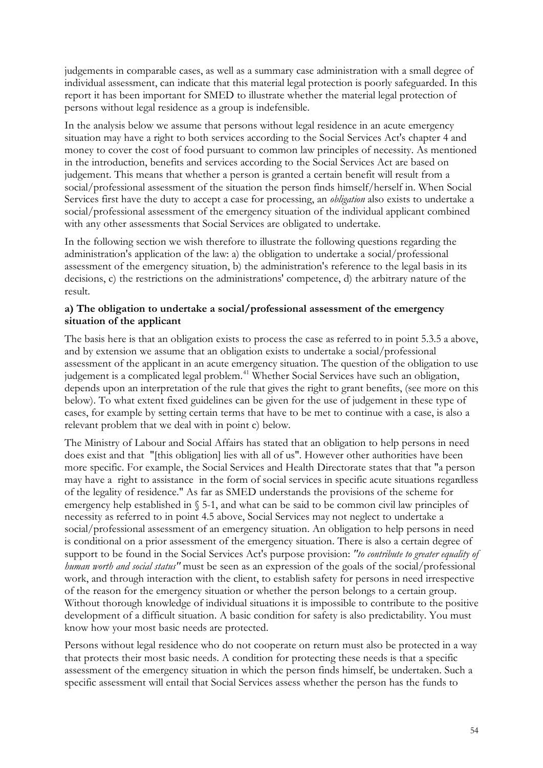judgements in comparable cases, as well as a summary case administration with a small degree of individual assessment, can indicate that this material legal protection is poorly safeguarded. In this report it has been important for SMED to illustrate whether the material legal protection of persons without legal residence as a group is indefensible.

In the analysis below we assume that persons without legal residence in an acute emergency situation may have a right to both services according to the Social Services Act's chapter 4 and money to cover the cost of food pursuant to common law principles of necessity. As mentioned in the introduction, benefits and services according to the Social Services Act are based on judgement. This means that whether a person is granted a certain benefit will result from a social/professional assessment of the situation the person finds himself/herself in. When Social Services first have the duty to accept a case for processing, an *obligation* also exists to undertake a social/professional assessment of the emergency situation of the individual applicant combined with any other assessments that Social Services are obligated to undertake.

In the following section we wish therefore to illustrate the following questions regarding the administration's application of the law: a) the obligation to undertake a social/professional assessment of the emergency situation, b) the administration's reference to the legal basis in its decisions, c) the restrictions on the administrations' competence, d) the arbitrary nature of the result.

**a) The obligation to undertake a social/professional assessment of the emergency situation of the applicant**

The basis here is that an obligation exists to process the case as referred to in point 5.3.5 a above, and by extension we assume that an obligation exists to undertake a social/professional assessment of the applicant in an acute emergency situation. The question of the obligation to use judgement is a complicated legal problem.[41] Whether Social Services have such an obligation, depends upon an interpretation of the rule that gives the right to grant benefits, (see more on this below). To what extent fixed guidelines can be given for the use of judgement in these type of cases, for example by setting certain terms that have to be met to continue with a case, is also a relevant problem that we deal with in point c) below.

The Ministry of Labour and Social Affairs has stated that an obligation to help persons in need does exist and that "[this obligation] lies with all of us". However other authorities have been more specific. For example, the Social Services and Health Directorate states that that "a person may have a right to assistance in the form of social services in specific acute situations regardless of the legality of residence." As far as SMED understands the provisions of the scheme for emergency help established in § 5-1, and what can be said to be common civil law principles of necessity as referred to in point 4.5 above, Social Services may not neglect to undertake a social/professional assessment of an emergency situation. An obligation to help persons in need is conditional on a prior assessment of the emergency situation. There is also a certain degree of support to be found in the Social Services Act's purpose provision: *"to contribute to greater equality of human worth and social status"* must be seen as an expression of the goals of the social/professional work, and through interaction with the client, to establish safety for persons in need irrespective of the reason for the emergency situation or whether the person belongs to a certain group. Without thorough knowledge of individual situations it is impossible to contribute to the positive development of a difficult situation. A basic condition for safety is also predictability. You must know how your most basic needs are protected.

Persons without legal residence who do not cooperate on return must also be protected in a way that protects their most basic needs. A condition for protecting these needs is that a specific assessment of the emergency situation in which the person finds himself, be undertaken. Such a specific assessment will entail that Social Services assess whether the person has the funds to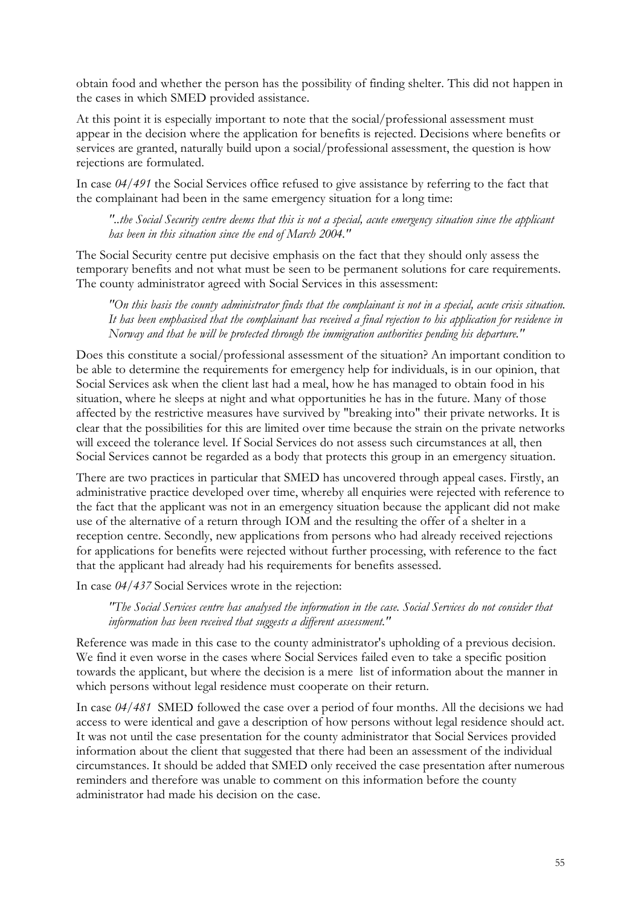obtain food and whether the person has the possibility of finding shelter. This did not happen in the cases in which SMED provided assistance.

At this point it is especially important to note that the social/professional assessment must appear in the decision where the application for benefits is rejected. Decisions where benefits or services are granted, naturally build upon a social/professional assessment, the question is how rejections are formulated.

In case *04/491* the Social Services office refused to give assistance by referring to the fact that the complainant had been in the same emergency situation for a long time:

> *"..the Social Security centre deems that this is not a special, acute emergency situation since the applicant has been in this situation since the end of March 2004."*

The Social Security centre put decisive emphasis on the fact that they should only assess the temporary benefits and not what must be seen to be permanent solutions for care requirements. The county administrator agreed with Social Services in this assessment:

> *"On this basis the county administrator finds that the complainant is not in a special, acute crisis situation. It has been emphasised that the complainant has received a final rejection to his application for residence in Norway and that he will be protected through the immigration authorities pending his departure."*

Does this constitute a social/professional assessment of the situation? An important condition to be able to determine the requirements for emergency help for individuals, is in our opinion, that Social Services ask when the client last had a meal, how he has managed to obtain food in his situation, where he sleeps at night and what opportunities he has in the future. Many of those affected by the restrictive measures have survived by "breaking into" their private networks. It is clear that the possibilities for this are limited over time because the strain on the private networks will exceed the tolerance level. If Social Services do not assess such circumstances at all, then Social Services cannot be regarded as a body that protects this group in an emergency situation.

There are two practices in particular that SMED has uncovered through appeal cases. Firstly, an administrative practice developed over time, whereby all enquiries were rejected with reference to the fact that the applicant was not in an emergency situation because the applicant did not make use of the alternative of a return through IOM and the resulting the offer of a shelter in a reception centre. Secondly, new applications from persons who had already received rejections for applications for benefits were rejected without further processing, with reference to the fact that the applicant had already had his requirements for benefits assessed.

In case *04/437* Social Services wrote in the rejection:

> *"The Social Services centre has analysed the information in the case. Social Services do not consider that information has been received that suggests a different assessment."*

Reference was made in this case to the county administrator's upholding of a previous decision. We find it even worse in the cases where Social Services failed even to take a specific position towards the applicant, but where the decision is a mere list of information about the manner in which persons without legal residence must cooperate on their return.

In case *04/481* SMED followed the case over a period of four months. All the decisions we had access to were identical and gave a description of how persons without legal residence should act. It was not until the case presentation for the county administrator that Social Services provided information about the client that suggested that there had been an assessment of the individual circumstances. It should be added that SMED only received the case presentation after numerous reminders and therefore was unable to comment on this information before the county administrator had made his decision on the case.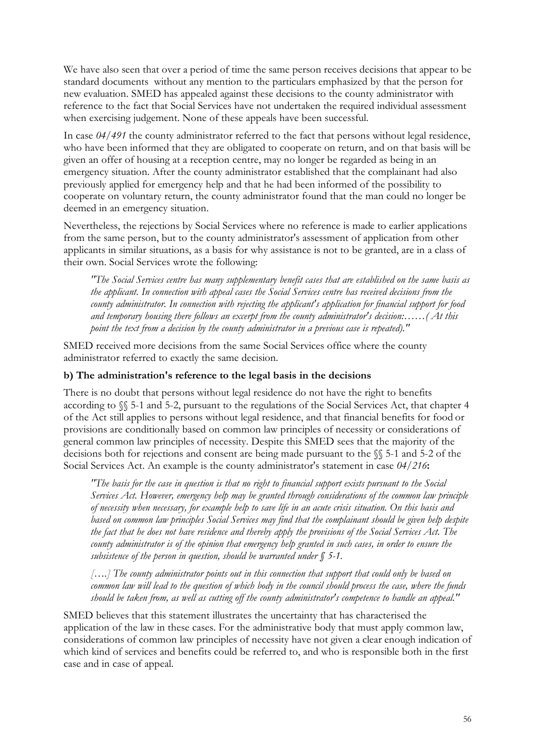We have also seen that over a period of time the same person receives decisions that appear to be standard documents without any mention to the particulars emphasized by that the person for new evaluation. SMED has appealed against these decisions to the county administrator with reference to the fact that Social Services have not undertaken the required individual assessment when exercising judgement. None of these appeals have been successful.

In case *04/491* the county administrator referred to the fact that persons without legal residence, who have been informed that they are obligated to cooperate on return, and on that basis will be given an offer of housing at a reception centre, may no longer be regarded as being in an emergency situation. After the county administrator established that the complainant had also previously applied for emergency help and that he had been informed of the possibility to cooperate on voluntary return, the county administrator found that the man could no longer be deemed in an emergency situation.

Nevertheless, the rejections by Social Services where no reference is made to earlier applications from the same person, but to the county administrator's assessment of application from other applicants in similar situations, as a basis for why assistance is not to be granted, are in a class of their own. Social Services wrote the following:

> *"The Social Services centre has many supplementary benefit cases that are established on the same basis as the applicant. In connection with appeal cases the Social Services centre has received decisions from the county administrator. In connection with rejecting the applicant's application for financial support for food and temporary housing there follows an excerpt from the county administrator's decision:……( At this point the text from a decision by the county administrator in a previous case is repeated)."*

SMED received more decisions from the same Social Services office where the county administrator referred to exactly the same decision.

### b) The administration's reference to the legal basis in the decisions

There is no doubt that persons without legal residence do not have the right to benefits according to §§ 5-1 and 5-2, pursuant to the regulations of the Social Services Act, that chapter 4 of the Act still applies to persons without legal residence, and that financial benefits for food or provisions are conditionally based on common law principles of necessity or considerations of general common law principles of necessity. Despite this SMED sees that the majority of the decisions both for rejections and consent are being made pursuant to the §§ 5-1 and 5-2 of the Social Services Act. An example is the county administrator's statement in case *04/216*:

> *"The basis for the case in question is that no right to financial support exists pursuant to the Social Services Act. However, emergency help may be granted through considerations of the common law principle of necessity when necessary, for example help to save life in an acute crisis situation. On this basis and based on common law principles Social Services may find that the complainant should be given help despite the fact that he does not have residence and thereby apply the provisions of the Social Services Act. The county administrator is of the opinion that emergency help granted in such cases, in order to ensure the subsistence of the person in question, should be warranted under § 5-1.*
>
> *[….] The county administrator points out in this connection that support that could only be based on common law will lead to the question of which body in the council should process the case, where the funds should be taken from, as well as cutting off the county administrator's competence to handle an appeal."*

SMED believes that this statement illustrates the uncertainty that has characterised the application of the law in these cases. For the administrative body that must apply common law, considerations of common law principles of necessity have not given a clear enough indication of which kind of services and benefits could be referred to, and who is responsible both in the first case and in case of appeal.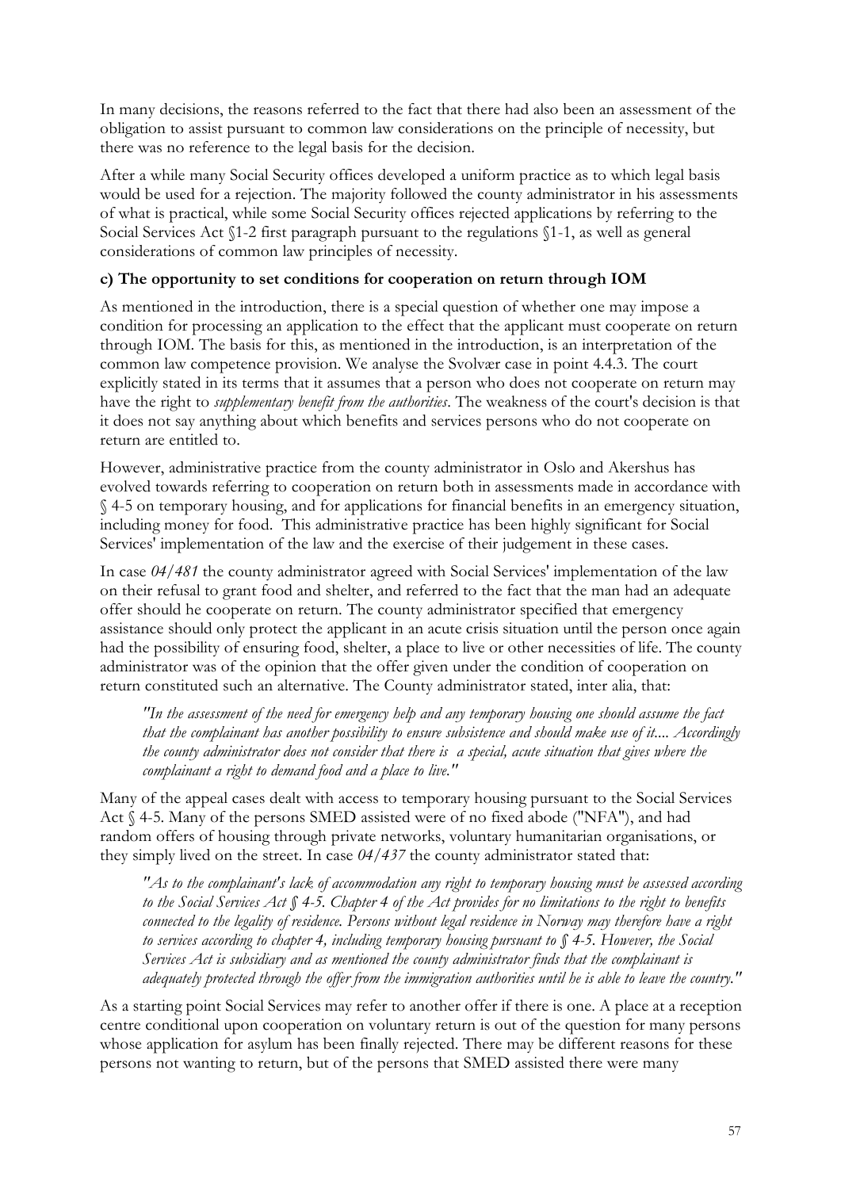In many decisions, the reasons referred to the fact that there had also been an assessment of the obligation to assist pursuant to common law considerations on the principle of necessity, but there was no reference to the legal basis for the decision.

After a while many Social Security offices developed a uniform practice as to which legal basis would be used for a rejection. The majority followed the county administrator in his assessments of what is practical, while some Social Security offices rejected applications by referring to the Social Services Act §1-2 first paragraph pursuant to the regulations §1-1, as well as general considerations of common law principles of necessity.

**c) The opportunity to set conditions for cooperation on return through IOM**

As mentioned in the introduction, there is a special question of whether one may impose a condition for processing an application to the effect that the applicant must cooperate on return through IOM. The basis for this, as mentioned in the introduction, is an interpretation of the common law competence provision. We analyse the Svolvær case in point 4.4.3. The court explicitly stated in its terms that it assumes that a person who does not cooperate on return may have the right to *supplementary benefit from the authorities*. The weakness of the court's decision is that it does not say anything about which benefits and services persons who do not cooperate on return are entitled to.

However, administrative practice from the county administrator in Oslo and Akershus has evolved towards referring to cooperation on return both in assessments made in accordance with § 4-5 on temporary housing, and for applications for financial benefits in an emergency situation, including money for food. This administrative practice has been highly significant for Social Services' implementation of the law and the exercise of their judgement in these cases.

In case *04/481* the county administrator agreed with Social Services' implementation of the law on their refusal to grant food and shelter, and referred to the fact that the man had an adequate offer should he cooperate on return. The county administrator specified that emergency assistance should only protect the applicant in an acute crisis situation until the person once again had the possibility of ensuring food, shelter, a place to live or other necessities of life. The county administrator was of the opinion that the offer given under the condition of cooperation on return constituted such an alternative. The County administrator stated, inter alia, that:

> *"In the assessment of the need for emergency help and any temporary housing one should assume the fact that the complainant has another possibility to ensure subsistence and should make use of it.... Accordingly the county administrator does not consider that there is a special, acute situation that gives where the complainant a right to demand food and a place to live."*

Many of the appeal cases dealt with access to temporary housing pursuant to the Social Services Act § 4-5. Many of the persons SMED assisted were of no fixed abode ("NFA"), and had random offers of housing through private networks, voluntary humanitarian organisations, or they simply lived on the street. In case *04/437* the county administrator stated that:

> *"As to the complainant's lack of accommodation any right to temporary housing must be assessed according to the Social Services Act § 4-5. Chapter 4 of the Act provides for no limitations to the right to benefits connected to the legality of residence. Persons without legal residence in Norway may therefore have a right to services according to chapter 4, including temporary housing pursuant to § 4-5. However, the Social Services Act is subsidiary and as mentioned the county administrator finds that the complainant is adequately protected through the offer from the immigration authorities until he is able to leave the country."*

As a starting point Social Services may refer to another offer if there is one. A place at a reception centre conditional upon cooperation on voluntary return is out of the question for many persons whose application for asylum has been finally rejected. There may be different reasons for these persons not wanting to return, but of the persons that SMED assisted there were many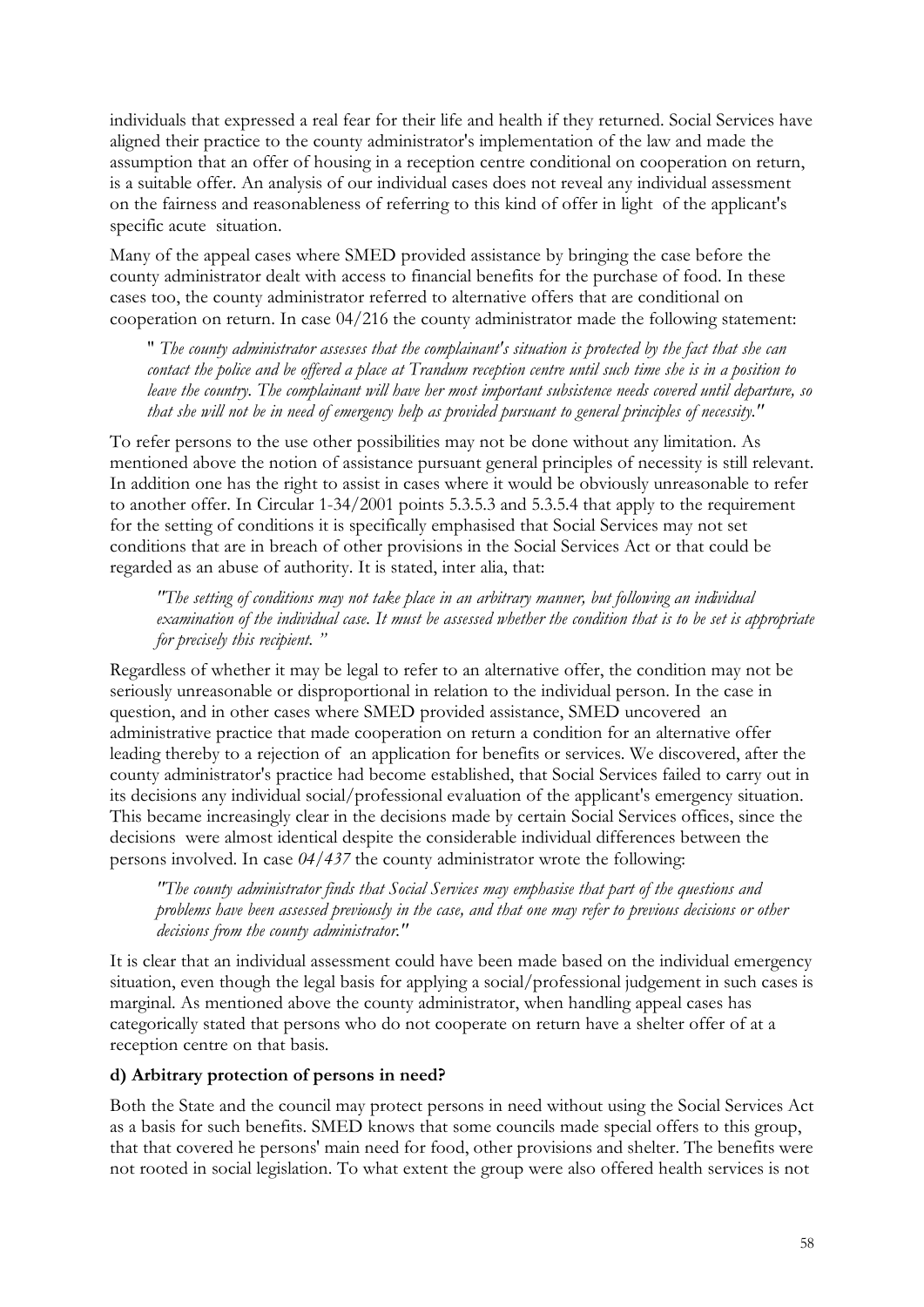individuals that expressed a real fear for their life and health if they returned. Social Services have aligned their practice to the county administrator's implementation of the law and made the assumption that an offer of housing in a reception centre conditional on cooperation on return, is a suitable offer. An analysis of our individual cases does not reveal any individual assessment on the fairness and reasonableness of referring to this kind of offer in light of the applicant's specific acute situation.

Many of the appeal cases where SMED provided assistance by bringing the case before the county administrator dealt with access to financial benefits for the purchase of food. In these cases too, the county administrator referred to alternative offers that are conditional on cooperation on return. In case 04/216 the county administrator made the following statement:

> " *The county administrator assesses that the complainant's situation is protected by the fact that she can contact the police and be offered a place at Trandum reception centre until such time she is in a position to leave the country. The complainant will have her most important subsistence needs covered until departure, so that she will not be in need of emergency help as provided pursuant to general principles of necessity."*

To refer persons to the use other possibilities may not be done without any limitation. As mentioned above the notion of assistance pursuant general principles of necessity is still relevant. In addition one has the right to assist in cases where it would be obviously unreasonable to refer to another offer. In Circular 1-34/2001 points 5.3.5.3 and 5.3.5.4 that apply to the requirement for the setting of conditions it is specifically emphasised that Social Services may not set conditions that are in breach of other provisions in the Social Services Act or that could be regarded as an abuse of authority. It is stated, inter alia, that:

> *"The setting of conditions may not take place in an arbitrary manner, but following an individual examination of the individual case. It must be assessed whether the condition that is to be set is appropriate for precisely this recipient. "*

Regardless of whether it may be legal to refer to an alternative offer, the condition may not be seriously unreasonable or disproportional in relation to the individual person. In the case in question, and in other cases where SMED provided assistance, SMED uncovered an administrative practice that made cooperation on return a condition for an alternative offer leading thereby to a rejection of an application for benefits or services. We discovered, after the county administrator's practice had become established, that Social Services failed to carry out in its decisions any individual social/professional evaluation of the applicant's emergency situation. This became increasingly clear in the decisions made by certain Social Services offices, since the decisions were almost identical despite the considerable individual differences between the persons involved. In case *04/437* the county administrator wrote the following:

> *"The county administrator finds that Social Services may emphasise that part of the questions and problems have been assessed previously in the case, and that one may refer to previous decisions or other decisions from the county administrator."*

It is clear that an individual assessment could have been made based on the individual emergency situation, even though the legal basis for applying a social/professional judgement in such cases is marginal. As mentioned above the county administrator, when handling appeal cases has categorically stated that persons who do not cooperate on return have a shelter offer of at a reception centre on that basis.

**d) Arbitrary protection of persons in need?**

Both the State and the council may protect persons in need without using the Social Services Act as a basis for such benefits. SMED knows that some councils made special offers to this group, that that covered he persons' main need for food, other provisions and shelter. The benefits were not rooted in social legislation. To what extent the group were also offered health services is not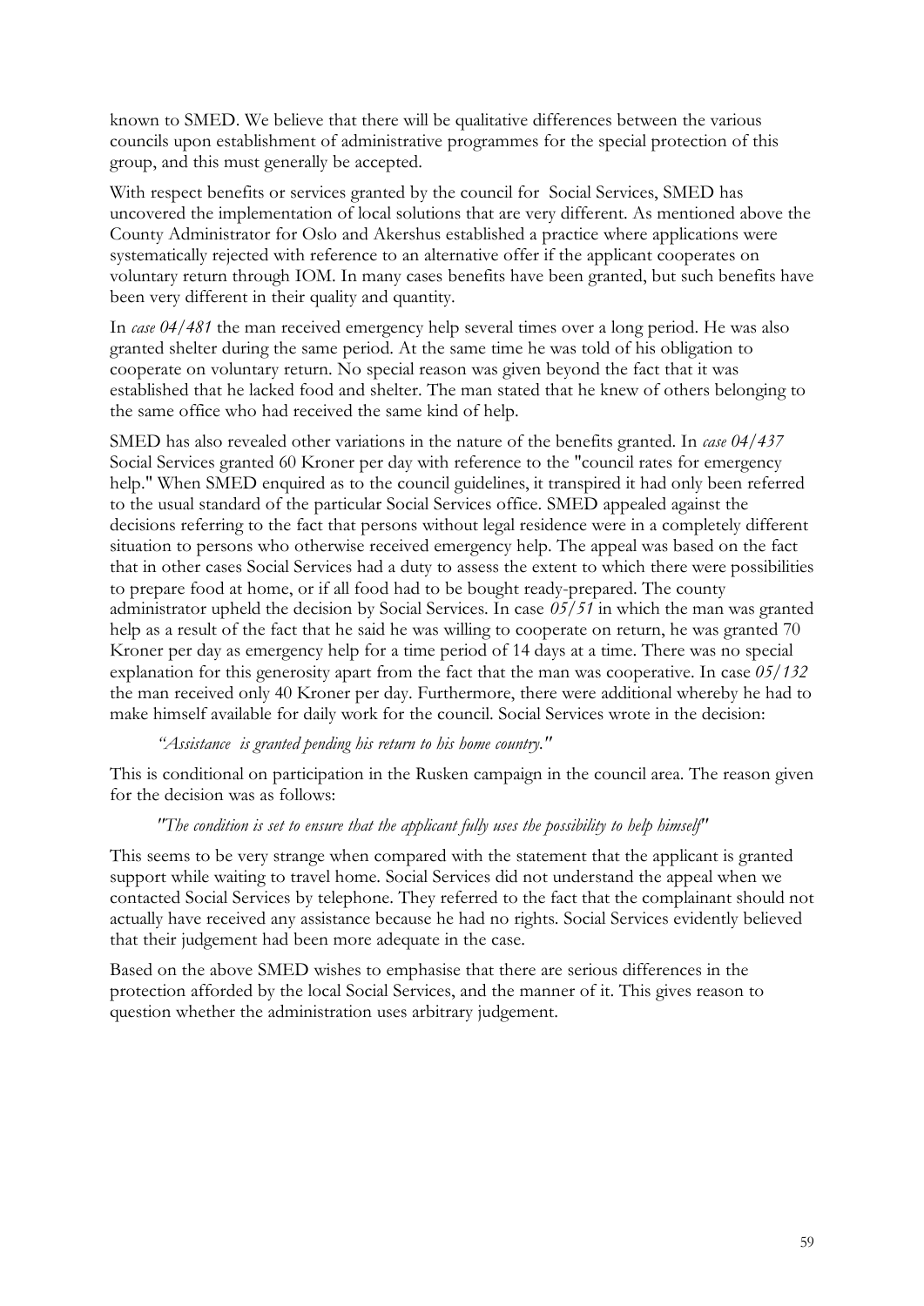known to SMED. We believe that there will be qualitative differences between the various councils upon establishment of administrative programmes for the special protection of this group, and this must generally be accepted.

With respect benefits or services granted by the council for Social Services, SMED has uncovered the implementation of local solutions that are very different. As mentioned above the County Administrator for Oslo and Akershus established a practice where applications were systematically rejected with reference to an alternative offer if the applicant cooperates on voluntary return through IOM. In many cases benefits have been granted, but such benefits have been very different in their quality and quantity.

In *case 04/481* the man received emergency help several times over a long period. He was also granted shelter during the same period. At the same time he was told of his obligation to cooperate on voluntary return. No special reason was given beyond the fact that it was established that he lacked food and shelter. The man stated that he knew of others belonging to the same office who had received the same kind of help.

SMED has also revealed other variations in the nature of the benefits granted. In *case 04/437* Social Services granted 60 Kroner per day with reference to the "council rates for emergency help." When SMED enquired as to the council guidelines, it transpired it had only been referred to the usual standard of the particular Social Services office. SMED appealed against the decisions referring to the fact that persons without legal residence were in a completely different situation to persons who otherwise received emergency help. The appeal was based on the fact that in other cases Social Services had a duty to assess the extent to which there were possibilities to prepare food at home, or if all food had to be bought ready-prepared. The county administrator upheld the decision by Social Services. In case *05/51* in which the man was granted help as a result of the fact that he said he was willing to cooperate on return, he was granted 70 Kroner per day as emergency help for a time period of 14 days at a time. There was no special explanation for this generosity apart from the fact that the man was cooperative. In case *05/132* the man received only 40 Kroner per day. Furthermore, there were additional whereby he had to make himself available for daily work for the council. Social Services wrote in the decision:

> *"Assistance is granted pending his return to his home country."*

This is conditional on participation in the Rusken campaign in the council area. The reason given for the decision was as follows:

> *"The condition is set to ensure that the applicant fully uses the possibility to help himself"*

This seems to be very strange when compared with the statement that the applicant is granted support while waiting to travel home. Social Services did not understand the appeal when we contacted Social Services by telephone. They referred to the fact that the complainant should not actually have received any assistance because he had no rights. Social Services evidently believed that their judgement had been more adequate in the case.

Based on the above SMED wishes to emphasise that there are serious differences in the protection afforded by the local Social Services, and the manner of it. This gives reason to question whether the administration uses arbitrary judgement.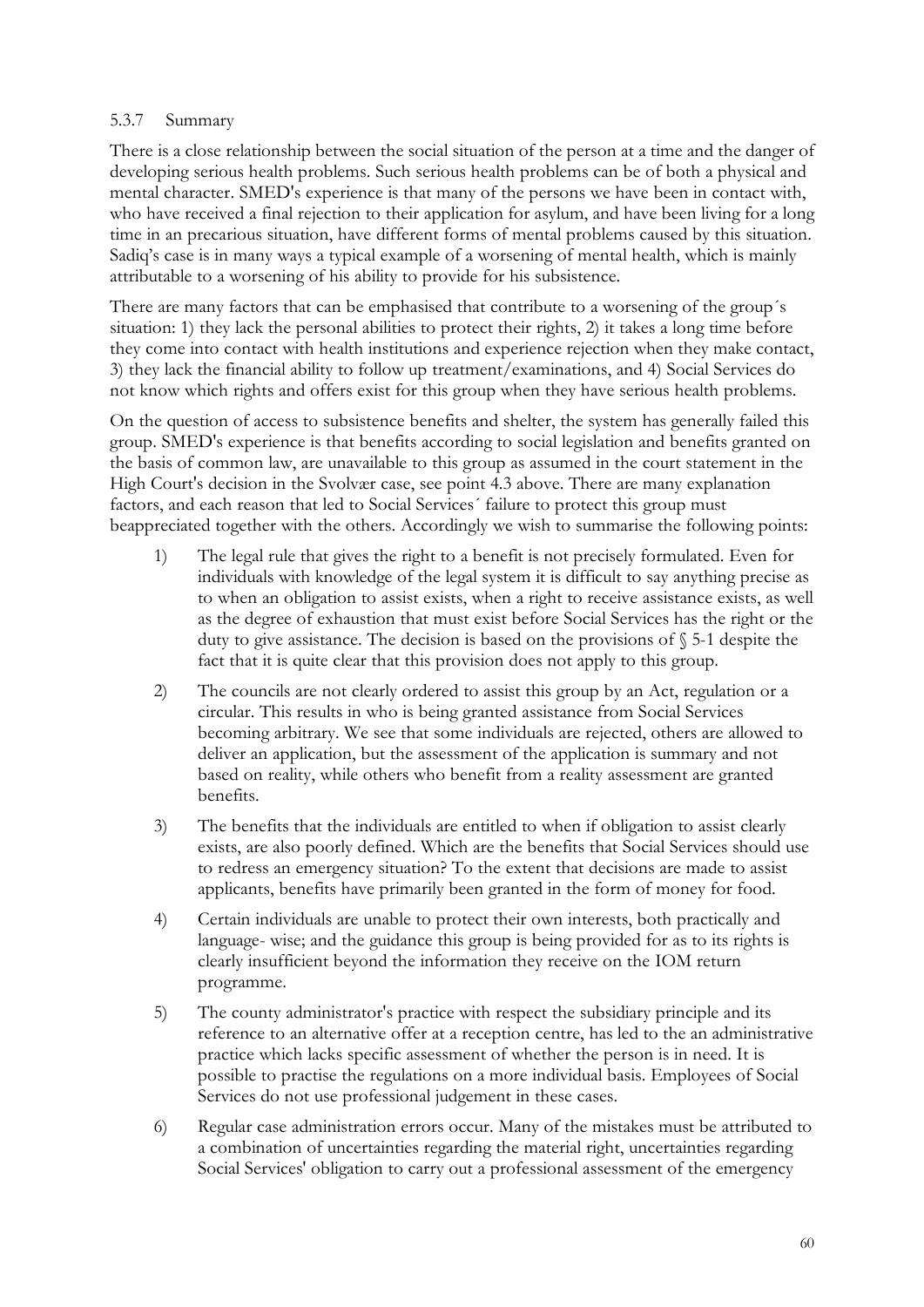### 5.3.7 Summary

There is a close relationship between the social situation of the person at a time and the danger of developing serious health problems. Such serious health problems can be of both a physical and mental character. SMED's experience is that many of the persons we have been in contact with, who have received a final rejection to their application for asylum, and have been living for a long time in an precarious situation, have different forms of mental problems caused by this situation. Sadiq's case is in many ways a typical example of a worsening of mental health, which is mainly attributable to a worsening of his ability to provide for his subsistence.

There are many factors that can be emphasised that contribute to a worsening of the group´s situation: 1) they lack the personal abilities to protect their rights, 2) it takes a long time before they come into contact with health institutions and experience rejection when they make contact, 3) they lack the financial ability to follow up treatment/examinations, and 4) Social Services do not know which rights and offers exist for this group when they have serious health problems.

On the question of access to subsistence benefits and shelter, the system has generally failed this group. SMED's experience is that benefits according to social legislation and benefits granted on the basis of common law, are unavailable to this group as assumed in the court statement in the High Court's decision in the Svolvær case, see point 4.3 above. There are many explanation factors, and each reason that led to Social Services´ failure to protect this group must beappreciated together with the others. Accordingly we wish to summarise the following points:

1) The legal rule that gives the right to a benefit is not precisely formulated. Even for individuals with knowledge of the legal system it is difficult to say anything precise as to when an obligation to assist exists, when a right to receive assistance exists, as well as the degree of exhaustion that must exist before Social Services has the right or the duty to give assistance. The decision is based on the provisions of § 5-1 despite the fact that it is quite clear that this provision does not apply to this group.
2) The councils are not clearly ordered to assist this group by an Act, regulation or a circular. This results in who is being granted assistance from Social Services becoming arbitrary. We see that some individuals are rejected, others are allowed to deliver an application, but the assessment of the application is summary and not based on reality, while others who benefit from a reality assessment are granted benefits.
3) The benefits that the individuals are entitled to when if obligation to assist clearly exists, are also poorly defined. Which are the benefits that Social Services should use to redress an emergency situation? To the extent that decisions are made to assist applicants, benefits have primarily been granted in the form of money for food.
4) Certain individuals are unable to protect their own interests, both practically and language- wise; and the guidance this group is being provided for as to its rights is clearly insufficient beyond the information they receive on the IOM return programme.
5) The county administrator's practice with respect the subsidiary principle and its reference to an alternative offer at a reception centre, has led to the an administrative practice which lacks specific assessment of whether the person is in need. It is possible to practise the regulations on a more individual basis. Employees of Social Services do not use professional judgement in these cases.
6) Regular case administration errors occur. Many of the mistakes must be attributed to a combination of uncertainties regarding the material right, uncertainties regarding Social Services' obligation to carry out a professional assessment of the emergency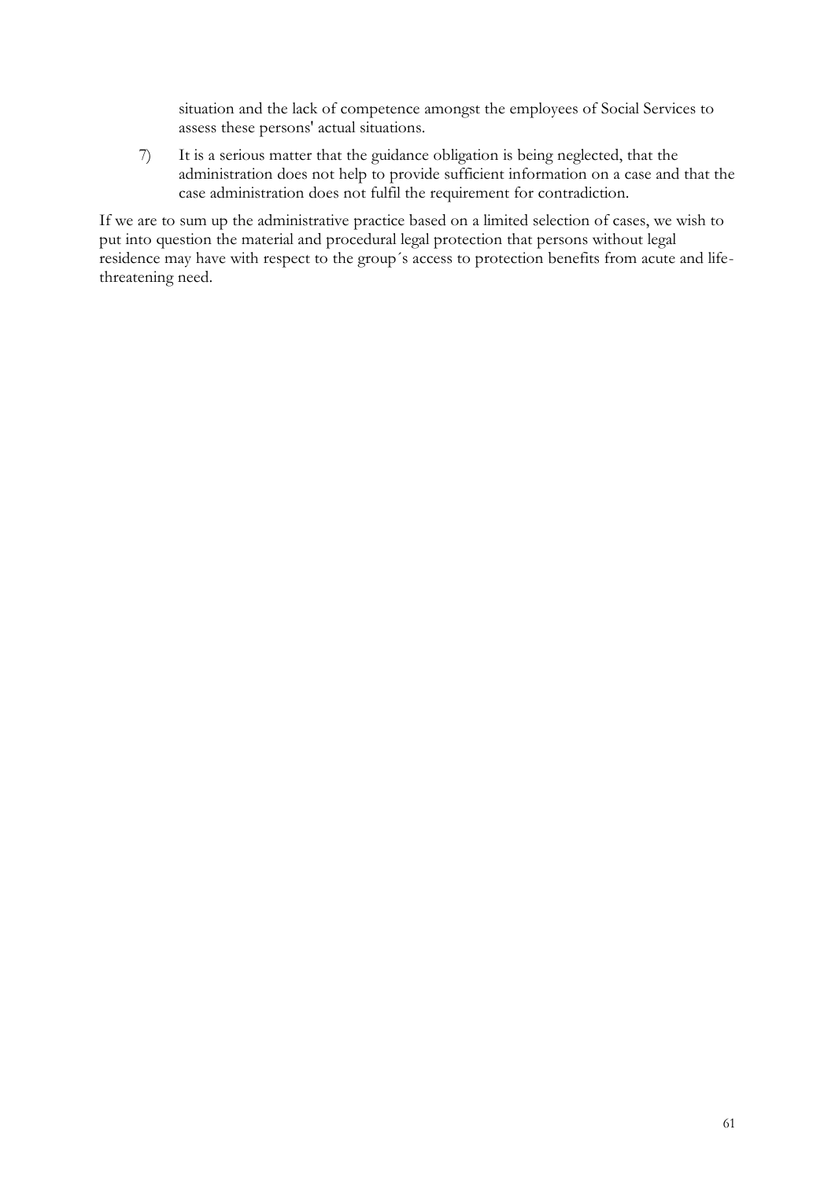situation and the lack of competence amongst the employees of Social Services to assess these persons' actual situations.

7) It is a serious matter that the guidance obligation is being neglected, that the administration does not help to provide sufficient information on a case and that the case administration does not fulfil the requirement for contradiction.

If we are to sum up the administrative practice based on a limited selection of cases, we wish to put into question the material and procedural legal protection that persons without legal residence may have with respect to the group´s access to protection benefits from acute and life-threatening need.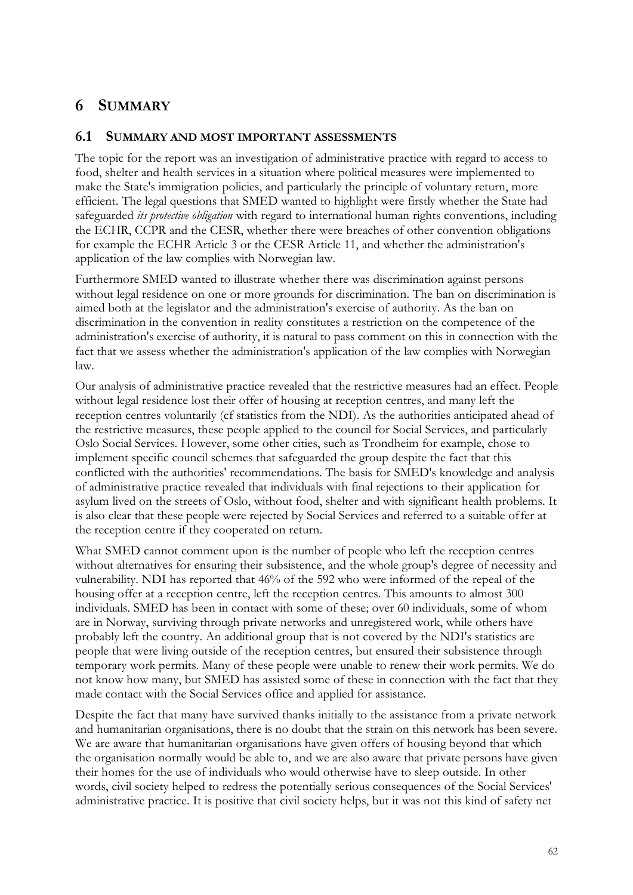# 6 SUMMARY

## 6.1 SUMMARY AND MOST IMPORTANT ASSESSMENTS

The topic for the report was an investigation of administrative practice with regard to access to food, shelter and health services in a situation where political measures were implemented to make the State's immigration policies, and particularly the principle of voluntary return, more efficient. The legal questions that SMED wanted to highlight were firstly whether the State had safeguarded *its protective obligation* with regard to international human rights conventions, including the ECHR, CCPR and the CESR, whether there were breaches of other convention obligations for example the ECHR Article 3 or the CESR Article 11, and whether the administration's application of the law complies with Norwegian law.

Furthermore SMED wanted to illustrate whether there was discrimination against persons without legal residence on one or more grounds for discrimination. The ban on discrimination is aimed both at the legislator and the administration's exercise of authority. As the ban on discrimination in the convention in reality constitutes a restriction on the competence of the administration's exercise of authority, it is natural to pass comment on this in connection with the fact that we assess whether the administration's application of the law complies with Norwegian law.

Our analysis of administrative practice revealed that the restrictive measures had an effect. People without legal residence lost their offer of housing at reception centres, and many left the reception centres voluntarily (cf statistics from the NDI). As the authorities anticipated ahead of the restrictive measures, these people applied to the council for Social Services, and particularly Oslo Social Services. However, some other cities, such as Trondheim for example, chose to implement specific council schemes that safeguarded the group despite the fact that this conflicted with the authorities' recommendations. The basis for SMED's knowledge and analysis of administrative practice revealed that individuals with final rejections to their application for asylum lived on the streets of Oslo, without food, shelter and with significant health problems. It is also clear that these people were rejected by Social Services and referred to a suitable offer at the reception centre if they cooperated on return.

What SMED cannot comment upon is the number of people who left the reception centres without alternatives for ensuring their subsistence, and the whole group's degree of necessity and vulnerability. NDI has reported that 46% of the 592 who were informed of the repeal of the housing offer at a reception centre, left the reception centres. This amounts to almost 300 individuals. SMED has been in contact with some of these; over 60 individuals, some of whom are in Norway, surviving through private networks and unregistered work, while others have probably left the country. An additional group that is not covered by the NDI's statistics are people that were living outside of the reception centres, but ensured their subsistence through temporary work permits. Many of these people were unable to renew their work permits. We do not know how many, but SMED has assisted some of these in connection with the fact that they made contact with the Social Services office and applied for assistance.

Despite the fact that many have survived thanks initially to the assistance from a private network and humanitarian organisations, there is no doubt that the strain on this network has been severe. We are aware that humanitarian organisations have given offers of housing beyond that which the organisation normally would be able to, and we are also aware that private persons have given their homes for the use of individuals who would otherwise have to sleep outside. In other words, civil society helped to redress the potentially serious consequences of the Social Services' administrative practice. It is positive that civil society helps, but it was not this kind of safety net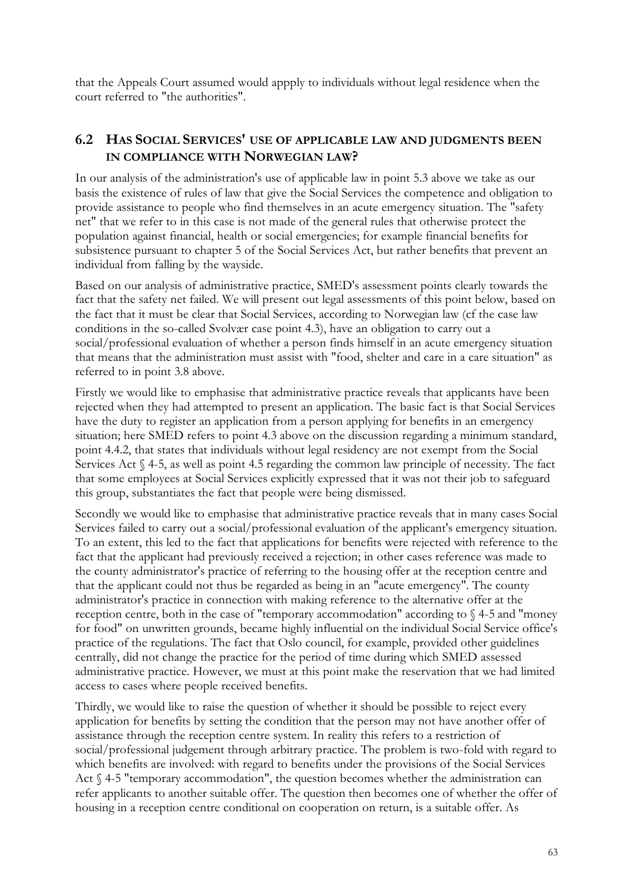that the Appeals Court assumed would appply to individuals without legal residence when the court referred to "the authorities".

## 6.2 Has Social Services' use of applicable law and judgments been in compliance with Norwegian law?

In our analysis of the administration's use of applicable law in point 5.3 above we take as our basis the existence of rules of law that give the Social Services the competence and obligation to provide assistance to people who find themselves in an acute emergency situation. The "safety net" that we refer to in this case is not made of the general rules that otherwise protect the population against financial, health or social emergencies; for example financial benefits for subsistence pursuant to chapter 5 of the Social Services Act, but rather benefits that prevent an individual from falling by the wayside.

Based on our analysis of administrative practice, SMED's assessment points clearly towards the fact that the safety net failed. We will present out legal assessments of this point below, based on the fact that it must be clear that Social Services, according to Norwegian law (cf the case law conditions in the so-called Svolvær case point 4.3), have an obligation to carry out a social/professional evaluation of whether a person finds himself in an acute emergency situation that means that the administration must assist with "food, shelter and care in a care situation" as referred to in point 3.8 above.

Firstly we would like to emphasise that administrative practice reveals that applicants have been rejected when they had attempted to present an application. The basic fact is that Social Services have the duty to register an application from a person applying for benefits in an emergency situation; here SMED refers to point 4.3 above on the discussion regarding a minimum standard, point 4.4.2, that states that individuals without legal residency are not exempt from the Social Services Act § 4-5, as well as point 4.5 regarding the common law principle of necessity. The fact that some employees at Social Services explicitly expressed that it was not their job to safeguard this group, substantiates the fact that people were being dismissed.

Secondly we would like to emphasise that administrative practice reveals that in many cases Social Services failed to carry out a social/professional evaluation of the applicant's emergency situation. To an extent, this led to the fact that applications for benefits were rejected with reference to the fact that the applicant had previously received a rejection; in other cases reference was made to the county administrator's practice of referring to the housing offer at the reception centre and that the applicant could not thus be regarded as being in an "acute emergency". The county administrator's practice in connection with making reference to the alternative offer at the reception centre, both in the case of "temporary accommodation" according to § 4-5 and "money for food" on unwritten grounds, became highly influential on the individual Social Service office's practice of the regulations. The fact that Oslo council, for example, provided other guidelines centrally, did not change the practice for the period of time during which SMED assessed administrative practice. However, we must at this point make the reservation that we had limited access to cases where people received benefits.

Thirdly, we would like to raise the question of whether it should be possible to reject every application for benefits by setting the condition that the person may not have another offer of assistance through the reception centre system. In reality this refers to a restriction of social/professional judgement through arbitrary practice. The problem is two-fold with regard to which benefits are involved: with regard to benefits under the provisions of the Social Services Act § 4-5 "temporary accommodation", the question becomes whether the administration can refer applicants to another suitable offer. The question then becomes one of whether the offer of housing in a reception centre conditional on cooperation on return, is a suitable offer. As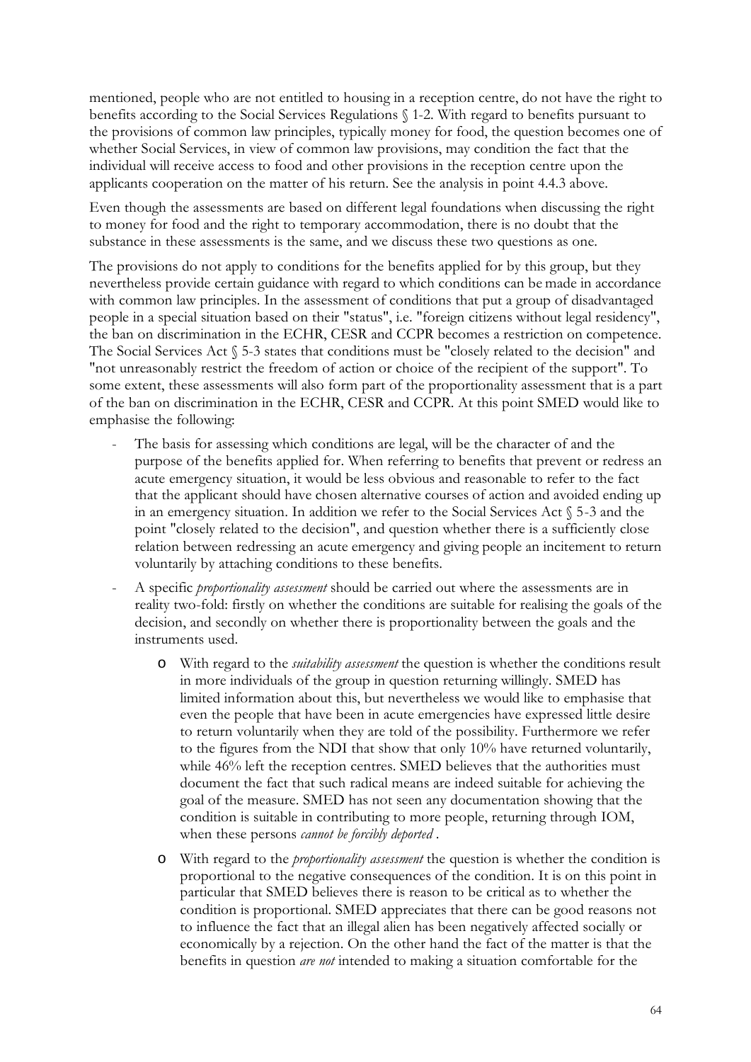mentioned, people who are not entitled to housing in a reception centre, do not have the right to benefits according to the Social Services Regulations § 1-2. With regard to benefits pursuant to the provisions of common law principles, typically money for food, the question becomes one of whether Social Services, in view of common law provisions, may condition the fact that the individual will receive access to food and other provisions in the reception centre upon the applicants cooperation on the matter of his return. See the analysis in point 4.4.3 above.

Even though the assessments are based on different legal foundations when discussing the right to money for food and the right to temporary accommodation, there is no doubt that the substance in these assessments is the same, and we discuss these two questions as one.

The provisions do not apply to conditions for the benefits applied for by this group, but they nevertheless provide certain guidance with regard to which conditions can be made in accordance with common law principles. In the assessment of conditions that put a group of disadvantaged people in a special situation based on their "status", i.e. "foreign citizens without legal residency", the ban on discrimination in the ECHR, CESR and CCPR becomes a restriction on competence. The Social Services Act § 5-3 states that conditions must be "closely related to the decision" and "not unreasonably restrict the freedom of action or choice of the recipient of the support". To some extent, these assessments will also form part of the proportionality assessment that is a part of the ban on discrimination in the ECHR, CESR and CCPR. At this point SMED would like to emphasise the following:

- The basis for assessing which conditions are legal, will be the character of and the purpose of the benefits applied for. When referring to benefits that prevent or redress an acute emergency situation, it would be less obvious and reasonable to refer to the fact that the applicant should have chosen alternative courses of action and avoided ending up in an emergency situation. In addition we refer to the Social Services Act § 5-3 and the point "closely related to the decision", and question whether there is a sufficiently close relation between redressing an acute emergency and giving people an incitement to return voluntarily by attaching conditions to these benefits.
- A specific *proportionality assessment* should be carried out where the assessments are in reality two-fold: firstly on whether the conditions are suitable for realising the goals of the decision, and secondly on whether there is proportionality between the goals and the instruments used.
    - With regard to the *suitability assessment* the question is whether the conditions result in more individuals of the group in question returning willingly. SMED has limited information about this, but nevertheless we would like to emphasise that even the people that have been in acute emergencies have expressed little desire to return voluntarily when they are told of the possibility. Furthermore we refer to the figures from the NDI that show that only 10% have returned voluntarily, while 46% left the reception centres. SMED believes that the authorities must document the fact that such radical means are indeed suitable for achieving the goal of the measure. SMED has not seen any documentation showing that the condition is suitable in contributing to more people, returning through IOM, when these persons *cannot be forcibly deported* .
    - With regard to the *proportionality assessment* the question is whether the condition is proportional to the negative consequences of the condition. It is on this point in particular that SMED believes there is reason to be critical as to whether the condition is proportional. SMED appreciates that there can be good reasons not to influence the fact that an illegal alien has been negatively affected socially or economically by a rejection. On the other hand the fact of the matter is that the benefits in question *are not* intended to making a situation comfortable for the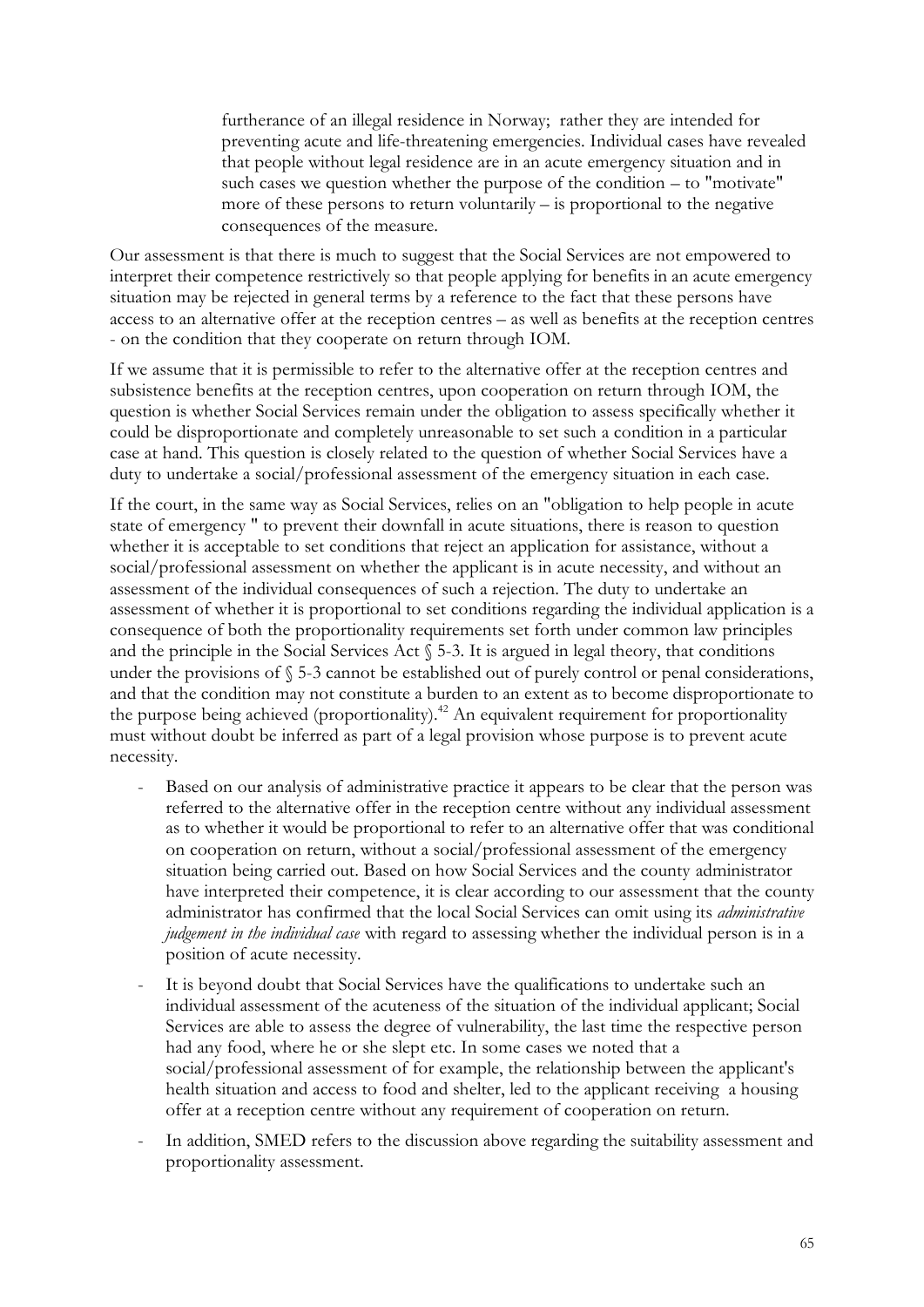> furtherance of an illegal residence in Norway; rather they are intended for preventing acute and life-threatening emergencies. Individual cases have revealed that people without legal residence are in an acute emergency situation and in such cases we question whether the purpose of the condition – to "motivate" more of these persons to return voluntarily – is proportional to the negative consequences of the measure.

Our assessment is that there is much to suggest that the Social Services are not empowered to interpret their competence restrictively so that people applying for benefits in an acute emergency situation may be rejected in general terms by a reference to the fact that these persons have access to an alternative offer at the reception centres – as well as benefits at the reception centres - on the condition that they cooperate on return through IOM.

If we assume that it is permissible to refer to the alternative offer at the reception centres and subsistence benefits at the reception centres, upon cooperation on return through IOM, the question is whether Social Services remain under the obligation to assess specifically whether it could be disproportionate and completely unreasonable to set such a condition in a particular case at hand. This question is closely related to the question of whether Social Services have a duty to undertake a social/professional assessment of the emergency situation in each case.

If the court, in the same way as Social Services, relies on an "obligation to help people in acute state of emergency " to prevent their downfall in acute situations, there is reason to question whether it is acceptable to set conditions that reject an application for assistance, without a social/professional assessment on whether the applicant is in acute necessity, and without an assessment of the individual consequences of such a rejection. The duty to undertake an assessment of whether it is proportional to set conditions regarding the individual application is a consequence of both the proportionality requirements set forth under common law principles and the principle in the Social Services Act § 5-3. It is argued in legal theory, that conditions under the provisions of § 5-3 cannot be established out of purely control or penal considerations, and that the condition may not constitute a burden to an extent as to become disproportionate to the purpose being achieved (proportionality).[42] An equivalent requirement for proportionality must without doubt be inferred as part of a legal provision whose purpose is to prevent acute necessity.

- Based on our analysis of administrative practice it appears to be clear that the person was referred to the alternative offer in the reception centre without any individual assessment as to whether it would be proportional to refer to an alternative offer that was conditional on cooperation on return, without a social/professional assessment of the emergency situation being carried out. Based on how Social Services and the county administrator have interpreted their competence, it is clear according to our assessment that the county administrator has confirmed that the local Social Services can omit using its *administrative judgement in the individual case* with regard to assessing whether the individual person is in a position of acute necessity.
- It is beyond doubt that Social Services have the qualifications to undertake such an individual assessment of the acuteness of the situation of the individual applicant; Social Services are able to assess the degree of vulnerability, the last time the respective person had any food, where he or she slept etc. In some cases we noted that a social/professional assessment of for example, the relationship between the applicant's health situation and access to food and shelter, led to the applicant receiving a housing offer at a reception centre without any requirement of cooperation on return.
- In addition, SMED refers to the discussion above regarding the suitability assessment and proportionality assessment.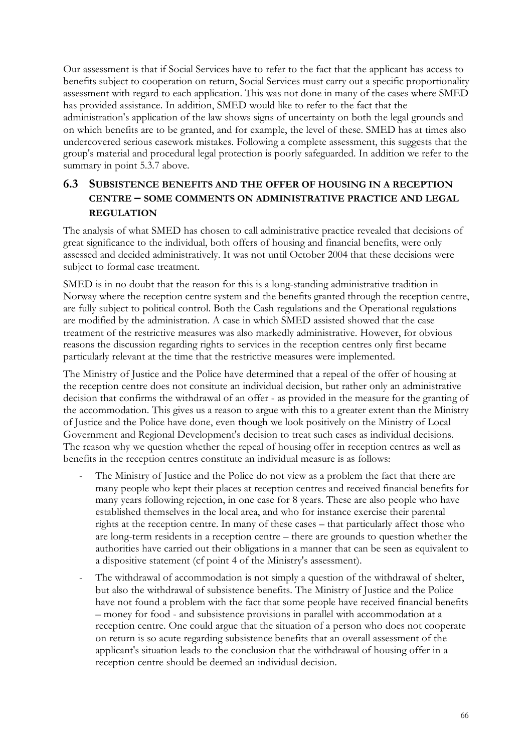Our assessment is that if Social Services have to refer to the fact that the applicant has access to benefits subject to cooperation on return, Social Services must carry out a specific proportionality assessment with regard to each application. This was not done in many of the cases where SMED has provided assistance. In addition, SMED would like to refer to the fact that the administration's application of the law shows signs of uncertainty on both the legal grounds and on which benefits are to be granted, and for example, the level of these. SMED has at times also undercovered serious casework mistakes. Following a complete assessment, this suggests that the group's material and procedural legal protection is poorly safeguarded. In addition we refer to the summary in point 5.3.7 above.

## 6.3 Subsistence benefits and the offer of housing in a reception centre – some comments on administrative practice and legal regulation

The analysis of what SMED has chosen to call administrative practice revealed that decisions of great significance to the individual, both offers of housing and financial benefits, were only assessed and decided administratively. It was not until October 2004 that these decisions were subject to formal case treatment.

SMED is in no doubt that the reason for this is a long-standing administrative tradition in Norway where the reception centre system and the benefits granted through the reception centre, are fully subject to political control. Both the Cash regulations and the Operational regulations are modified by the administration. A case in which SMED assisted showed that the case treatment of the restrictive measures was also markedly administrative. However, for obvious reasons the discussion regarding rights to services in the reception centres only first became particularly relevant at the time that the restrictive measures were implemented.

The Ministry of Justice and the Police have determined that a repeal of the offer of housing at the reception centre does not consitute an individual decision, but rather only an administrative decision that confirms the withdrawal of an offer - as provided in the measure for the granting of the accommodation. This gives us a reason to argue with this to a greater extent than the Ministry of Justice and the Police have done, even though we look positively on the Ministry of Local Government and Regional Development's decision to treat such cases as individual decisions. The reason why we question whether the repeal of housing offer in reception centres as well as benefits in the reception centres constitute an individual measure is as follows:

- The Ministry of Justice and the Police do not view as a problem the fact that there are many people who kept their places at reception centres and received financial benefits for many years following rejection, in one case for 8 years. These are also people who have established themselves in the local area, and who for instance exercise their parental rights at the reception centre. In many of these cases – that particularly affect those who are long-term residents in a reception centre – there are grounds to question whether the authorities have carried out their obligations in a manner that can be seen as equivalent to a dispositive statement (cf point 4 of the Ministry's assessment).
- The withdrawal of accommodation is not simply a question of the withdrawal of shelter, but also the withdrawal of subsistence benefits. The Ministry of Justice and the Police have not found a problem with the fact that some people have received financial benefits – money for food - and subsistence provisions in parallel with accommodation at a reception centre. One could argue that the situation of a person who does not cooperate on return is so acute regarding subsistence benefits that an overall assessment of the applicant's situation leads to the conclusion that the withdrawal of housing offer in a reception centre should be deemed an individual decision.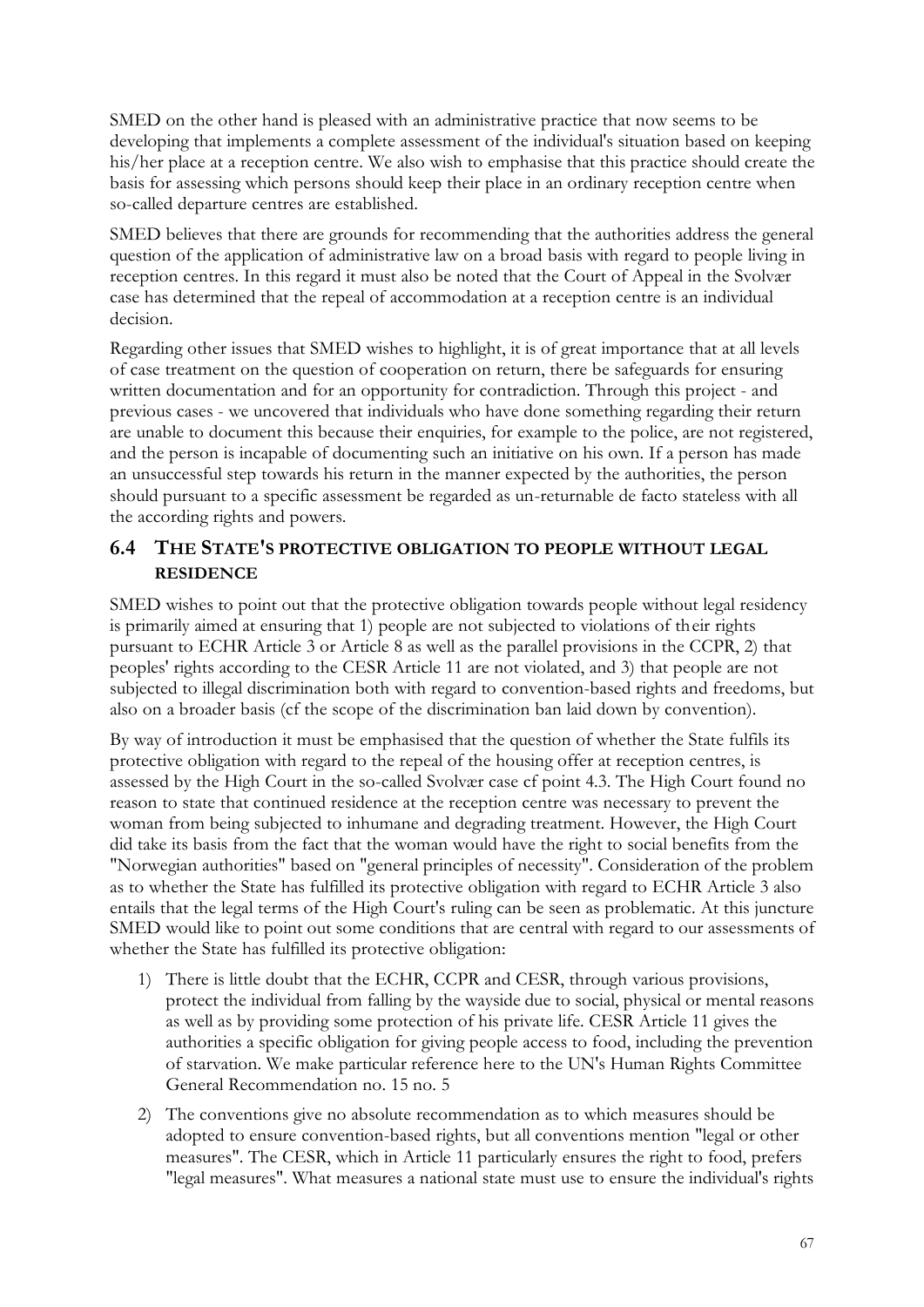SMED on the other hand is pleased with an administrative practice that now seems to be developing that implements a complete assessment of the individual's situation based on keeping his/her place at a reception centre. We also wish to emphasise that this practice should create the basis for assessing which persons should keep their place in an ordinary reception centre when so-called departure centres are established.

SMED believes that there are grounds for recommending that the authorities address the general question of the application of administrative law on a broad basis with regard to people living in reception centres. In this regard it must also be noted that the Court of Appeal in the Svolvær case has determined that the repeal of accommodation at a reception centre is an individual decision.

Regarding other issues that SMED wishes to highlight, it is of great importance that at all levels of case treatment on the question of cooperation on return, there be safeguards for ensuring written documentation and for an opportunity for contradiction. Through this project - and previous cases - we uncovered that individuals who have done something regarding their return are unable to document this because their enquiries, for example to the police, are not registered, and the person is incapable of documenting such an initiative on his own. If a person has made an unsuccessful step towards his return in the manner expected by the authorities, the person should pursuant to a specific assessment be regarded as un-returnable de facto stateless with all the according rights and powers.

## 6.4 THE STATE'S PROTECTIVE OBLIGATION TO PEOPLE WITHOUT LEGAL RESIDENCE

SMED wishes to point out that the protective obligation towards people without legal residency is primarily aimed at ensuring that 1) people are not subjected to violations of their rights pursuant to ECHR Article 3 or Article 8 as well as the parallel provisions in the CCPR, 2) that peoples' rights according to the CESR Article 11 are not violated, and 3) that people are not subjected to illegal discrimination both with regard to convention-based rights and freedoms, but also on a broader basis (cf the scope of the discrimination ban laid down by convention).

By way of introduction it must be emphasised that the question of whether the State fulfils its protective obligation with regard to the repeal of the housing offer at reception centres, is assessed by the High Court in the so-called Svolvær case cf point 4.3. The High Court found no reason to state that continued residence at the reception centre was necessary to prevent the woman from being subjected to inhumane and degrading treatment. However, the High Court did take its basis from the fact that the woman would have the right to social benefits from the "Norwegian authorities" based on "general principles of necessity". Consideration of the problem as to whether the State has fulfilled its protective obligation with regard to ECHR Article 3 also entails that the legal terms of the High Court's ruling can be seen as problematic. At this juncture SMED would like to point out some conditions that are central with regard to our assessments of whether the State has fulfilled its protective obligation:

1) There is little doubt that the ECHR, CCPR and CESR, through various provisions, protect the individual from falling by the wayside due to social, physical or mental reasons as well as by providing some protection of his private life. CESR Article 11 gives the authorities a specific obligation for giving people access to food, including the prevention of starvation. We make particular reference here to the UN's Human Rights Committee General Recommendation no. 15 no. 5

2) The conventions give no absolute recommendation as to which measures should be adopted to ensure convention-based rights, but all conventions mention "legal or other measures". The CESR, which in Article 11 particularly ensures the right to food, prefers "legal measures". What measures a national state must use to ensure the individual's rights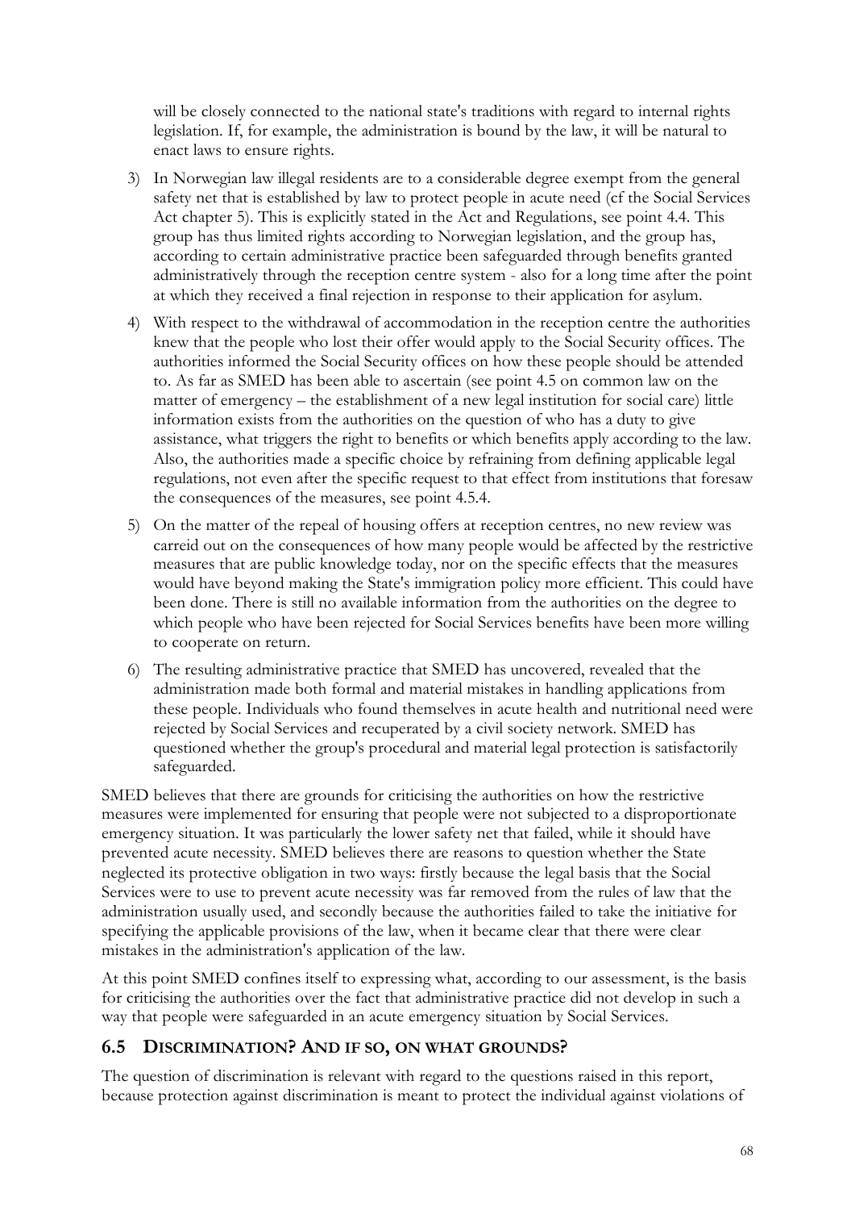will be closely connected to the national state's traditions with regard to internal rights legislation. If, for example, the administration is bound by the law, it will be natural to enact laws to ensure rights.

3) In Norwegian law illegal residents are to a considerable degree exempt from the general safety net that is established by law to protect people in acute need (cf the Social Services Act chapter 5). This is explicitly stated in the Act and Regulations, see point 4.4. This group has thus limited rights according to Norwegian legislation, and the group has, according to certain administrative practice been safeguarded through benefits granted administratively through the reception centre system - also for a long time after the point at which they received a final rejection in response to their application for asylum.

4) With respect to the withdrawal of accommodation in the reception centre the authorities knew that the people who lost their offer would apply to the Social Security offices. The authorities informed the Social Security offices on how these people should be attended to. As far as SMED has been able to ascertain (see point 4.5 on common law on the matter of emergency – the establishment of a new legal institution for social care) little information exists from the authorities on the question of who has a duty to give assistance, what triggers the right to benefits or which benefits apply according to the law. Also, the authorities made a specific choice by refraining from defining applicable legal regulations, not even after the specific request to that effect from institutions that foresaw the consequences of the measures, see point 4.5.4.

5) On the matter of the repeal of housing offers at reception centres, no new review was carreid out on the consequences of how many people would be affected by the restrictive measures that are public knowledge today, nor on the specific effects that the measures would have beyond making the State's immigration policy more efficient. This could have been done. There is still no available information from the authorities on the degree to which people who have been rejected for Social Services benefits have been more willing to cooperate on return.

6) The resulting administrative practice that SMED has uncovered, revealed that the administration made both formal and material mistakes in handling applications from these people. Individuals who found themselves in acute health and nutritional need were rejected by Social Services and recuperated by a civil society network. SMED has questioned whether the group's procedural and material legal protection is satisfactorily safeguarded.

SMED believes that there are grounds for criticising the authorities on how the restrictive measures were implemented for ensuring that people were not subjected to a disproportionate emergency situation. It was particularly the lower safety net that failed, while it should have prevented acute necessity. SMED believes there are reasons to question whether the State neglected its protective obligation in two ways: firstly because the legal basis that the Social Services were to use to prevent acute necessity was far removed from the rules of law that the administration usually used, and secondly because the authorities failed to take the initiative for specifying the applicable provisions of the law, when it became clear that there were clear mistakes in the administration's application of the law.

At this point SMED confines itself to expressing what, according to our assessment, is the basis for criticising the authorities over the fact that administrative practice did not develop in such a way that people were safeguarded in an acute emergency situation by Social Services.

## 6.5 Discrimination? And if so, on what grounds?

The question of discrimination is relevant with regard to the questions raised in this report, because protection against discrimination is meant to protect the individual against violations of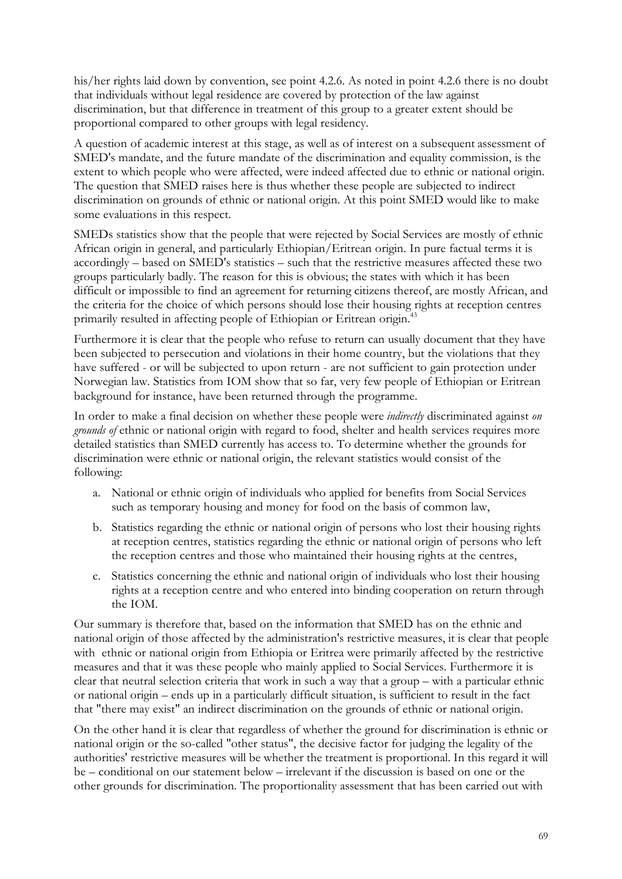his/her rights laid down by convention, see point 4.2.6. As noted in point 4.2.6 there is no doubt that individuals without legal residence are covered by protection of the law against discrimination, but that difference in treatment of this group to a greater extent should be proportional compared to other groups with legal residency.

A question of academic interest at this stage, as well as of interest on a subsequent assessment of SMED's mandate, and the future mandate of the discrimination and equality commission, is the extent to which people who were affected, were indeed affected due to ethnic or national origin. The question that SMED raises here is thus whether these people are subjected to indirect discrimination on grounds of ethnic or national origin. At this point SMED would like to make some evaluations in this respect.

SMEDs statistics show that the people that were rejected by Social Services are mostly of ethnic African origin in general, and particularly Ethiopian/Eritrean origin. In pure factual terms it is accordingly – based on SMED's statistics – such that the restrictive measures affected these two groups particularly badly. The reason for this is obvious; the states with which it has been difficult or impossible to find an agreement for returning citizens thereof, are mostly African, and the criteria for the choice of which persons should lose their housing rights at reception centres primarily resulted in affecting people of Ethiopian or Eritrean origin.[43]

Furthermore it is clear that the people who refuse to return can usually document that they have been subjected to persecution and violations in their home country, but the violations that they have suffered - or will be subjected to upon return - are not sufficient to gain protection under Norwegian law. Statistics from IOM show that so far, very few people of Ethiopian or Eritrean background for instance, have been returned through the programme.

In order to make a final decision on whether these people were *indirectly* discriminated against *on grounds of* ethnic or national origin with regard to food, shelter and health services requires more detailed statistics than SMED currently has access to. To determine whether the grounds for discrimination were ethnic or national origin, the relevant statistics would consist of the following:

a. National or ethnic origin of individuals who applied for benefits from Social Services such as temporary housing and money for food on the basis of common law,

b. Statistics regarding the ethnic or national origin of persons who lost their housing rights at reception centres, statistics regarding the ethnic or national origin of persons who left the reception centres and those who maintained their housing rights at the centres,

c. Statistics concerning the ethnic and national origin of individuals who lost their housing rights at a reception centre and who entered into binding cooperation on return through the IOM.

Our summary is therefore that, based on the information that SMED has on the ethnic and national origin of those affected by the administration's restrictive measures, it is clear that people with ethnic or national origin from Ethiopia or Eritrea were primarily affected by the restrictive measures and that it was these people who mainly applied to Social Services. Furthermore it is clear that neutral selection criteria that work in such a way that a group – with a particular ethnic or national origin – ends up in a particularly difficult situation, is sufficient to result in the fact that "there may exist" an indirect discrimination on the grounds of ethnic or national origin.

On the other hand it is clear that regardless of whether the ground for discrimination is ethnic or national origin or the so-called "other status", the decisive factor for judging the legality of the authorities' restrictive measures will be whether the treatment is proportional. In this regard it will be – conditional on our statement below – irrelevant if the discussion is based on one or the other grounds for discrimination. The proportionality assessment that has been carried out with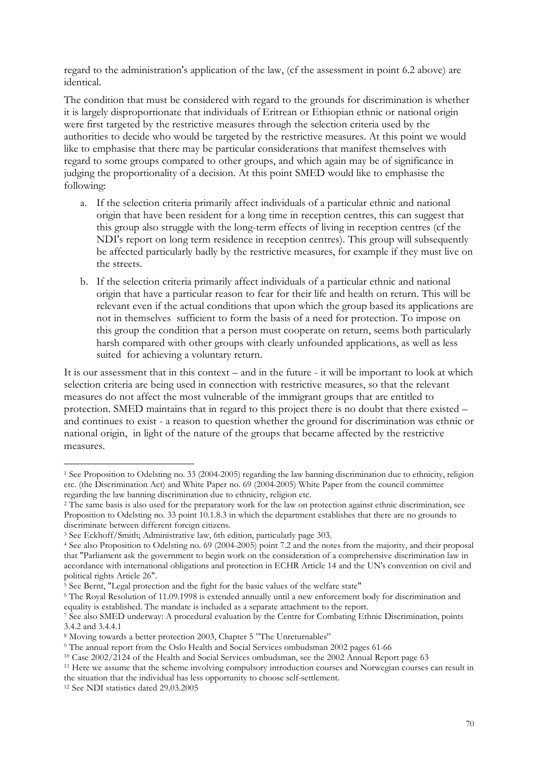regard to the administration's application of the law, (cf the assessment in point 6.2 above) are identical.

The condition that must be considered with regard to the grounds for discrimination is whether it is largely disproportionate that individuals of Eritrean or Ethiopian ethnic or national origin were first targeted by the restrictive measures through the selection criteria used by the authorities to decide who would be targeted by the restrictive measures. At this point we would like to emphasise that there may be particular considerations that manifest themselves with regard to some groups compared to other groups, and which again may be of significance in judging the proportionality of a decision. At this point SMED would like to emphasise the following:

a. If the selection criteria primarily affect individuals of a particular ethnic and national origin that have been resident for a long time in reception centres, this can suggest that this group also struggle with the long-term effects of living in reception centres (cf the NDI's report on long term residence in reception centres). This group will subsequently be affected particularly badly by the restrictive measures, for example if they must live on the streets.

b. If the selection criteria primarily affect individuals of a particular ethnic and national origin that have a particular reason to fear for their life and health on return. This will be relevant even if the actual conditions that upon which the group based its applications are not in themselves sufficient to form the basis of a need for protection. To impose on this group the condition that a person must cooperate on return, seems both particularly harsh compared with other groups with clearly unfounded applications, as well as less suited for achieving a voluntary return.

It is our assessment that in this context – and in the future - it will be important to look at which selection criteria are being used in connection with restrictive measures, so that the relevant measures do not affect the most vulnerable of the immigrant groups that are entitled to protection. SMED maintains that in regard to this project there is no doubt that there existed – and continues to exist - a reason to question whether the ground for discrimination was ethnic or national origin, in light of the nature of the groups that became affected by the restrictive measures.

---

[1] See Proposition to Odelsting no. 33 (2004-2005) regarding the law banning discrimination due to ethnicity, religion etc. (the Discrimination Act) and White Paper no. 69 (2004-2005) White Paper from the council committee regarding the law banning discrimination due to ethnicity, religion etc.

[2] The same basis is also used for the preparatory work for the law on protection against ethnic discrimination, see Proposition to Odelsting no. 33 point 10.1.8.3 in which the department establishes that there are no grounds to discriminate between different foreign citizens.

[3] See Eckhoff/Smith; Administrative law, 6th edition, particularly page 303.

[4] See also Proposition to Odelsting no. 69 (2004-2005) point 7.2 and the notes from the majority, and their proposal that "Parliament ask the government to begin work on the consideration of a comprehensive discrimination law in accordance with international obligations and protection in ECHR Article 14 and the UN's convention on civil and political rights Article 26".

[5] See Bernt, "Legal protection and the fight for the basic values of the welfare state"

[6] The Royal Resolution of 11.09.1998 is extended annually until a new enforcement body for discrimination and equality is established. The mandate is included as a separate attachment to the report.

[7] See also SMED underway: A procedural evaluation by the Centre for Combating Ethnic Discrimination, points 3.4.2 and 3.4.4.1

[8] Moving towards a better protection 2003, Chapter 5 "The Unreturnables"

[9] The annual report from the Oslo Health and Social Services ombudsman 2002 pages 61-66

[10] Case 2002/2124 of the Health and Social Services ombudsman, see the 2002 Annual Report page 63

[11] Here we assume that the scheme involving compulsory introduction courses and Norwegian courses can result in the situation that the individual has less opportunity to choose self-settlement.

[12] See NDI statistics dated 29.03.2005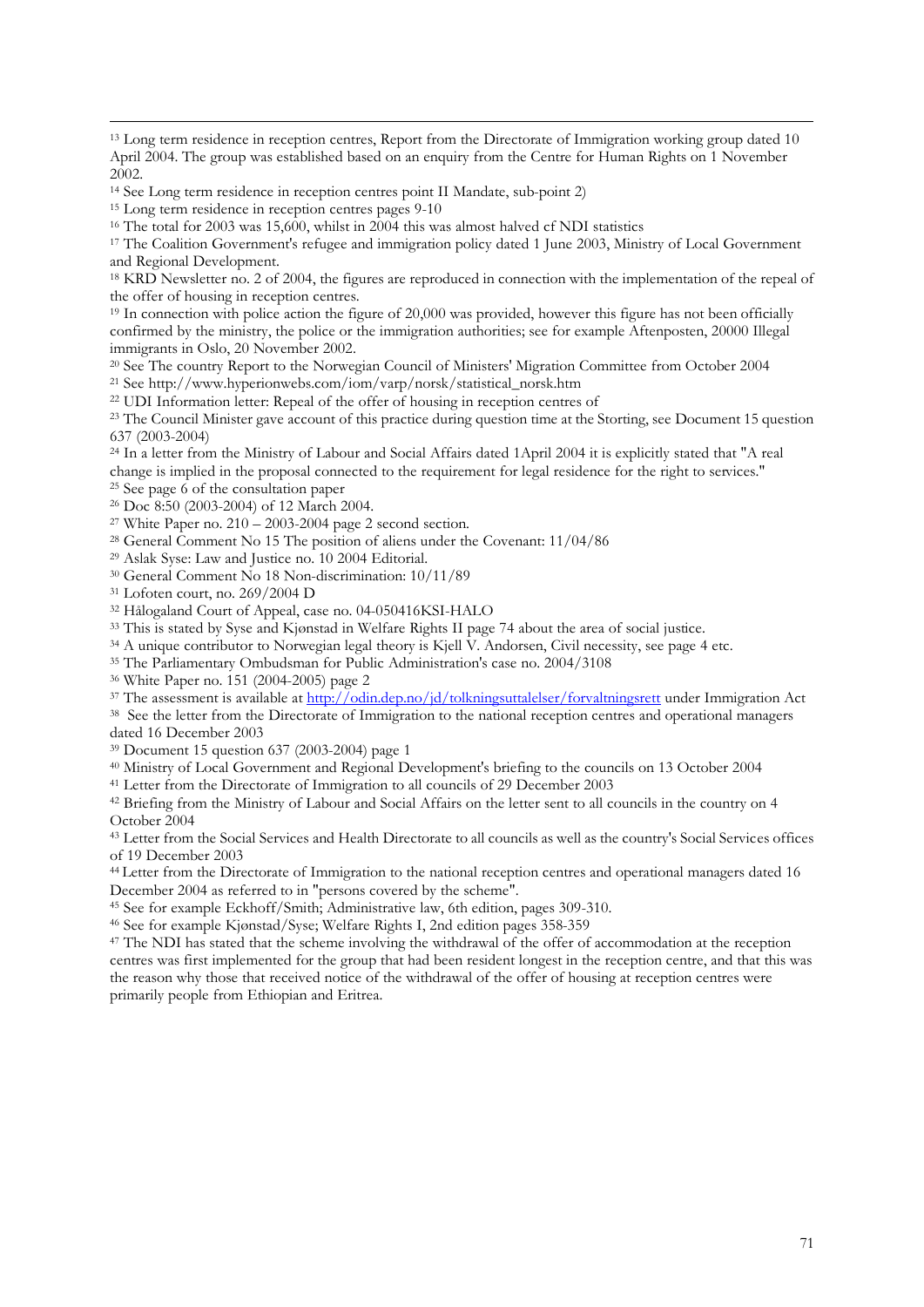[13] Long term residence in reception centres, Report from the Directorate of Immigration working group dated 10 April 2004. The group was established based on an enquiry from the Centre for Human Rights on 1 November 2002.

[14] See Long term residence in reception centres point II Mandate, sub-point 2)

[15] Long term residence in reception centres pages 9-10

[16] The total for 2003 was 15,600, whilst in 2004 this was almost halved cf NDI statistics

[17] The Coalition Government's refugee and immigration policy dated 1 June 2003, Ministry of Local Government and Regional Development.

[18] KRD Newsletter no. 2 of 2004, the figures are reproduced in connection with the implementation of the repeal of the offer of housing in reception centres.

[19] In connection with police action the figure of 20,000 was provided, however this figure has not been officially confirmed by the ministry, the police or the immigration authorities; see for example Aftenposten, 20000 Illegal immigrants in Oslo, 20 November 2002.

[20] See The country Report to the Norwegian Council of Ministers' Migration Committee from October 2004

[21] See http://www.hyperionwebs.com/iom/varp/norsk/statistical_norsk.htm

[22] UDI Information letter: Repeal of the offer of housing in reception centres of

[23] The Council Minister gave account of this practice during question time at the Storting, see Document 15 question 637 (2003-2004)

[24] In a letter from the Ministry of Labour and Social Affairs dated 1April 2004 it is explicitly stated that "A real change is implied in the proposal connected to the requirement for legal residence for the right to services."

[25] See page 6 of the consultation paper

[26] Doc 8:50 (2003-2004) of 12 March 2004.

[27] White Paper no. 210 – 2003-2004 page 2 second section.

[28] General Comment No 15 The position of aliens under the Covenant: 11/04/86

[29] Aslak Syse: Law and Justice no. 10 2004 Editorial.

[30] General Comment No 18 Non-discrimination: 10/11/89

[31] Lofoten court, no. 269/2004 D

[32] Hålogaland Court of Appeal, case no. 04-050416KSI-HALO

[33] This is stated by Syse and Kjønstad in Welfare Rights II page 74 about the area of social justice.

[34] A unique contributor to Norwegian legal theory is Kjell V. Andorsen, Civil necessity, see page 4 etc.

[35] The Parliamentary Ombudsman for Public Administration's case no. 2004/3108

[36] White Paper no. 151 (2004-2005) page 2

[37] The assessment is available at http://odin.dep.no/jd/tolkningsuttalelser/forvaltningsrett under Immigration Act

[38] See the letter from the Directorate of Immigration to the national reception centres and operational managers dated 16 December 2003

[39] Document 15 question 637 (2003-2004) page 1

[40] Ministry of Local Government and Regional Development's briefing to the councils on 13 October 2004

[41] Letter from the Directorate of Immigration to all councils of 29 December 2003

[42] Briefing from the Ministry of Labour and Social Affairs on the letter sent to all councils in the country on 4 October 2004

[43] Letter from the Social Services and Health Directorate to all councils as well as the country's Social Services offices of 19 December 2003

[44] Letter from the Directorate of Immigration to the national reception centres and operational managers dated 16 December 2004 as referred to in "persons covered by the scheme".

[45] See for example Eckhoff/Smith; Administrative law, 6th edition, pages 309-310.

[46] See for example Kjønstad/Syse; Welfare Rights I, 2nd edition pages 358-359

[47] The NDI has stated that the scheme involving the withdrawal of the offer of accommodation at the reception centres was first implemented for the group that had been resident longest in the reception centre, and that this was the reason why those that received notice of the withdrawal of the offer of housing at reception centres were primarily people from Ethiopian and Eritrea.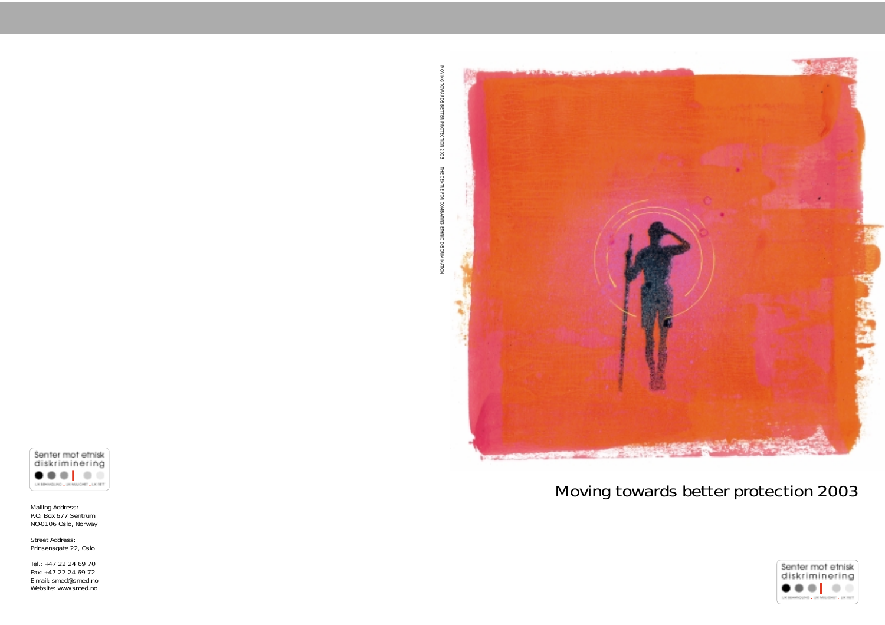Senter mot etnisk diskriminering

LIK BEHANDLING . LIK MULIGHET . LIK RETT

Mailing Address:
P.O. Box 677 Sentrum
NO-0106 Oslo, Norway

Street Address:
Prinsensgate 22, Oslo

Tel.: +47 22 24 69 70
Fax: +47 22 24 69 72
E-mail: smed@smed.no
Website: www.smed.no

MOVING TOWARDS BETTER PROTECTION 2003 THE CENTRE FOR COMBATING ETHNIC DISCRIMINATION

# Moving towards better protection 2003

Senter mot etnisk diskriminering

LIK BEHANDLING . LIK MULIGHET . LIK RETT